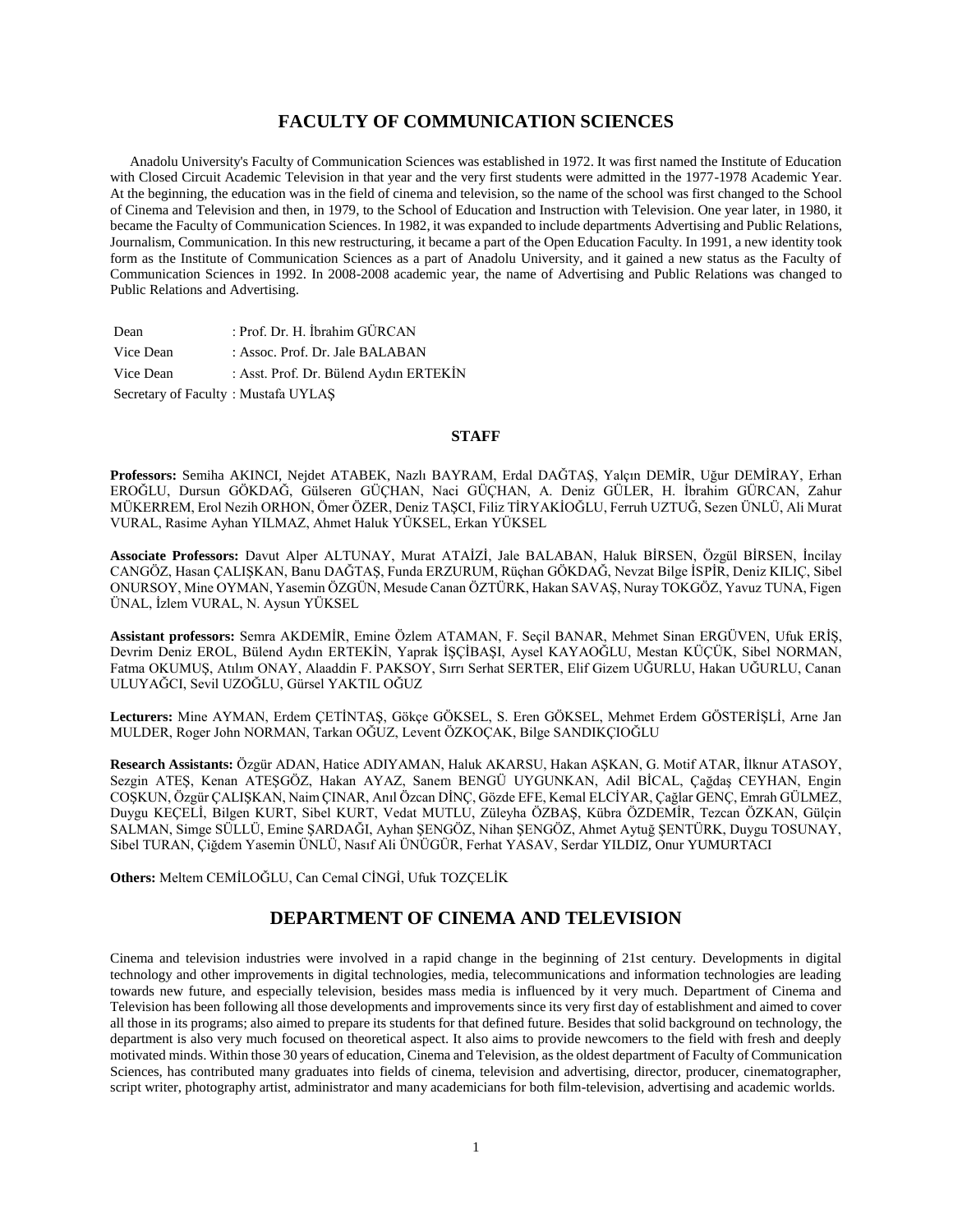# FACULTY OF COMMUNICATION SCIENCES

Anadolu University's Faculty of Communication Sciences was established in 1972. It was first named the Institute of Education with Closed Circuit Academic Television in that year and the very first students were admitted in the 1977-1978 Academic Year. At the beginning, the education was in the field of cinema and television, so the name of the school was first changed to the School of Cinema and Television and then, in 1979, to the School of Education and Instruction with Television. One year later, in 1980, it became the Faculty of Communication Sciences. In 1982, it was expanded to include departments Advertising and Public Relations, Journalism, Communication. In this new restructuring, it became a part of the Open Education Faculty. In 1991, a new identity took form as the Institute of Communication Sciences as a part of Anadolu University, and it gained a new status as the Faculty of Communication Sciences in 1992. In 2008-2008 academic year, the name of Advertising and Public Relations was changed to Public Relations and Advertising.

Dean : Prof. Dr. H. İbrahim GÜRCAN
Vice Dean : Assoc. Prof. Dr. Jale BALABAN
Vice Dean : Asst. Prof. Dr. Bülend Aydın ERTEKİN
Secretary of Faculty : Mustafa UYLAŞ

## STAFF

**Professors:** Semiha AKINCI, Nejdet ATABEK, Nazlı BAYRAM, Erdal DAĞTAŞ, Yalçın DEMİR, Uğur DEMİRAY, Erhan EROĞLU, Dursun GÖKDAĞ, Gülseren GÜÇHAN, Naci GÜÇHAN, A. Deniz GÜLER, H. İbrahim GÜRCAN, Zahur MÜKERREM, Erol Nezih ORHON, Ömer ÖZER, Deniz TAŞCI, Filiz TİRYAKİOĞLU, Ferruh UZTUĞ, Sezen ÜNLÜ, Ali Murat VURAL, Rasime Ayhan YILMAZ, Ahmet Haluk YÜKSEL, Erkan YÜKSEL

**Associate Professors:** Davut Alper ALTUNAY, Murat ATAİZİ, Jale BALABAN, Haluk BİRSEN, Özgül BİRSEN, İncilay CANGÖZ, Hasan ÇALIŞKAN, Banu DAĞTAŞ, Funda ERZURUM, Rüçhan GÖKDAĞ, Nevzat Bilge İSPİR, Deniz KILIÇ, Sibel ONURSOY, Mine OYMAN, Yasemin ÖZGÜN, Mesude Canan ÖZTÜRK, Hakan SAVAŞ, Nuray TOKGÖZ, Yavuz TUNA, Figen ÜNAL, İzlem VURAL, N. Aysun YÜKSEL

**Assistant professors:** Semra AKDEMİR, Emine Özlem ATAMAN, F. Seçil BANAR, Mehmet Sinan ERGÜVEN, Ufuk ERİŞ, Devrim Deniz EROL, Bülend Aydın ERTEKİN, Yaprak İŞÇİBAŞI, Aysel KAYAOĞLU, Mestan KÜÇÜK, Sibel NORMAN, Fatma OKUMUŞ, Atılım ONAY, Alaaddin F. PAKSOY, Sırrı Serhat SERTER, Elif Gizem UĞURLU, Hakan UĞURLU, Canan ULUYAĞCI, Sevil UZOĞLU, Gürsel YAKTIL OĞUZ

**Lecturers:** Mine AYMAN, Erdem ÇETİNTAŞ, Gökçe GÖKSEL, S. Eren GÖKSEL, Mehmet Erdem GÖSTERİŞLİ, Arne Jan MULDER, Roger John NORMAN, Tarkan OĞUZ, Levent ÖZKOÇAK, Bilge SANDIKÇIOĞLU

**Research Assistants:** Özgür ADAN, Hatice ADIYAMAN, Haluk AKARSU, Hakan AŞKAN, G. Motif ATAR, İlknur ATASOY, Sezgin ATEŞ, Kenan ATEŞGÖZ, Hakan AYAZ, Sanem BENGÜ UYGUNKAN, Adil BİCAL, Çağdaş CEYHAN, Engin COŞKUN, Özgür ÇALIŞKAN, Naim ÇINAR, Anıl Özcan DİNÇ, Gözde EFE, Kemal ELCİYAR, Çağlar GENÇ, Emrah GÜLMEZ, Duygu KEÇELİ, Bilgen KURT, Sibel KURT, Vedat MUTLU, Züleyha ÖZBAŞ, Kübra ÖZDEMİR, Tezcan ÖZKAN, Gülçin SALMAN, Simge SÜLLÜ, Emine ŞARDAĞI, Ayhan ŞENGÖZ, Nihan ŞENGÖZ, Ahmet Aytuğ ŞENTÜRK, Duygu TOSUNAY, Sibel TURAN, Çiğdem Yasemin ÜNLÜ, Nasıf Ali ÜNÜGÜR, Ferhat YASAV, Serdar YILDIZ, Onur YUMURTACI

**Others:** Meltem CEMİLOĞLU, Can Cemal CİNGİ, Ufuk TOZÇELİK

# DEPARTMENT OF CINEMA AND TELEVISION

Cinema and television industries were involved in a rapid change in the beginning of 21st century. Developments in digital technology and other improvements in digital technologies, media, telecommunications and information technologies are leading towards new future, and especially television, besides mass media is influenced by it very much. Department of Cinema and Television has been following all those developments and improvements since its very first day of establishment and aimed to cover all those in its programs; also aimed to prepare its students for that defined future. Besides that solid background on technology, the department is also very much focused on theoretical aspect. It also aims to provide newcomers to the field with fresh and deeply motivated minds. Within those 30 years of education, Cinema and Television, as the oldest department of Faculty of Communication Sciences, has contributed many graduates into fields of cinema, television and advertising, director, producer, cinematographer, script writer, photography artist, administrator and many academicians for both film-television, advertising and academic worlds.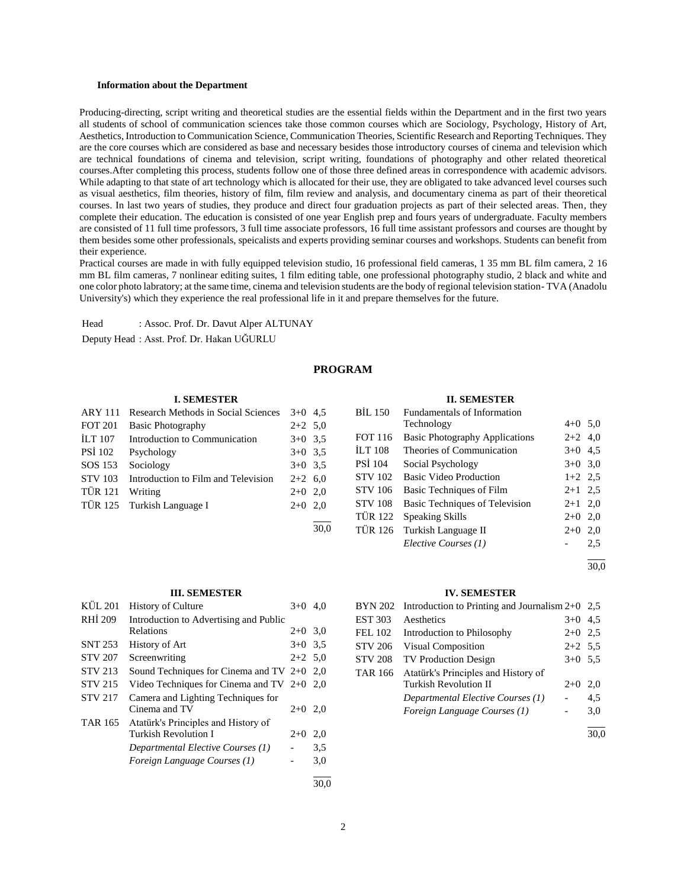**Information about the Department**

Producing-directing, script writing and theoretical studies are the essential fields within the Department and in the first two years all students of school of communication sciences take those common courses which are Sociology, Psychology, History of Art, Aesthetics, Introduction to Communication Science, Communication Theories, Scientific Research and Reporting Techniques. They are the core courses which are considered as base and necessary besides those introductory courses of cinema and television which are technical foundations of cinema and television, script writing, foundations of photography and other related theoretical courses.After completing this process, students follow one of those three defined areas in correspondence with academic advisors. While adapting to that state of art technology which is allocated for their use, they are obligated to take advanced level courses such as visual aesthetics, film theories, history of film, film review and analysis, and documentary cinema as part of their theoretical courses. In last two years of studies, they produce and direct four graduation projects as part of their selected areas. Then, they complete their education. The education is consisted of one year English prep and fours years of undergraduate. Faculty members are consisted of 11 full time professors, 3 full time associate professors, 16 full time assistant professors and courses are thought by them besides some other professionals, speicalists and experts providing seminar courses and workshops. Students can benefit from their experience.

Practical courses are made in with fully equipped television studio, 16 professional field cameras, 1 35 mm BL film camera, 2 16 mm BL film cameras, 7 nonlinear editing suites, 1 film editing table, one professional photography studio, 2 black and white and one color photo labratory; at the same time, cinema and television students are the body of regional television station- TVA (Anadolu University's) which they experience the real professional life in it and prepare themselves for the future.

Head : Assoc. Prof. Dr. Davut Alper ALTUNAY

Deputy Head : Asst. Prof. Dr. Hakan UĞURLU

## PROGRAM

### I. SEMESTER

| Code | Course | Hours | Credits |
|---|---|---|---|
| ARY 111 | Research Methods in Social Sciences | 3+0 | 4,5 |
| FOT 201 | Basic Photography | 2+2 | 5,0 |
| İLT 107 | Introduction to Communication | 3+0 | 3,5 |
| PSİ 102 | Psychology | 3+0 | 3,5 |
| SOS 153 | Sociology | 3+0 | 3,5 |
| STV 103 | Introduction to Film and Television | 2+2 | 6,0 |
| TÜR 121 | Writing | 2+0 | 2,0 |
| TÜR 125 | Turkish Language I | 2+0 | 2,0 |
| | | | 30,0 |

### II. SEMESTER

| Code | Course | Hours | Credits |
|---|---|---|---|
| BİL 150 | Fundamentals of Information Technology | 4+0 | 5,0 |
| FOT 116 | Basic Photography Applications | 2+2 | 4,0 |
| İLT 108 | Theories of Communication | 3+0 | 4,5 |
| PSİ 104 | Social Psychology | 3+0 | 3,0 |
| STV 102 | Basic Video Production | 1+2 | 2,5 |
| STV 106 | Basic Techniques of Film | 2+1 | 2,5 |
| STV 108 | Basic Techniques of Television | 2+1 | 2,0 |
| TÜR 122 | Speaking Skills | 2+0 | 2,0 |
| TÜR 126 | Turkish Language II | 2+0 | 2,0 |
| | *Elective Courses (1)* | - | 2,5 |
| | | | 30,0 |

### III. SEMESTER

| Code | Course | Hours | Credits |
|---|---|---|---|
| KÜL 201 | History of Culture | 3+0 | 4,0 |
| RHİ 209 | Introduction to Advertising and Public Relations | 2+0 | 3,0 |
| SNT 253 | History of Art | 3+0 | 3,5 |
| STV 207 | Screenwriting | 2+2 | 5,0 |
| STV 213 | Sound Techniques for Cinema and TV | 2+0 | 2,0 |
| STV 215 | Video Techniques for Cinema and TV | 2+0 | 2,0 |
| STV 217 | Camera and Lighting Techniques for Cinema and TV | 2+0 | 2,0 |
| TAR 165 | Atatürk's Principles and History of Turkish Revolution I | 2+0 | 2,0 |
| | *Departmental Elective Courses (1)* | - | 3,5 |
| | *Foreign Language Courses (1)* | - | 3,0 |
| | | | 30,0 |

### IV. SEMESTER

| Code | Course | Hours | Credits |
|---|---|---|---|
| BYN 202 | Introduction to Printing and Journalism | 2+0 | 2,5 |
| EST 303 | Aesthetics | 3+0 | 4,5 |
| FEL 102 | Introduction to Philosophy | 2+0 | 2,5 |
| STV 206 | Visual Composition | 2+2 | 5,5 |
| STV 208 | TV Production Design | 3+0 | 5,5 |
| TAR 166 | Atatürk's Principles and History of Turkish Revolution II | 2+0 | 2,0 |
| | *Departmental Elective Courses (1)* | - | 4,5 |
| | *Foreign Language Courses (1)* | - | 3,0 |
| | | | 30,0 |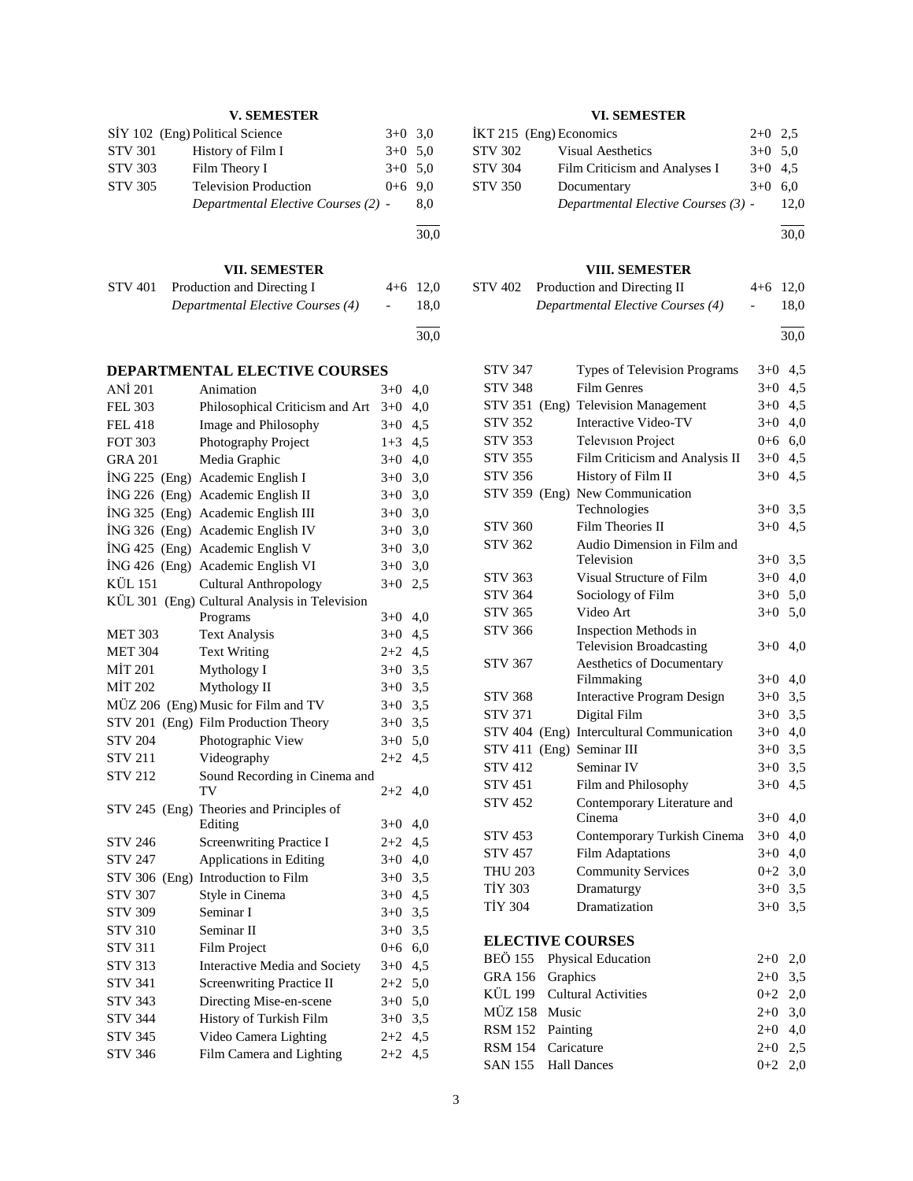### V. SEMESTER

| | | | |
|---|---|---|---|
| SİY 102 | (Eng) Political Science | 3+0 | 3,0 |
| STV 301 | History of Film I | 3+0 | 5,0 |
| STV 303 | Film Theory I | 3+0 | 5,0 |
| STV 305 | Television Production | 0+6 | 9,0 |
| | *Departmental Elective Courses (2)* | - | 8,0 |
| | | | 30,0 |

### VI. SEMESTER

| | | | |
|---|---|---|---|
| İKT 215 | (Eng) Economics | 2+0 | 2,5 |
| STV 302 | Visual Aesthetics | 3+0 | 5,0 |
| STV 304 | Film Criticism and Analyses I | 3+0 | 4,5 |
| STV 350 | Documentary | 3+0 | 6,0 |
| | *Departmental Elective Courses (3)* | - | 12,0 |
| | | | 30,0 |

### VII. SEMESTER

| | | | |
|---|---|---|---|
| STV 401 | Production and Directing I | 4+6 | 12,0 |
| | *Departmental Elective Courses (4)* | - | 18,0 |
| | | | 30,0 |

### VIII. SEMESTER

| | | | |
|---|---|---|---|
| STV 402 | Production and Directing II | 4+6 | 12,0 |
| | *Departmental Elective Courses (4)* | - | 18,0 |
| | | | 30,0 |

## DEPARTMENTAL ELECTIVE COURSES

| | | | |
|---|---|---|---|
| ANİ 201 | Animation | 3+0 | 4,0 |
| FEL 303 | Philosophical Criticism and Art | 3+0 | 4,0 |
| FEL 418 | Image and Philosophy | 3+0 | 4,5 |
| FOT 303 | Photography Project | 1+3 | 4,5 |
| GRA 201 | Media Graphic | 3+0 | 4,0 |
| İNG 225 (Eng) | Academic English I | 3+0 | 3,0 |
| İNG 226 (Eng) | Academic English II | 3+0 | 3,0 |
| İNG 325 (Eng) | Academic English III | 3+0 | 3,0 |
| İNG 326 (Eng) | Academic English IV | 3+0 | 3,0 |
| İNG 425 (Eng) | Academic English V | 3+0 | 3,0 |
| İNG 426 (Eng) | Academic English VI | 3+0 | 3,0 |
| KÜL 151 | Cultural Anthropology | 3+0 | 2,5 |
| KÜL 301 (Eng) | Cultural Analysis in Television Programs | 3+0 | 4,0 |
| MET 303 | Text Analysis | 3+0 | 4,5 |
| MET 304 | Text Writing | 2+2 | 4,5 |
| MİT 201 | Mythology I | 3+0 | 3,5 |
| MİT 202 | Mythology II | 3+0 | 3,5 |
| MÜZ 206 (Eng) | Music for Film and TV | 3+0 | 3,5 |
| STV 201 (Eng) | Film Production Theory | 3+0 | 3,5 |
| STV 204 | Photographic View | 3+0 | 5,0 |
| STV 211 | Videography | 2+2 | 4,5 |
| STV 212 | Sound Recording in Cinema and TV | 2+2 | 4,0 |
| STV 245 (Eng) | Theories and Principles of Editing | 3+0 | 4,0 |
| STV 246 | Screenwriting Practice I | 2+2 | 4,5 |
| STV 247 | Applications in Editing | 3+0 | 4,0 |
| STV 306 (Eng) | Introduction to Film | 3+0 | 3,5 |
| STV 307 | Style in Cinema | 3+0 | 4,5 |
| STV 309 | Seminar I | 3+0 | 3,5 |
| STV 310 | Seminar II | 3+0 | 3,5 |
| STV 311 | Film Project | 0+6 | 6,0 |
| STV 313 | Interactive Media and Society | 3+0 | 4,5 |
| STV 341 | Screenwriting Practice II | 2+2 | 5,0 |
| STV 343 | Directing Mise-en-scene | 3+0 | 5,0 |
| STV 344 | History of Turkish Film | 3+0 | 3,5 |
| STV 345 | Video Camera Lighting | 2+2 | 4,5 |
| STV 346 | Film Camera and Lighting | 2+2 | 4,5 |
| STV 347 | Types of Television Programs | 3+0 | 4,5 |
| STV 348 | Film Genres | 3+0 | 4,5 |
| STV 351 (Eng) | Television Management | 3+0 | 4,5 |
| STV 352 | Interactive Video-TV | 3+0 | 4,0 |
| STV 353 | Televısıon Project | 0+6 | 6,0 |
| STV 355 | Film Criticism and Analysis II | 3+0 | 4,5 |
| STV 356 | History of Film II | 3+0 | 4,5 |
| STV 359 (Eng) | New Communication Technologies | 3+0 | 3,5 |
| STV 360 | Film Theories II | 3+0 | 4,5 |
| STV 362 | Audio Dimension in Film and Television | 3+0 | 3,5 |
| STV 363 | Visual Structure of Film | 3+0 | 4,0 |
| STV 364 | Sociology of Film | 3+0 | 5,0 |
| STV 365 | Video Art | 3+0 | 5,0 |
| STV 366 | Inspection Methods in Television Broadcasting | 3+0 | 4,0 |
| STV 367 | Aesthetics of Documentary Filmmaking | 3+0 | 4,0 |
| STV 368 | Interactive Program Design | 3+0 | 3,5 |
| STV 371 | Digital Film | 3+0 | 3,5 |
| STV 404 (Eng) | Intercultural Communication | 3+0 | 4,0 |
| STV 411 (Eng) | Seminar III | 3+0 | 3,5 |
| STV 412 | Seminar IV | 3+0 | 3,5 |
| STV 451 | Film and Philosophy | 3+0 | 4,5 |
| STV 452 | Contemporary Literature and Cinema | 3+0 | 4,0 |
| STV 453 | Contemporary Turkish Cinema | 3+0 | 4,0 |
| STV 457 | Film Adaptations | 3+0 | 4,0 |
| THU 203 | Community Services | 0+2 | 3,0 |
| TİY 303 | Dramaturgy | 3+0 | 3,5 |
| TİY 304 | Dramatization | 3+0 | 3,5 |

## ELECTIVE COURSES

| | | | |
|---|---|---|---|
| BEÖ 155 | Physical Education | 2+0 | 2,0 |
| GRA 156 | Graphics | 2+0 | 3,5 |
| KÜL 199 | Cultural Activities | 0+2 | 2,0 |
| MÜZ 158 | Music | 2+0 | 3,0 |
| RSM 152 | Painting | 2+0 | 4,0 |
| RSM 154 | Caricature | 2+0 | 2,5 |
| SAN 155 | Hall Dances | 0+2 | 2,0 |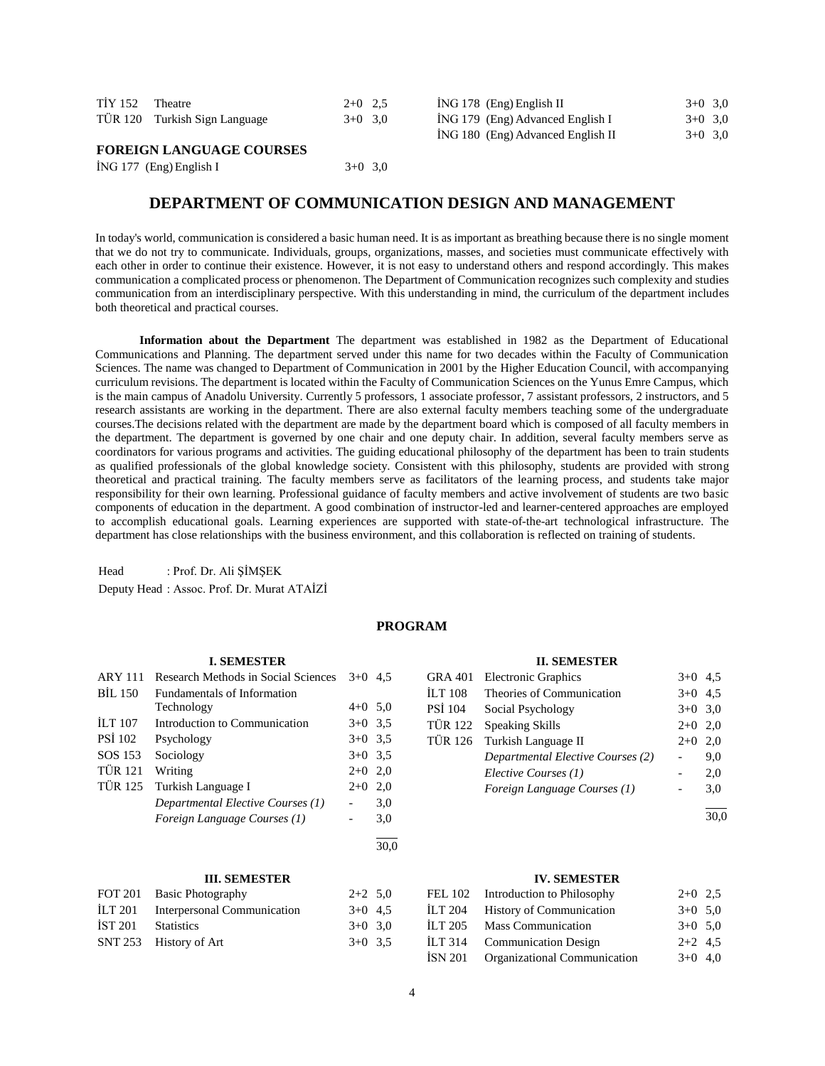| | | | |
|---|---|---|---|
| TİY 152 | Theatre | 2+0 | 2,5 |
| TÜR 120 | Turkish Sign Language | 3+0 | 3,0 |

**FOREIGN LANGUAGE COURSES**

| | | | |
|---|---|---|---|
| İNG 177 | (Eng) English I | 3+0 | 3,0 |
| İNG 178 | (Eng) English II | 3+0 | 3,0 |
| İNG 179 | (Eng) Advanced English I | 3+0 | 3,0 |
| İNG 180 | (Eng) Advanced English II | 3+0 | 3,0 |

## DEPARTMENT OF COMMUNICATION DESIGN AND MANAGEMENT

In today's world, communication is considered a basic human need. It is as important as breathing because there is no single moment that we do not try to communicate. Individuals, groups, organizations, masses, and societies must communicate effectively with each other in order to continue their existence. However, it is not easy to understand others and respond accordingly. This makes communication a complicated process or phenomenon. The Department of Communication recognizes such complexity and studies communication from an interdisciplinary perspective. With this understanding in mind, the curriculum of the department includes both theoretical and practical courses.

**Information about the Department** The department was established in 1982 as the Department of Educational Communications and Planning. The department served under this name for two decades within the Faculty of Communication Sciences. The name was changed to Department of Communication in 2001 by the Higher Education Council, with accompanying curriculum revisions. The department is located within the Faculty of Communication Sciences on the Yunus Emre Campus, which is the main campus of Anadolu University. Currently 5 professors, 1 associate professor, 7 assistant professors, 2 instructors, and 5 research assistants are working in the department. There are also external faculty members teaching some of the undergraduate courses.The decisions related with the department are made by the department board which is composed of all faculty members in the department. The department is governed by one chair and one deputy chair. In addition, several faculty members serve as coordinators for various programs and activities. The guiding educational philosophy of the department has been to train students as qualified professionals of the global knowledge society. Consistent with this philosophy, students are provided with strong theoretical and practical training. The faculty members serve as facilitators of the learning process, and students take major responsibility for their own learning. Professional guidance of faculty members and active involvement of students are two basic components of education in the department. A good combination of instructor-led and learner-centered approaches are employed to accomplish educational goals. Learning experiences are supported with state-of-the-art technological infrastructure. The department has close relationships with the business environment, and this collaboration is reflected on training of students.

Head : Prof. Dr. Ali ŞİMŞEK

Deputy Head : Assoc. Prof. Dr. Murat ATAİZİ

### PROGRAM

**I. SEMESTER**

| | | | |
|---|---|---|---|
| ARY 111 | Research Methods in Social Sciences | 3+0 | 4,5 |
| BİL 150 | Fundamentals of Information Technology | 4+0 | 5,0 |
| İLT 107 | Introduction to Communication | 3+0 | 3,5 |
| PSİ 102 | Psychology | 3+0 | 3,5 |
| SOS 153 | Sociology | 3+0 | 3,5 |
| TÜR 121 | Writing | 2+0 | 2,0 |
| TÜR 125 | Turkish Language I | 2+0 | 2,0 |
| | *Departmental Elective Courses (1)* | - | 3,0 |
| | *Foreign Language Courses (1)* | - | 3,0 |
| | | | 30,0 |

**II. SEMESTER**

| | | | |
|---|---|---|---|
| GRA 401 | Electronic Graphics | 3+0 | 4,5 |
| İLT 108 | Theories of Communication | 3+0 | 4,5 |
| PSİ 104 | Social Psychology | 3+0 | 3,0 |
| TÜR 122 | Speaking Skills | 2+0 | 2,0 |
| TÜR 126 | Turkish Language II | 2+0 | 2,0 |
| | *Departmental Elective Courses (2)* | - | 9,0 |
| | *Elective Courses (1)* | - | 2,0 |
| | *Foreign Language Courses (1)* | - | 3,0 |
| | | | 30,0 |

**III. SEMESTER**

| | | | |
|---|---|---|---|
| FOT 201 | Basic Photography | 2+2 | 5,0 |
| İLT 201 | Interpersonal Communication | 3+0 | 4,5 |
| İST 201 | Statistics | 3+0 | 3,0 |
| SNT 253 | History of Art | 3+0 | 3,5 |

**IV. SEMESTER**

| | | | |
|---|---|---|---|
| FEL 102 | Introduction to Philosophy | 2+0 | 2,5 |
| İLT 204 | History of Communication | 3+0 | 5,0 |
| İLT 205 | Mass Communication | 3+0 | 5,0 |
| İLT 314 | Communication Design | 2+2 | 4,5 |
| İSN 201 | Organizational Communication | 3+0 | 4,0 |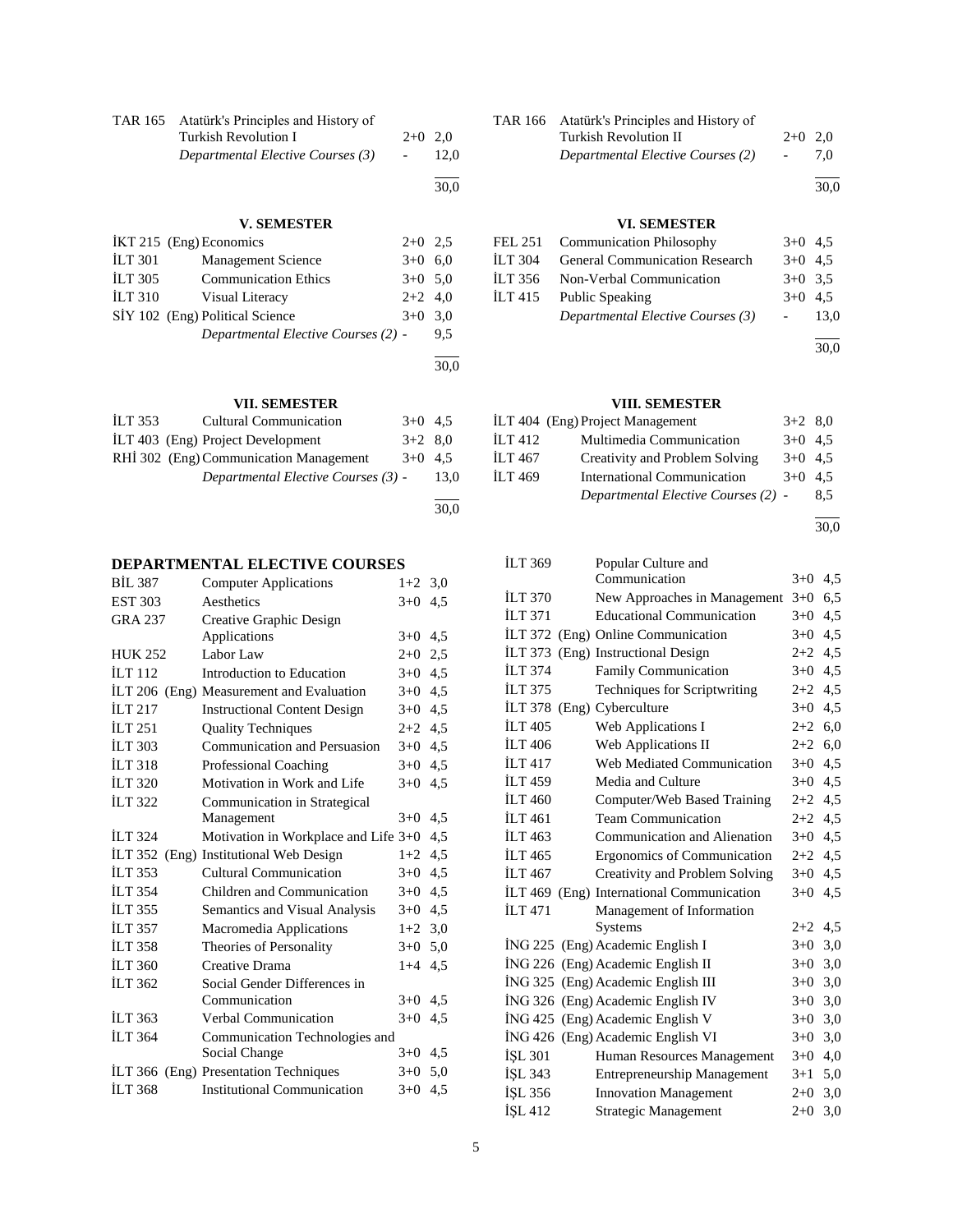| | | | |
|---|---|---|---|
| TAR 165 | Atatürk's Principles and History of Turkish Revolution I | 2+0 | 2,0 |
| | *Departmental Elective Courses (3)* | - | 12,0 |
| | | | 30,0 |

| | | | |
|---|---|---|---|
| TAR 166 | Atatürk's Principles and History of Turkish Revolution II | 2+0 | 2,0 |
| | *Departmental Elective Courses (2)* | - | 7,0 |
| | | | 30,0 |

### V. SEMESTER

| | | | |
|---|---|---|---|
| İKT 215 | (Eng) Economics | 2+0 | 2,5 |
| İLT 301 | Management Science | 3+0 | 6,0 |
| İLT 305 | Communication Ethics | 3+0 | 5,0 |
| İLT 310 | Visual Literacy | 2+2 | 4,0 |
| SİY 102 | (Eng) Political Science | 3+0 | 3,0 |
| | *Departmental Elective Courses (2)* | - | 9,5 |
| | | | 30,0 |

### VI. SEMESTER

| | | | |
|---|---|---|---|
| FEL 251 | Communication Philosophy | 3+0 | 4,5 |
| İLT 304 | General Communication Research | 3+0 | 4,5 |
| İLT 356 | Non-Verbal Communication | 3+0 | 3,5 |
| İLT 415 | Public Speaking | 3+0 | 4,5 |
| | *Departmental Elective Courses (3)* | - | 13,0 |
| | | | 30,0 |

### VII. SEMESTER

| | | | |
|---|---|---|---|
| İLT 353 | Cultural Communication | 3+0 | 4,5 |
| İLT 403 | (Eng) Project Development | 3+2 | 8,0 |
| RHİ 302 | (Eng) Communication Management | 3+0 | 4,5 |
| | *Departmental Elective Courses (3)* | - | 13,0 |
| | | | 30,0 |

### VIII. SEMESTER

| | | | |
|---|---|---|---|
| İLT 404 | (Eng) Project Management | 3+2 | 8,0 |
| İLT 412 | Multimedia Communication | 3+0 | 4,5 |
| İLT 467 | Creativity and Problem Solving | 3+0 | 4,5 |
| İLT 469 | International Communication | 3+0 | 4,5 |
| | *Departmental Elective Courses (2)* | - | 8,5 |
| | | | 30,0 |

## DEPARTMENTAL ELECTIVE COURSES

| | | | |
|---|---|---|---|
| BİL 387 | Computer Applications | 1+2 | 3,0 |
| EST 303 | Aesthetics | 3+0 | 4,5 |
| GRA 237 | Creative Graphic Design Applications | 3+0 | 4,5 |
| HUK 252 | Labor Law | 2+0 | 2,5 |
| İLT 112 | Introduction to Education | 3+0 | 4,5 |
| İLT 206 | (Eng) Measurement and Evaluation | 3+0 | 4,5 |
| İLT 217 | Instructional Content Design | 3+0 | 4,5 |
| İLT 251 | Quality Techniques | 2+2 | 4,5 |
| İLT 303 | Communication and Persuasion | 3+0 | 4,5 |
| İLT 318 | Professional Coaching | 3+0 | 4,5 |
| İLT 320 | Motivation in Work and Life | 3+0 | 4,5 |
| İLT 322 | Communication in Strategical Management | 3+0 | 4,5 |
| İLT 324 | Motivation in Workplace and Life | 3+0 | 4,5 |
| İLT 352 | (Eng) Institutional Web Design | 1+2 | 4,5 |
| İLT 353 | Cultural Communication | 3+0 | 4,5 |
| İLT 354 | Children and Communication | 3+0 | 4,5 |
| İLT 355 | Semantics and Visual Analysis | 3+0 | 4,5 |
| İLT 357 | Macromedia Applications | 1+2 | 3,0 |
| İLT 358 | Theories of Personality | 3+0 | 5,0 |
| İLT 360 | Creative Drama | 1+4 | 4,5 |
| İLT 362 | Social Gender Differences in Communication | 3+0 | 4,5 |
| İLT 363 | Verbal Communication | 3+0 | 4,5 |
| İLT 364 | Communication Technologies and Social Change | 3+0 | 4,5 |
| İLT 366 | (Eng) Presentation Techniques | 3+0 | 5,0 |
| İLT 368 | Institutional Communication | 3+0 | 4,5 |
| İLT 369 | Popular Culture and Communication | 3+0 | 4,5 |
| İLT 370 | New Approaches in Management | 3+0 | 6,5 |
| İLT 371 | Educational Communication | 3+0 | 4,5 |
| İLT 372 | (Eng) Online Communication | 3+0 | 4,5 |
| İLT 373 | (Eng) Instructional Design | 2+2 | 4,5 |
| İLT 374 | Family Communication | 3+0 | 4,5 |
| İLT 375 | Techniques for Scriptwriting | 2+2 | 4,5 |
| İLT 378 | (Eng) Cyberculture | 3+0 | 4,5 |
| İLT 405 | Web Applications I | 2+2 | 6,0 |
| İLT 406 | Web Applications II | 2+2 | 6,0 |
| İLT 417 | Web Mediated Communication | 3+0 | 4,5 |
| İLT 459 | Media and Culture | 3+0 | 4,5 |
| İLT 460 | Computer/Web Based Training | 2+2 | 4,5 |
| İLT 461 | Team Communication | 2+2 | 4,5 |
| İLT 463 | Communication and Alienation | 3+0 | 4,5 |
| İLT 465 | Ergonomics of Communication | 2+2 | 4,5 |
| İLT 467 | Creativity and Problem Solving | 3+0 | 4,5 |
| İLT 469 | (Eng) International Communication | 3+0 | 4,5 |
| İLT 471 | Management of Information Systems | 2+2 | 4,5 |
| İNG 225 | (Eng) Academic English I | 3+0 | 3,0 |
| İNG 226 | (Eng) Academic English II | 3+0 | 3,0 |
| İNG 325 | (Eng) Academic English III | 3+0 | 3,0 |
| İNG 326 | (Eng) Academic English IV | 3+0 | 3,0 |
| İNG 425 | (Eng) Academic English V | 3+0 | 3,0 |
| İNG 426 | (Eng) Academic English VI | 3+0 | 3,0 |
| İŞL 301 | Human Resources Management | 3+0 | 4,0 |
| İŞL 343 | Entrepreneurship Management | 3+1 | 5,0 |
| İŞL 356 | Innovation Management | 2+0 | 3,0 |
| İŞL 412 | Strategic Management | 2+0 | 3,0 |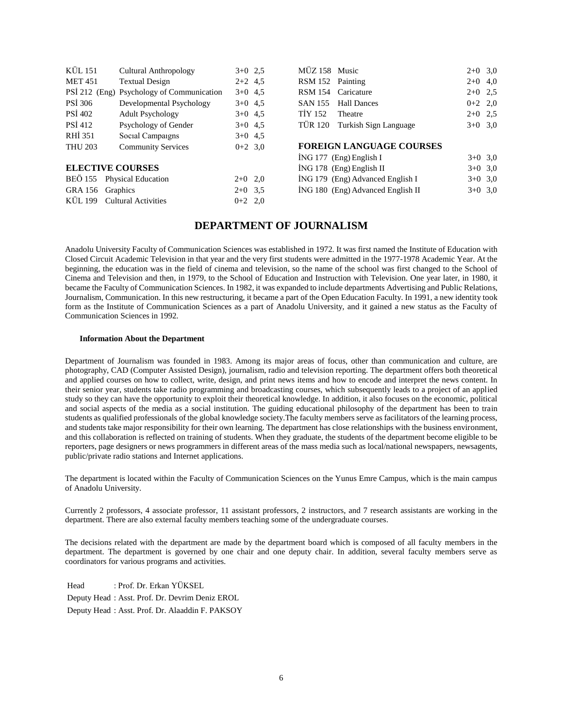| | | |
|---|---|---|
| KÜL 151 | Cultural Anthropology | 3+0 2,5 |
| MET 451 | Textual Design | 2+2 4,5 |
| PSİ 212 (Eng) | Psychology of Communication | 3+0 4,5 |
| PSİ 306 | Developmental Psychology | 3+0 4,5 |
| PSİ 402 | Adult Psychology | 3+0 4,5 |
| PSİ 412 | Psychology of Gender | 3+0 4,5 |
| RHİ 351 | Socıal Campaıgns | 3+0 4,5 |
| THU 203 | Community Services | 0+2 3,0 |

**ELECTIVE COURSES**

| | | |
|---|---|---|
| BEÖ 155 | Physical Education | 2+0 2,0 |
| GRA 156 | Graphics | 2+0 3,5 |
| KÜL 199 | Cultural Activities | 0+2 2,0 |
| MÜZ 158 | Music | 2+0 3,0 |
| RSM 152 | Painting | 2+0 4,0 |
| RSM 154 | Caricature | 2+0 2,5 |
| SAN 155 | Hall Dances | 0+2 2,0 |
| TİY 152 | Theatre | 2+0 2,5 |
| TÜR 120 | Turkish Sign Language | 3+0 3,0 |

**FOREIGN LANGUAGE COURSES**

| | | |
|---|---|---|
| İNG 177 | (Eng) English I | 3+0 3,0 |
| İNG 178 | (Eng) English II | 3+0 3,0 |
| İNG 179 | (Eng) Advanced English I | 3+0 3,0 |
| İNG 180 | (Eng) Advanced English II | 3+0 3,0 |

## DEPARTMENT OF JOURNALISM

Anadolu University Faculty of Communication Sciences was established in 1972. It was first named the Institute of Education with Closed Circuit Academic Television in that year and the very first students were admitted in the 1977-1978 Academic Year. At the beginning, the education was in the field of cinema and television, so the name of the school was first changed to the School of Cinema and Television and then, in 1979, to the School of Education and Instruction with Television. One year later, in 1980, it became the Faculty of Communication Sciences. In 1982, it was expanded to include departments Advertising and Public Relations, Journalism, Communication. In this new restructuring, it became a part of the Open Education Faculty. In 1991, a new identity took form as the Institute of Communication Sciences as a part of Anadolu University, and it gained a new status as the Faculty of Communication Sciences in 1992.

**Information About the Department**

Department of Journalism was founded in 1983. Among its major areas of focus, other than communication and culture, are photography, CAD (Computer Assisted Design), journalism, radio and television reporting. The department offers both theoretical and applied courses on how to collect, write, design, and print news items and how to encode and interpret the news content. In their senior year, students take radio programming and broadcasting courses, which subsequently leads to a project of an applied study so they can have the opportunity to exploit their theoretical knowledge. In addition, it also focuses on the economic, political and social aspects of the media as a social institution. The guiding educational philosophy of the department has been to train students as qualified professionals of the global knowledge society.The faculty members serve as facilitators of the learning process, and students take major responsibility for their own learning. The department has close relationships with the business environment, and this collaboration is reflected on training of students. When they graduate, the students of the department become eligible to be reporters, page designers or news programmers in different areas of the mass media such as local/national newspapers, newsagents, public/private radio stations and Internet applications.

The department is located within the Faculty of Communication Sciences on the Yunus Emre Campus, which is the main campus of Anadolu University.

Currently 2 professors, 4 associate professor, 11 assistant professors, 2 instructors, and 7 research assistants are working in the department. There are also external faculty members teaching some of the undergraduate courses.

The decisions related with the department are made by the department board which is composed of all faculty members in the department. The department is governed by one chair and one deputy chair. In addition, several faculty members serve as coordinators for various programs and activities.

Head : Prof. Dr. Erkan YÜKSEL
Deputy Head : Asst. Prof. Dr. Devrim Deniz EROL
Deputy Head : Asst. Prof. Dr. Alaaddin F. PAKSOY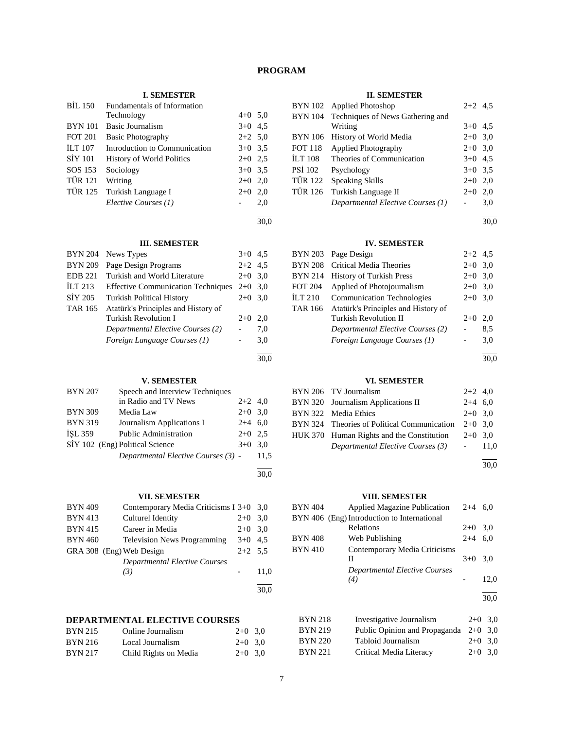# PROGRAM

### I. SEMESTER

| Code | Course | | Credit |
|---|---|---|---|
| BİL 150 | Fundamentals of Information Technology | 4+0 | 5,0 |
| BYN 101 | Basic Journalism | 3+0 | 4,5 |
| FOT 201 | Basic Photography | 2+2 | 5,0 |
| İLT 107 | Introduction to Communication | 3+0 | 3,5 |
| SİY 101 | History of World Politics | 2+0 | 2,5 |
| SOS 153 | Sociology | 3+0 | 3,5 |
| TÜR 121 | Writing | 2+0 | 2,0 |
| TÜR 125 | Turkish Language I | 2+0 | 2,0 |
| | *Elective Courses (1)* | - | 2,0 |
| | | | 30,0 |

### II. SEMESTER

| Code | Course | | Credit |
|---|---|---|---|
| BYN 102 | Applied Photoshop | 2+2 | 4,5 |
| BYN 104 | Techniques of News Gathering and Writing | 3+0 | 4,5 |
| BYN 106 | History of World Media | 2+0 | 3,0 |
| FOT 118 | Applied Photography | 2+0 | 3,0 |
| İLT 108 | Theories of Communication | 3+0 | 4,5 |
| PSİ 102 | Psychology | 3+0 | 3,5 |
| TÜR 122 | Speaking Skills | 2+0 | 2,0 |
| TÜR 126 | Turkish Language II | 2+0 | 2,0 |
| | *Departmental Elective Courses (1)* | - | 3,0 |
| | | | 30,0 |

### III. SEMESTER

| Code | Course | | Credit |
|---|---|---|---|
| BYN 204 | News Types | 3+0 | 4,5 |
| BYN 209 | Page Design Programs | 2+2 | 4,5 |
| EDB 221 | Turkish and World Literature | 2+0 | 3,0 |
| İLT 213 | Effective Communication Techniques | 2+0 | 3,0 |
| SİY 205 | Turkish Political History | 2+0 | 3,0 |
| TAR 165 | Atatürk's Principles and History of Turkish Revolution I | 2+0 | 2,0 |
| | *Departmental Elective Courses (2)* | - | 7,0 |
| | *Foreign Language Courses (1)* | - | 3,0 |
| | | | 30,0 |

### IV. SEMESTER

| Code | Course | | Credit |
|---|---|---|---|
| BYN 203 | Page Design | 2+2 | 4,5 |
| BYN 208 | Critical Media Theories | 2+0 | 3,0 |
| BYN 214 | History of Turkish Press | 2+0 | 3,0 |
| FOT 204 | Applied of Photojournalism | 2+0 | 3,0 |
| İLT 210 | Communication Technologies | 2+0 | 3,0 |
| TAR 166 | Atatürk's Principles and History of Turkish Revolution II | 2+0 | 2,0 |
| | *Departmental Elective Courses (2)* | - | 8,5 |
| | *Foreign Language Courses (1)* | - | 3,0 |
| | | | 30,0 |

### V. SEMESTER

| Code | Course | | Credit |
|---|---|---|---|
| BYN 207 | Speech and Interview Techniques in Radio and TV News | 2+2 | 4,0 |
| BYN 309 | Media Law | 2+0 | 3,0 |
| BYN 319 | Journalism Applications I | 2+4 | 6,0 |
| İŞL 359 | Public Administration | 2+0 | 2,5 |
| SİY 102 (Eng) | Political Science | 3+0 | 3,0 |
| | *Departmental Elective Courses (3)* | - | 11,5 |
| | | | 30,0 |

### VI. SEMESTER

| Code | Course | | Credit |
|---|---|---|---|
| BYN 206 | TV Journalism | 2+2 | 4,0 |
| BYN 320 | Journalism Applications II | 2+4 | 6,0 |
| BYN 322 | Media Ethics | 2+0 | 3,0 |
| BYN 324 | Theories of Political Communication | 2+0 | 3,0 |
| HUK 370 | Human Rights and the Constitution | 2+0 | 3,0 |
| | *Departmental Elective Courses (3)* | - | 11,0 |
| | | | 30,0 |

### VII. SEMESTER

| Code | Course | | Credit |
|---|---|---|---|
| BYN 409 | Contemporary Media Criticisms I | 3+0 | 3,0 |
| BYN 413 | Culturel Identity | 2+0 | 3,0 |
| BYN 415 | Career in Media | 2+0 | 3,0 |
| BYN 460 | Television News Programming | 3+0 | 4,5 |
| GRA 308 (Eng) | Web Design | 2+2 | 5,5 |
| | *Departmental Elective Courses (3)* | - | 11,0 |
| | | | 30,0 |

### VIII. SEMESTER

| Code | Course | | Credit |
|---|---|---|---|
| BYN 404 | Applied Magazine Publication | 2+4 | 6,0 |
| BYN 406 (Eng) | Introduction to International Relations | 2+0 | 3,0 |
| BYN 408 | Web Publishing | 2+4 | 6,0 |
| BYN 410 | Contemporary Media Criticisms II | 3+0 | 3,0 |
| | *Departmental Elective Courses (4)* | - | 12,0 |
| | | | 30,0 |

## DEPARTMENTAL ELECTIVE COURSES

| Code | Course | | Credit |
|---|---|---|---|
| BYN 215 | Online Journalism | 2+0 | 3,0 |
| BYN 216 | Local Journalism | 2+0 | 3,0 |
| BYN 217 | Child Rights on Media | 2+0 | 3,0 |
| BYN 218 | Investigative Journalism | 2+0 | 3,0 |
| BYN 219 | Public Opinion and Propaganda | 2+0 | 3,0 |
| BYN 220 | Tabloid Journalism | 2+0 | 3,0 |
| BYN 221 | Critical Media Literacy | 2+0 | 3,0 |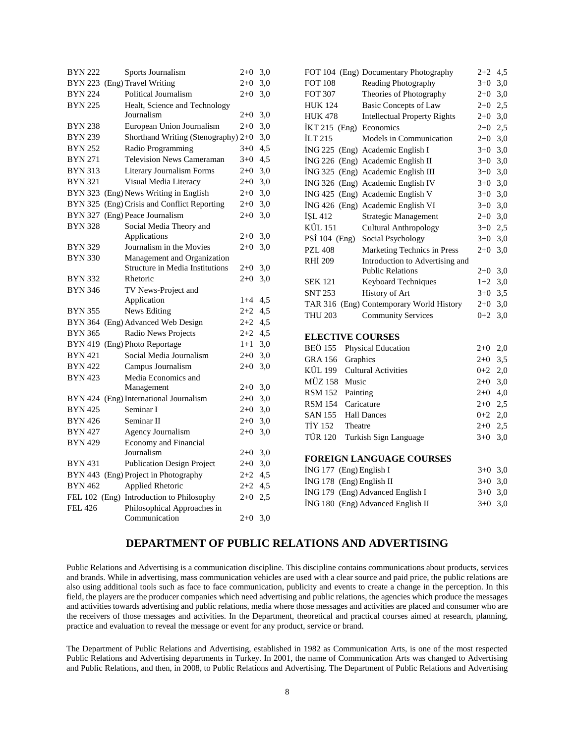| | | | |
|---|---|---|---|
| BYN 222 | Sports Journalism | 2+0 | 3,0 |
| BYN 223 (Eng) | Travel Writing | 2+0 | 3,0 |
| BYN 224 | Political Journalism | 2+0 | 3,0 |
| BYN 225 | Healt, Science and Technology Journalism | 2+0 | 3,0 |
| BYN 238 | European Union Journalism | 2+0 | 3,0 |
| BYN 239 | Shorthand Writing (Stenography) | 2+0 | 3,0 |
| BYN 252 | Radio Programming | 3+0 | 4,5 |
| BYN 271 | Television News Cameraman | 3+0 | 4,5 |
| BYN 313 | Literary Journalism Forms | 2+0 | 3,0 |
| BYN 321 | Visual Media Literacy | 2+0 | 3,0 |
| BYN 323 (Eng) | News Writing in English | 2+0 | 3,0 |
| BYN 325 (Eng) | Crisis and Conflict Reporting | 2+0 | 3,0 |
| BYN 327 (Eng) | Peace Journalism | 2+0 | 3,0 |
| BYN 328 | Social Media Theory and Applications | 2+0 | 3,0 |
| BYN 329 | Journalism in the Movies | 2+0 | 3,0 |
| BYN 330 | Management and Organization Structure in Media Institutions | 2+0 | 3,0 |
| BYN 332 | Rhetoric | 2+0 | 3,0 |
| BYN 346 | TV News-Project and Application | 1+4 | 4,5 |
| BYN 355 | News Editing | 2+2 | 4,5 |
| BYN 364 (Eng) | Advanced Web Design | 2+2 | 4,5 |
| BYN 365 | Radio News Projects | 2+2 | 4,5 |
| BYN 419 (Eng) | Photo Reportage | 1+1 | 3,0 |
| BYN 421 | Social Media Journalism | 2+0 | 3,0 |
| BYN 422 | Campus Journalism | 2+0 | 3,0 |
| BYN 423 | Media Economics and Management | 2+0 | 3,0 |
| BYN 424 (Eng) | International Journalism | 2+0 | 3,0 |
| BYN 425 | Seminar I | 2+0 | 3,0 |
| BYN 426 | Seminar II | 2+0 | 3,0 |
| BYN 427 | Agency Journalism | 2+0 | 3,0 |
| BYN 429 | Economy and Financial Journalism | 2+0 | 3,0 |
| BYN 431 | Publication Design Project | 2+0 | 3,0 |
| BYN 443 (Eng) | Project in Photography | 2+2 | 4,5 |
| BYN 462 | Applied Rhetoric | 2+2 | 4,5 |
| FEL 102 (Eng) | Introduction to Philosophy | 2+0 | 2,5 |
| FEL 426 | Philosophical Approaches in Communication | 2+0 | 3,0 |
| FOT 104 (Eng) | Documentary Photography | 2+2 | 4,5 |
| FOT 108 | Reading Photography | 3+0 | 3,0 |
| FOT 307 | Theories of Photography | 2+0 | 3,0 |
| HUK 124 | Basic Concepts of Law | 2+0 | 2,5 |
| HUK 478 | Intellectual Property Rights | 2+0 | 3,0 |
| İKT 215 (Eng) | Economics | 2+0 | 2,5 |
| İLT 215 | Models in Communication | 2+0 | 3,0 |
| İNG 225 (Eng) | Academic English I | 3+0 | 3,0 |
| İNG 226 (Eng) | Academic English II | 3+0 | 3,0 |
| İNG 325 (Eng) | Academic English III | 3+0 | 3,0 |
| İNG 326 (Eng) | Academic English IV | 3+0 | 3,0 |
| İNG 425 (Eng) | Academic English V | 3+0 | 3,0 |
| İNG 426 (Eng) | Academic English VI | 3+0 | 3,0 |
| İŞL 412 | Strategic Management | 2+0 | 3,0 |
| KÜL 151 | Cultural Anthropology | 3+0 | 2,5 |
| PSİ 104 (Eng) | Social Psychology | 3+0 | 3,0 |
| PZL 408 | Marketing Technics in Press | 2+0 | 3,0 |
| RHİ 209 | Introduction to Advertising and Public Relations | 2+0 | 3,0 |
| SEK 121 | Keyboard Techniques | 1+2 | 3,0 |
| SNT 253 | History of Art | 3+0 | 3,5 |
| TAR 316 (Eng) | Contemporary World History | 2+0 | 3,0 |
| THU 203 | Community Services | 0+2 | 3,0 |

**ELECTIVE COURSES**

| | | | |
|---|---|---|---|
| BEÖ 155 | Physical Education | 2+0 | 2,0 |
| GRA 156 | Graphics | 2+0 | 3,5 |
| KÜL 199 | Cultural Activities | 0+2 | 2,0 |
| MÜZ 158 | Music | 2+0 | 3,0 |
| RSM 152 | Painting | 2+0 | 4,0 |
| RSM 154 | Caricature | 2+0 | 2,5 |
| SAN 155 | Hall Dances | 0+2 | 2,0 |
| TİY 152 | Theatre | 2+0 | 2,5 |
| TÜR 120 | Turkish Sign Language | 3+0 | 3,0 |

**FOREIGN LANGUAGE COURSES**

| | | | |
|---|---|---|---|
| İNG 177 (Eng) | English I | 3+0 | 3,0 |
| İNG 178 (Eng) | English II | 3+0 | 3,0 |
| İNG 179 (Eng) | Advanced English I | 3+0 | 3,0 |
| İNG 180 (Eng) | Advanced English II | 3+0 | 3,0 |

## DEPARTMENT OF PUBLIC RELATIONS AND ADVERTISING

Public Relations and Advertising is a communication discipline. This discipline contains communications about products, services and brands. While in advertising, mass communication vehicles are used with a clear source and paid price, the public relations are also using additional tools such as face to face communication, publicity and events to create a change in the perception. In this field, the players are the producer companies which need advertising and public relations, the agencies which produce the messages and activities towards advertising and public relations, media where those messages and activities are placed and consumer who are the receivers of those messages and activities. In the Department, theoretical and practical courses aimed at research, planning, practice and evaluation to reveal the message or event for any product, service or brand.

The Department of Public Relations and Advertising, established in 1982 as Communication Arts, is one of the most respected Public Relations and Advertising departments in Turkey. In 2001, the name of Communication Arts was changed to Advertising and Public Relations, and then, in 2008, to Public Relations and Advertising. The Department of Public Relations and Advertising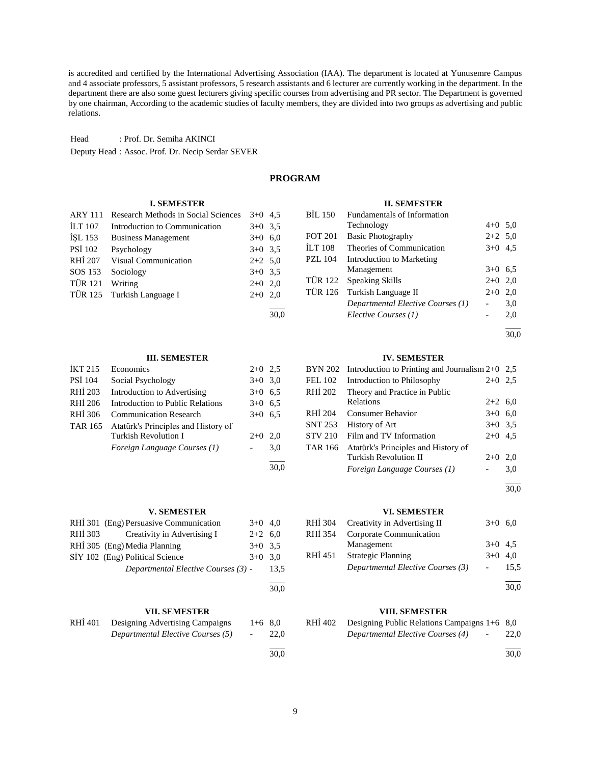is accredited and certified by the International Advertising Association (IAA). The department is located at Yunusemre Campus and 4 associate professors, 5 assistant professors, 5 research assistants and 6 lecturer are currently working in the department. In the department there are also some guest lecturers giving specific courses from advertising and PR sector. The Department is governed by one chairman, According to the academic studies of faculty members, they are divided into two groups as advertising and public relations.

Head : Prof. Dr. Semiha AKINCI

Deputy Head : Assoc. Prof. Dr. Necip Serdar SEVER

## PROGRAM

### I. SEMESTER

| | | | |
|---|---|---|---|
| ARY 111 | Research Methods in Social Sciences | 3+0 | 4,5 |
| İLT 107 | Introduction to Communication | 3+0 | 3,5 |
| İŞL 153 | Business Management | 3+0 | 6,0 |
| PSİ 102 | Psychology | 3+0 | 3,5 |
| RHİ 207 | Visual Communication | 2+2 | 5,0 |
| SOS 153 | Sociology | 3+0 | 3,5 |
| TÜR 121 | Writing | 2+0 | 2,0 |
| TÜR 125 | Turkish Language I | 2+0 | 2,0 |
| | | | 30,0 |

### II. SEMESTER

| | | | |
|---|---|---|---|
| BİL 150 | Fundamentals of Information Technology | 4+0 | 5,0 |
| FOT 201 | Basic Photography | 2+2 | 5,0 |
| İLT 108 | Theories of Communication | 3+0 | 4,5 |
| PZL 104 | Introduction to Marketing Management | 3+0 | 6,5 |
| TÜR 122 | Speaking Skills | 2+0 | 2,0 |
| TÜR 126 | Turkish Language II | 2+0 | 2,0 |
| | *Departmental Elective Courses (1)* | - | 3,0 |
| | *Elective Courses (1)* | - | 2,0 |
| | | | 30,0 |

### III. SEMESTER

| | | | |
|---|---|---|---|
| İKT 215 | Economics | 2+0 | 2,5 |
| PSİ 104 | Social Psychology | 3+0 | 3,0 |
| RHİ 203 | Introduction to Advertising | 3+0 | 6,5 |
| RHİ 206 | Introduction to Public Relations | 3+0 | 6,5 |
| RHİ 306 | Communication Research | 3+0 | 6,5 |
| TAR 165 | Atatürk's Principles and History of Turkish Revolution I | 2+0 | 2,0 |
| | *Foreign Language Courses (1)* | - | 3,0 |
| | | | 30,0 |

### IV. SEMESTER

| | | | |
|---|---|---|---|
| BYN 202 | Introduction to Printing and Journalism | 2+0 | 2,5 |
| FEL 102 | Introduction to Philosophy | 2+0 | 2,5 |
| RHİ 202 | Theory and Practice in Public Relations | 2+2 | 6,0 |
| RHİ 204 | Consumer Behavior | 3+0 | 6,0 |
| SNT 253 | History of Art | 3+0 | 3,5 |
| STV 210 | Film and TV Information | 2+0 | 4,5 |
| TAR 166 | Atatürk's Principles and History of Turkish Revolution II | 2+0 | 2,0 |
| | *Foreign Language Courses (1)* | - | 3,0 |
| | | | 30,0 |

### V. SEMESTER

| | | | |
|---|---|---|---|
| RHİ 301 | (Eng) Persuasive Communication | 3+0 | 4,0 |
| RHİ 303 | Creativity in Advertising I | 2+2 | 6,0 |
| RHİ 305 | (Eng) Media Planning | 3+0 | 3,5 |
| SİY 102 | (Eng) Political Science | 3+0 | 3,0 |
| | *Departmental Elective Courses (3)* | - | 13,5 |
| | | | 30,0 |

### VI. SEMESTER

| | | | |
|---|---|---|---|
| RHİ 304 | Creativity in Advertising II | 3+0 | 6,0 |
| RHİ 354 | Corporate Communication Management | 3+0 | 4,5 |
| RHİ 451 | Strategic Planning | 3+0 | 4,0 |
| | *Departmental Elective Courses (3)* | - | 15,5 |
| | | | 30,0 |

### VII. SEMESTER

| | | | |
|---|---|---|---|
| RHİ 401 | Designing Advertising Campaigns | 1+6 | 8,0 |
| | *Departmental Elective Courses (5)* | - | 22,0 |
| | | | 30,0 |

### VIII. SEMESTER

| | | | |
|---|---|---|---|
| RHİ 402 | Designing Public Relations Campaigns | 1+6 | 8,0 |
| | *Departmental Elective Courses (4)* | - | 22,0 |
| | | | 30,0 |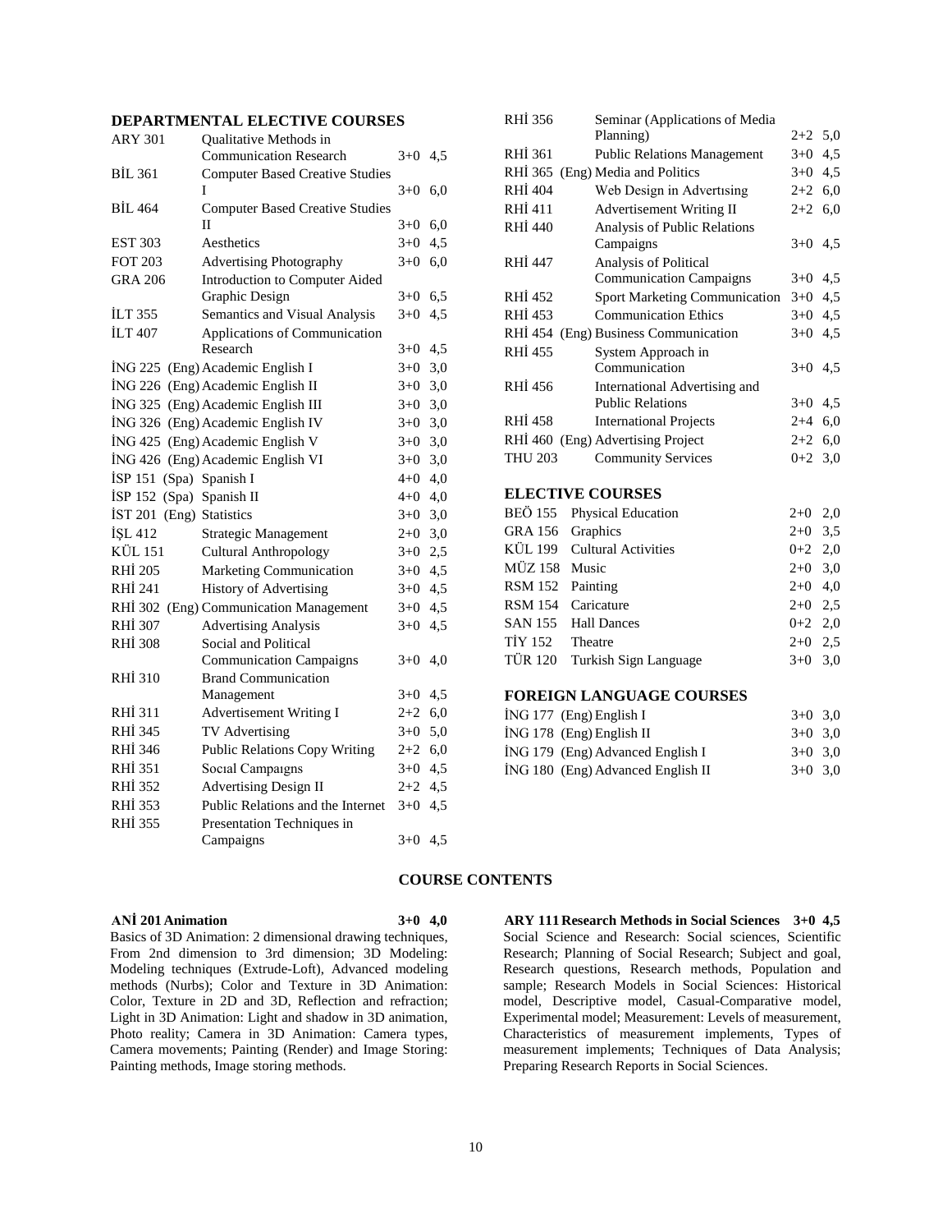## DEPARTMENTAL ELECTIVE COURSES

| Code | Course | Hours | Credits |
|---|---|---|---|
| ARY 301 | Qualitative Methods in Communication Research | 3+0 | 4,5 |
| BİL 361 | Computer Based Creative Studies I | 3+0 | 6,0 |
| BİL 464 | Computer Based Creative Studies II | 3+0 | 6,0 |
| EST 303 | Aesthetics | 3+0 | 4,5 |
| FOT 203 | Advertising Photography | 3+0 | 6,0 |
| GRA 206 | Introduction to Computer Aided Graphic Design | 3+0 | 6,5 |
| İLT 355 | Semantics and Visual Analysis | 3+0 | 4,5 |
| İLT 407 | Applications of Communication Research | 3+0 | 4,5 |
| İNG 225 | (Eng) Academic English I | 3+0 | 3,0 |
| İNG 226 | (Eng) Academic English II | 3+0 | 3,0 |
| İNG 325 | (Eng) Academic English III | 3+0 | 3,0 |
| İNG 326 | (Eng) Academic English IV | 3+0 | 3,0 |
| İNG 425 | (Eng) Academic English V | 3+0 | 3,0 |
| İNG 426 | (Eng) Academic English VI | 3+0 | 3,0 |
| İSP 151 (Spa) | Spanish I | 4+0 | 4,0 |
| İSP 152 (Spa) | Spanish II | 4+0 | 4,0 |
| İST 201 (Eng) | Statistics | 3+0 | 3,0 |
| İŞL 412 | Strategic Management | 2+0 | 3,0 |
| KÜL 151 | Cultural Anthropology | 3+0 | 2,5 |
| RHİ 205 | Marketing Communication | 3+0 | 4,5 |
| RHİ 241 | History of Advertising | 3+0 | 4,5 |
| RHİ 302 | (Eng) Communication Management | 3+0 | 4,5 |
| RHİ 307 | Advertising Analysis | 3+0 | 4,5 |
| RHİ 308 | Social and Political Communication Campaigns | 3+0 | 4,0 |
| RHİ 310 | Brand Communication Management | 3+0 | 4,5 |
| RHİ 311 | Advertisement Writing I | 2+2 | 6,0 |
| RHİ 345 | TV Advertising | 3+0 | 5,0 |
| RHİ 346 | Public Relations Copy Writing | 2+2 | 6,0 |
| RHİ 351 | Socıal Campaıgns | 3+0 | 4,5 |
| RHİ 352 | Advertising Design II | 2+2 | 4,5 |
| RHİ 353 | Public Relations and the Internet | 3+0 | 4,5 |
| RHİ 355 | Presentation Techniques in Campaigns | 3+0 | 4,5 |
| RHİ 356 | Seminar (Applications of Media Planning) | 2+2 | 5,0 |
| RHİ 361 | Public Relations Management | 3+0 | 4,5 |
| RHİ 365 | (Eng) Media and Politics | 3+0 | 4,5 |
| RHİ 404 | Web Design in Advertısing | 2+2 | 6,0 |
| RHİ 411 | Advertisement Writing II | 2+2 | 6,0 |
| RHİ 440 | Analysis of Public Relations Campaigns | 3+0 | 4,5 |
| RHİ 447 | Analysis of Political Communication Campaigns | 3+0 | 4,5 |
| RHİ 452 | Sport Marketing Communication | 3+0 | 4,5 |
| RHİ 453 | Communication Ethics | 3+0 | 4,5 |
| RHİ 454 | (Eng) Business Communication | 3+0 | 4,5 |
| RHİ 455 | System Approach in Communication | 3+0 | 4,5 |
| RHİ 456 | International Advertising and Public Relations | 3+0 | 4,5 |
| RHİ 458 | International Projects | 2+4 | 6,0 |
| RHİ 460 | (Eng) Advertising Project | 2+2 | 6,0 |
| THU 203 | Community Services | 0+2 | 3,0 |

## ELECTIVE COURSES

| Code | Course | Hours | Credits |
|---|---|---|---|
| BEÖ 155 | Physical Education | 2+0 | 2,0 |
| GRA 156 | Graphics | 2+0 | 3,5 |
| KÜL 199 | Cultural Activities | 0+2 | 2,0 |
| MÜZ 158 | Music | 2+0 | 3,0 |
| RSM 152 | Painting | 2+0 | 4,0 |
| RSM 154 | Caricature | 2+0 | 2,5 |
| SAN 155 | Hall Dances | 0+2 | 2,0 |
| TİY 152 | Theatre | 2+0 | 2,5 |
| TÜR 120 | Turkish Sign Language | 3+0 | 3,0 |

## FOREIGN LANGUAGE COURSES

| Code | Course | Hours | Credits |
|---|---|---|---|
| İNG 177 | (Eng) English I | 3+0 | 3,0 |
| İNG 178 | (Eng) English II | 3+0 | 3,0 |
| İNG 179 | (Eng) Advanced English I | 3+0 | 3,0 |
| İNG 180 | (Eng) Advanced English II | 3+0 | 3,0 |

## COURSE CONTENTS

**ANİ 201 Animation 3+0 4,0**

Basics of 3D Animation: 2 dimensional drawing techniques, From 2nd dimension to 3rd dimension; 3D Modeling: Modeling techniques (Extrude-Loft), Advanced modeling methods (Nurbs); Color and Texture in 3D Animation: Color, Texture in 2D and 3D, Reflection and refraction; Light in 3D Animation: Light and shadow in 3D animation, Photo reality; Camera in 3D Animation: Camera types, Camera movements; Painting (Render) and Image Storing: Painting methods, Image storing methods.

**ARY 111 Research Methods in Social Sciences 3+0 4,5**

Social Science and Research: Social sciences, Scientific Research; Planning of Social Research; Subject and goal, Research questions, Research methods, Population and sample; Research Models in Social Sciences: Historical model, Descriptive model, Casual-Comparative model, Experimental model; Measurement: Levels of measurement, Characteristics of measurement implements, Types of measurement implements; Techniques of Data Analysis; Preparing Research Reports in Social Sciences.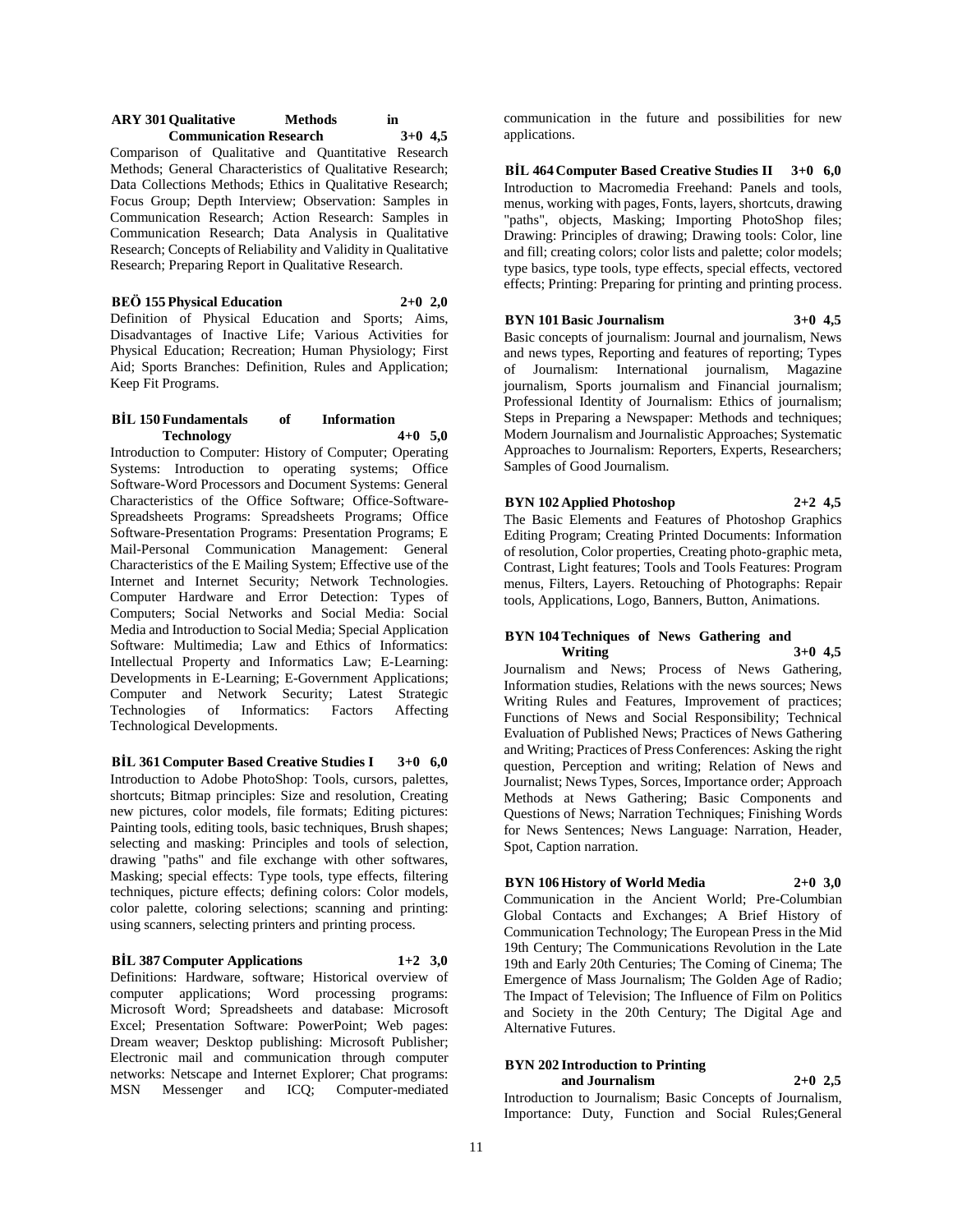**ARY 301 Qualitative Methods in Communication Research 3+0 4,5**

Comparison of Qualitative and Quantitative Research Methods; General Characteristics of Qualitative Research; Data Collections Methods; Ethics in Qualitative Research; Focus Group; Depth Interview; Observation: Samples in Communication Research; Action Research: Samples in Communication Research; Data Analysis in Qualitative Research; Concepts of Reliability and Validity in Qualitative Research; Preparing Report in Qualitative Research.

**BEÖ 155 Physical Education 2+0 2,0**

Definition of Physical Education and Sports; Aims, Disadvantages of Inactive Life; Various Activities for Physical Education; Recreation; Human Physiology; First Aid; Sports Branches: Definition, Rules and Application; Keep Fit Programs.

**BİL 150 Fundamentals of Information Technology 4+0 5,0**

Introduction to Computer: History of Computer; Operating Systems: Introduction to operating systems; Office Software-Word Processors and Document Systems: General Characteristics of the Office Software; Office-Software-Spreadsheets Programs: Spreadsheets Programs; Office Software-Presentation Programs: Presentation Programs; E Mail-Personal Communication Management: General Characteristics of the E Mailing System; Effective use of the Internet and Internet Security; Network Technologies. Computer Hardware and Error Detection: Types of Computers; Social Networks and Social Media: Social Media and Introduction to Social Media; Special Application Software: Multimedia; Law and Ethics of Informatics: Intellectual Property and Informatics Law; E-Learning: Developments in E-Learning; E-Government Applications; Computer and Network Security; Latest Strategic Technologies of Informatics: Factors Affecting Technological Developments.

**BİL 361 Computer Based Creative Studies I 3+0 6,0**

Introduction to Adobe PhotoShop: Tools, cursors, palettes, shortcuts; Bitmap principles: Size and resolution, Creating new pictures, color models, file formats; Editing pictures: Painting tools, editing tools, basic techniques, Brush shapes; selecting and masking: Principles and tools of selection, drawing "paths" and file exchange with other softwares, Masking; special effects: Type tools, type effects, filtering techniques, picture effects; defining colors: Color models, color palette, coloring selections; scanning and printing: using scanners, selecting printers and printing process.

**BİL 387 Computer Applications 1+2 3,0**

Definitions: Hardware, software; Historical overview of computer applications; Word processing programs: Microsoft Word; Spreadsheets and database: Microsoft Excel; Presentation Software: PowerPoint; Web pages: Dream weaver; Desktop publishing: Microsoft Publisher; Electronic mail and communication through computer networks: Netscape and Internet Explorer; Chat programs: MSN Messenger and ICQ; Computer-mediated communication in the future and possibilities for new applications.

**BİL 464 Computer Based Creative Studies II 3+0 6,0**

Introduction to Macromedia Freehand: Panels and tools, menus, working with pages, Fonts, layers, shortcuts, drawing "paths", objects, Masking; Importing PhotoShop files; Drawing: Principles of drawing; Drawing tools: Color, line and fill; creating colors; color lists and palette; color models; type basics, type tools, type effects, special effects, vectored effects; Printing: Preparing for printing and printing process.

**BYN 101 Basic Journalism 3+0 4,5**

Basic concepts of journalism: Journal and journalism, News and news types, Reporting and features of reporting; Types of Journalism: International journalism, Magazine journalism, Sports journalism and Financial journalism; Professional Identity of Journalism: Ethics of journalism; Steps in Preparing a Newspaper: Methods and techniques; Modern Journalism and Journalistic Approaches; Systematic Approaches to Journalism: Reporters, Experts, Researchers; Samples of Good Journalism.

**BYN 102 Applied Photoshop 2+2 4,5**

The Basic Elements and Features of Photoshop Graphics Editing Program; Creating Printed Documents: Information of resolution, Color properties, Creating photo-graphic meta, Contrast, Light features; Tools and Tools Features: Program menus, Filters, Layers. Retouching of Photographs: Repair tools, Applications, Logo, Banners, Button, Animations.

**BYN 104 Techniques of News Gathering and Writing 3+0 4,5**

Journalism and News; Process of News Gathering, Information studies, Relations with the news sources; News Writing Rules and Features, Improvement of practices; Functions of News and Social Responsibility; Technical Evaluation of Published News; Practices of News Gathering and Writing; Practices of Press Conferences: Asking the right question, Perception and writing; Relation of News and Journalist; News Types, Sorces, Importance order; Approach Methods at News Gathering; Basic Components and Questions of News; Narration Techniques; Finishing Words for News Sentences; News Language: Narration, Header, Spot, Caption narration.

**BYN 106 History of World Media 2+0 3,0**

Communication in the Ancient World; Pre-Columbian Global Contacts and Exchanges; A Brief History of Communication Technology; The European Press in the Mid 19th Century; The Communications Revolution in the Late 19th and Early 20th Centuries; The Coming of Cinema; The Emergence of Mass Journalism; The Golden Age of Radio; The Impact of Television; The Influence of Film on Politics and Society in the 20th Century; The Digital Age and Alternative Futures.

**BYN 202 Introduction to Printing and Journalism 2+0 2,5**

Introduction to Journalism; Basic Concepts of Journalism, Importance: Duty, Function and Social Rules;General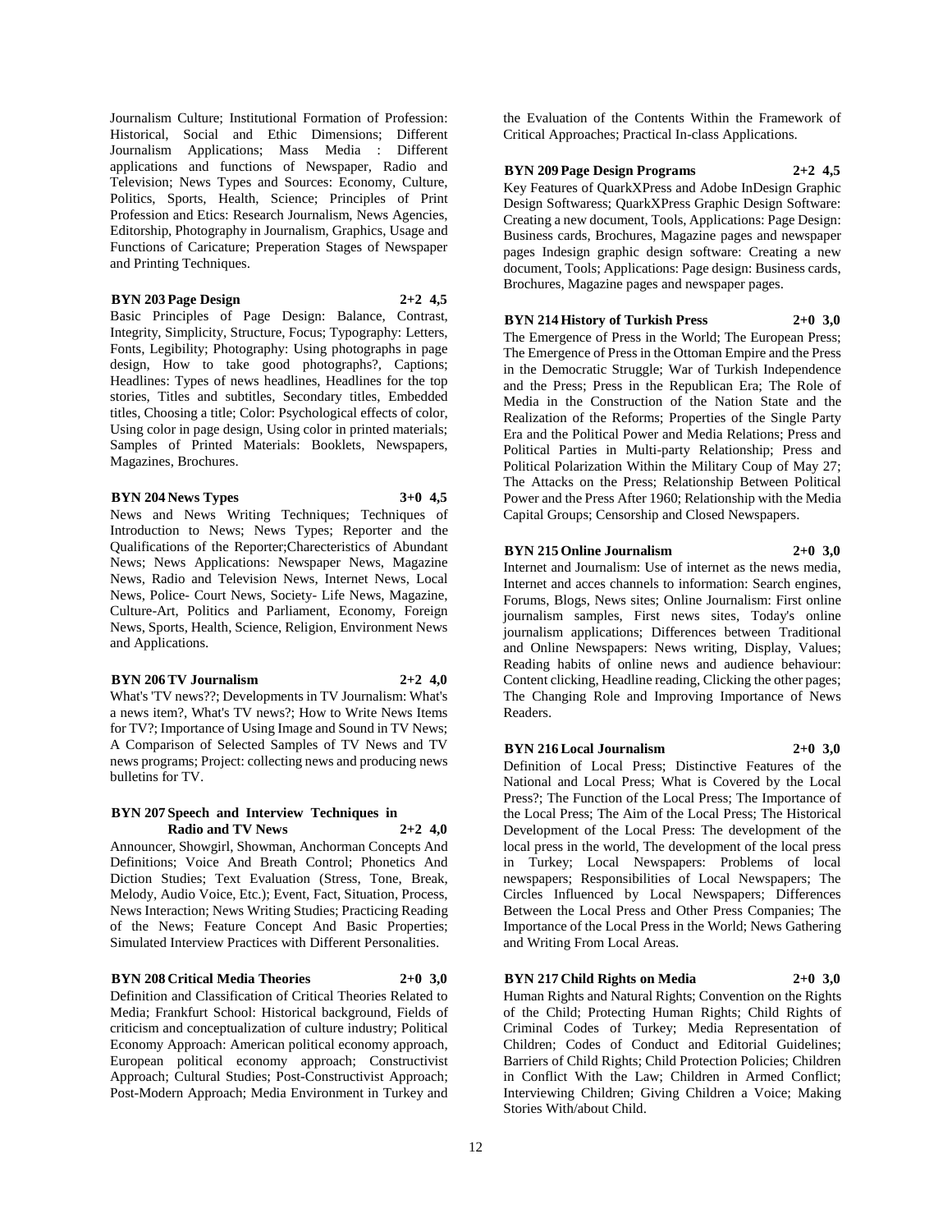Journalism Culture; Institutional Formation of Profession: Historical, Social and Ethic Dimensions; Different Journalism Applications; Mass Media : Different applications and functions of Newspaper, Radio and Television; News Types and Sources: Economy, Culture, Politics, Sports, Health, Science; Principles of Print Profession and Etics: Research Journalism, News Agencies, Editorship, Photography in Journalism, Graphics, Usage and Functions of Caricature; Preperation Stages of Newspaper and Printing Techniques.

**BYN 203 Page Design 2+2 4,5**

Basic Principles of Page Design: Balance, Contrast, Integrity, Simplicity, Structure, Focus; Typography: Letters, Fonts, Legibility; Photography: Using photographs in page design, How to take good photographs?, Captions; Headlines: Types of news headlines, Headlines for the top stories, Titles and subtitles, Secondary titles, Embedded titles, Choosing a title; Color: Psychological effects of color, Using color in page design, Using color in printed materials; Samples of Printed Materials: Booklets, Newspapers, Magazines, Brochures.

**BYN 204 News Types 3+0 4,5**

News and News Writing Techniques; Techniques of Introduction to News; News Types; Reporter and the Qualifications of the Reporter;Charecteristics of Abundant News; News Applications: Newspaper News, Magazine News, Radio and Television News, Internet News, Local News, Police- Court News, Society- Life News, Magazine, Culture-Art, Politics and Parliament, Economy, Foreign News, Sports, Health, Science, Religion, Environment News and Applications.

**BYN 206 TV Journalism 2+2 4,0**

What's 'TV news??; Developments in TV Journalism: What's a news item?, What's TV news?; How to Write News Items for TV?; Importance of Using Image and Sound in TV News; A Comparison of Selected Samples of TV News and TV news programs; Project: collecting news and producing news bulletins for TV.

**BYN 207 Speech and Interview Techniques in Radio and TV News 2+2 4,0**

Announcer, Showgirl, Showman, Anchorman Concepts And Definitions; Voice And Breath Control; Phonetics And Diction Studies; Text Evaluation (Stress, Tone, Break, Melody, Audio Voice, Etc.); Event, Fact, Situation, Process, News Interaction; News Writing Studies; Practicing Reading of the News; Feature Concept And Basic Properties; Simulated Interview Practices with Different Personalities.

**BYN 208 Critical Media Theories 2+0 3,0**

Definition and Classification of Critical Theories Related to Media; Frankfurt School: Historical background, Fields of criticism and conceptualization of culture industry; Political Economy Approach: American political economy approach, European political economy approach; Constructivist Approach; Cultural Studies; Post-Constructivist Approach; Post-Modern Approach; Media Environment in Turkey and the Evaluation of the Contents Within the Framework of Critical Approaches; Practical In-class Applications.

**BYN 209 Page Design Programs 2+2 4,5**

Key Features of QuarkXPress and Adobe InDesign Graphic Design Softwaress; QuarkXPress Graphic Design Software: Creating a new document, Tools, Applications: Page Design: Business cards, Brochures, Magazine pages and newspaper pages Indesign graphic design software: Creating a new document, Tools; Applications: Page design: Business cards, Brochures, Magazine pages and newspaper pages.

**BYN 214 History of Turkish Press 2+0 3,0**

The Emergence of Press in the World; The European Press; The Emergence of Press in the Ottoman Empire and the Press in the Democratic Struggle; War of Turkish Independence and the Press; Press in the Republican Era; The Role of Media in the Construction of the Nation State and the Realization of the Reforms; Properties of the Single Party Era and the Political Power and Media Relations; Press and Political Parties in Multi-party Relationship; Press and Political Polarization Within the Military Coup of May 27; The Attacks on the Press; Relationship Between Political Power and the Press After 1960; Relationship with the Media Capital Groups; Censorship and Closed Newspapers.

**BYN 215 Online Journalism 2+0 3,0**

Internet and Journalism: Use of internet as the news media, Internet and acces channels to information: Search engines, Forums, Blogs, News sites; Online Journalism: First online journalism samples, First news sites, Today's online journalism applications; Differences between Traditional and Online Newspapers: News writing, Display, Values; Reading habits of online news and audience behaviour: Content clicking, Headline reading, Clicking the other pages; The Changing Role and Improving Importance of News Readers.

**BYN 216 Local Journalism 2+0 3,0**

Definition of Local Press; Distinctive Features of the National and Local Press; What is Covered by the Local Press?; The Function of the Local Press; The Importance of the Local Press; The Aim of the Local Press; The Historical Development of the Local Press: The development of the local press in the world, The development of the local press in Turkey; Local Newspapers: Problems of local newspapers; Responsibilities of Local Newspapers; The Circles Influenced by Local Newspapers; Differences Between the Local Press and Other Press Companies; The Importance of the Local Press in the World; News Gathering and Writing From Local Areas.

**BYN 217 Child Rights on Media 2+0 3,0**

Human Rights and Natural Rights; Convention on the Rights of the Child; Protecting Human Rights; Child Rights of Criminal Codes of Turkey; Media Representation of Children; Codes of Conduct and Editorial Guidelines; Barriers of Child Rights; Child Protection Policies; Children in Conflict With the Law; Children in Armed Conflict; Interviewing Children; Giving Children a Voice; Making Stories With/about Child.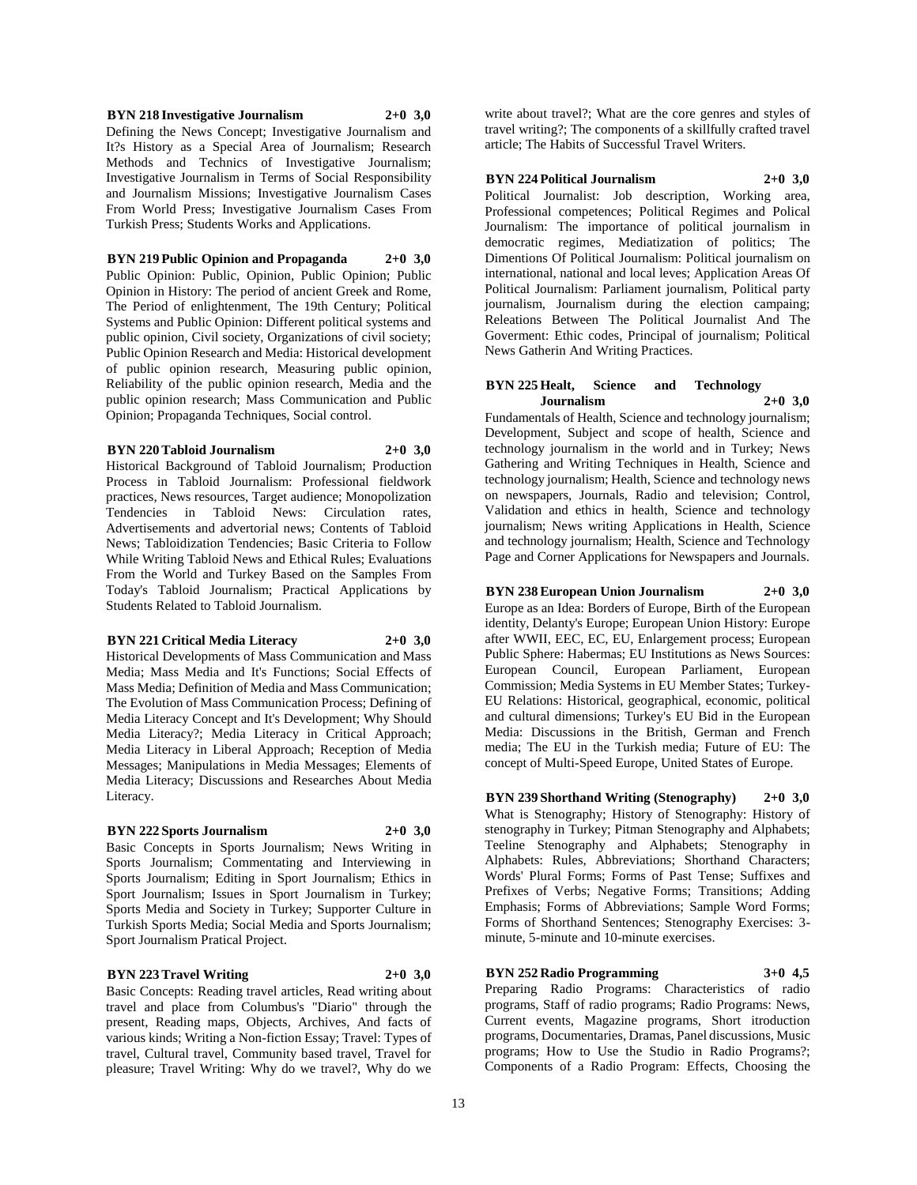**BYN 218 Investigative Journalism 2+0 3,0**

Defining the News Concept; Investigative Journalism and It?s History as a Special Area of Journalism; Research Methods and Technics of Investigative Journalism; Investigative Journalism in Terms of Social Responsibility and Journalism Missions; Investigative Journalism Cases From World Press; Investigative Journalism Cases From Turkish Press; Students Works and Applications.

**BYN 219 Public Opinion and Propaganda 2+0 3,0**

Public Opinion: Public, Opinion, Public Opinion; Public Opinion in History: The period of ancient Greek and Rome, The Period of enlightenment, The 19th Century; Political Systems and Public Opinion: Different political systems and public opinion, Civil society, Organizations of civil society; Public Opinion Research and Media: Historical development of public opinion research, Measuring public opinion, Reliability of the public opinion research, Media and the public opinion research; Mass Communication and Public Opinion; Propaganda Techniques, Social control.

**BYN 220 Tabloid Journalism 2+0 3,0**

Historical Background of Tabloid Journalism; Production Process in Tabloid Journalism: Professional fieldwork practices, News resources, Target audience; Monopolization Tendencies in Tabloid News: Circulation rates, Advertisements and advertorial news; Contents of Tabloid News; Tabloidization Tendencies; Basic Criteria to Follow While Writing Tabloid News and Ethical Rules; Evaluations From the World and Turkey Based on the Samples From Today's Tabloid Journalism; Practical Applications by Students Related to Tabloid Journalism.

**BYN 221 Critical Media Literacy 2+0 3,0**

Historical Developments of Mass Communication and Mass Media; Mass Media and It's Functions; Social Effects of Mass Media; Definition of Media and Mass Communication; The Evolution of Mass Communication Process; Defining of Media Literacy Concept and It's Development; Why Should Media Literacy?; Media Literacy in Critical Approach; Media Literacy in Liberal Approach; Reception of Media Messages; Manipulations in Media Messages; Elements of Media Literacy; Discussions and Researches About Media Literacy.

**BYN 222 Sports Journalism 2+0 3,0**

Basic Concepts in Sports Journalism; News Writing in Sports Journalism; Commentating and Interviewing in Sports Journalism; Editing in Sport Journalism; Ethics in Sport Journalism; Issues in Sport Journalism in Turkey; Sports Media and Society in Turkey; Supporter Culture in Turkish Sports Media; Social Media and Sports Journalism; Sport Journalism Pratical Project.

**BYN 223 Travel Writing 2+0 3,0**

Basic Concepts: Reading travel articles, Read writing about travel and place from Columbus's "Diario" through the present, Reading maps, Objects, Archives, And facts of various kinds; Writing a Non-fiction Essay; Travel: Types of travel, Cultural travel, Community based travel, Travel for pleasure; Travel Writing: Why do we travel?, Why do we write about travel?; What are the core genres and styles of travel writing?; The components of a skillfully crafted travel article; The Habits of Successful Travel Writers.

**BYN 224 Political Journalism 2+0 3,0**

Political Journalist: Job description, Working area, Professional competences; Political Regimes and Polical Journalism: The importance of political journalism in democratic regimes, Mediatization of politics; The Dimentions Of Political Journalism: Political journalism on international, national and local leves; Application Areas Of Political Journalism: Parliament journalism, Political party journalism, Journalism during the election campaing; Releations Between The Political Journalist And The Goverment: Ethic codes, Principal of journalism; Political News Gatherin And Writing Practices.

**BYN 225 Healt, Science and Technology Journalism 2+0 3,0**

Fundamentals of Health, Science and technology journalism; Development, Subject and scope of health, Science and technology journalism in the world and in Turkey; News Gathering and Writing Techniques in Health, Science and technology journalism; Health, Science and technology news on newspapers, Journals, Radio and television; Control, Validation and ethics in health, Science and technology journalism; News writing Applications in Health, Science and technology journalism; Health, Science and Technology Page and Corner Applications for Newspapers and Journals.

**BYN 238 European Union Journalism 2+0 3,0**

Europe as an Idea: Borders of Europe, Birth of the European identity, Delanty's Europe; European Union History: Europe after WWII, EEC, EC, EU, Enlargement process; European Public Sphere: Habermas; EU Institutions as News Sources: European Council, European Parliament, European Commission; Media Systems in EU Member States; Turkey-EU Relations: Historical, geographical, economic, political and cultural dimensions; Turkey's EU Bid in the European Media: Discussions in the British, German and French media; The EU in the Turkish media; Future of EU: The concept of Multi-Speed Europe, United States of Europe.

**BYN 239 Shorthand Writing (Stenography) 2+0 3,0**

What is Stenography; History of Stenography: History of stenography in Turkey; Pitman Stenography and Alphabets; Teeline Stenography and Alphabets; Stenography in Alphabets: Rules, Abbreviations; Shorthand Characters; Words' Plural Forms; Forms of Past Tense; Suffixes and Prefixes of Verbs; Negative Forms; Transitions; Adding Emphasis; Forms of Abbreviations; Sample Word Forms; Forms of Shorthand Sentences; Stenography Exercises: 3-minute, 5-minute and 10-minute exercises.

**BYN 252 Radio Programming 3+0 4,5**

Preparing Radio Programs: Characteristics of radio programs, Staff of radio programs; Radio Programs: News, Current events, Magazine programs, Short itroduction programs, Documentaries, Dramas, Panel discussions, Music programs; How to Use the Studio in Radio Programs?; Components of a Radio Program: Effects, Choosing the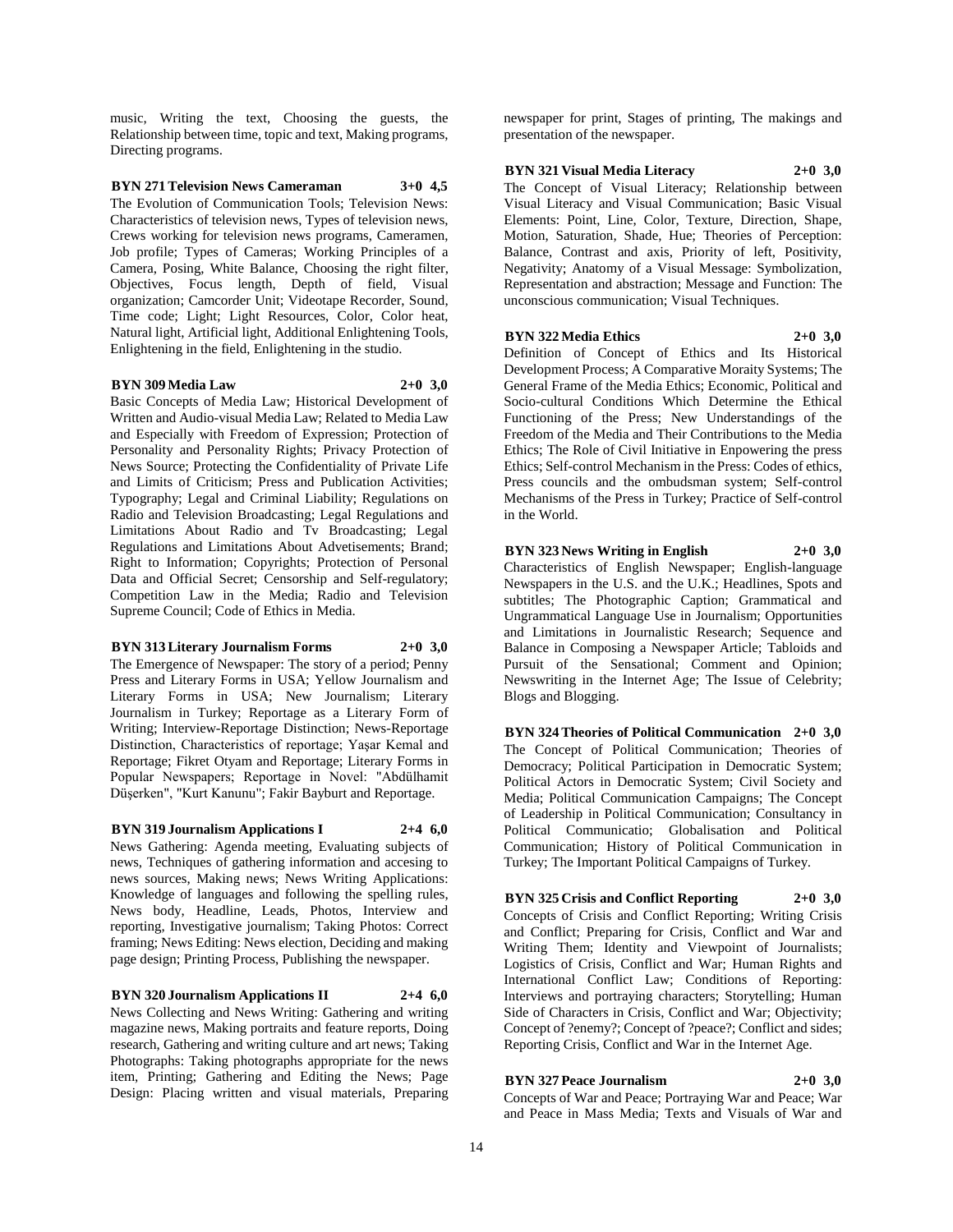music, Writing the text, Choosing the guests, the Relationship between time, topic and text, Making programs, Directing programs.

**BYN 271 Television News Cameraman 3+0 4,5**

The Evolution of Communication Tools; Television News: Characteristics of television news, Types of television news, Crews working for television news programs, Cameramen, Job profile; Types of Cameras; Working Principles of a Camera, Posing, White Balance, Choosing the right filter, Objectives, Focus length, Depth of field, Visual organization; Camcorder Unit; Videotape Recorder, Sound, Time code; Light; Light Resources, Color, Color heat, Natural light, Artificial light, Additional Enlightening Tools, Enlightening in the field, Enlightening in the studio.

**BYN 309 Media Law 2+0 3,0**

Basic Concepts of Media Law; Historical Development of Written and Audio-visual Media Law; Related to Media Law and Especially with Freedom of Expression; Protection of Personality and Personality Rights; Privacy Protection of News Source; Protecting the Confidentiality of Private Life and Limits of Criticism; Press and Publication Activities; Typography; Legal and Criminal Liability; Regulations on Radio and Television Broadcasting; Legal Regulations and Limitations About Radio and Tv Broadcasting; Legal Regulations and Limitations About Advetisements; Brand; Right to Information; Copyrights; Protection of Personal Data and Official Secret; Censorship and Self-regulatory; Competition Law in the Media; Radio and Television Supreme Council; Code of Ethics in Media.

**BYN 313 Literary Journalism Forms 2+0 3,0**

The Emergence of Newspaper: The story of a period; Penny Press and Literary Forms in USA; Yellow Journalism and Literary Forms in USA; New Journalism; Literary Journalism in Turkey; Reportage as a Literary Form of Writing; Interview-Reportage Distinction; News-Reportage Distinction, Characteristics of reportage; Yaşar Kemal and Reportage; Fikret Otyam and Reportage; Literary Forms in Popular Newspapers; Reportage in Novel: "Abdülhamit Düşerken", "Kurt Kanunu"; Fakir Bayburt and Reportage.

**BYN 319 Journalism Applications I 2+4 6,0**

News Gathering: Agenda meeting, Evaluating subjects of news, Techniques of gathering information and accesing to news sources, Making news; News Writing Applications: Knowledge of languages and following the spelling rules, News body, Headline, Leads, Photos, Interview and reporting, Investigative journalism; Taking Photos: Correct framing; News Editing: News election, Deciding and making page design; Printing Process, Publishing the newspaper.

**BYN 320 Journalism Applications II 2+4 6,0**

News Collecting and News Writing: Gathering and writing magazine news, Making portraits and feature reports, Doing research, Gathering and writing culture and art news; Taking Photographs: Taking photographs appropriate for the news item, Printing; Gathering and Editing the News; Page Design: Placing written and visual materials, Preparing newspaper for print, Stages of printing, The makings and presentation of the newspaper.

**BYN 321 Visual Media Literacy 2+0 3,0**

The Concept of Visual Literacy; Relationship between Visual Literacy and Visual Communication; Basic Visual Elements: Point, Line, Color, Texture, Direction, Shape, Motion, Saturation, Shade, Hue; Theories of Perception: Balance, Contrast and axis, Priority of left, Positivity, Negativity; Anatomy of a Visual Message: Symbolization, Representation and abstraction; Message and Function: The unconscious communication; Visual Techniques.

**BYN 322 Media Ethics 2+0 3,0**

Definition of Concept of Ethics and Its Historical Development Process; A Comparative Moraity Systems; The General Frame of the Media Ethics; Economic, Political and Socio-cultural Conditions Which Determine the Ethical Functioning of the Press; New Understandings of the Freedom of the Media and Their Contributions to the Media Ethics; The Role of Civil Initiative in Enpowering the press Ethics; Self-control Mechanism in the Press: Codes of ethics, Press councils and the ombudsman system; Self-control Mechanisms of the Press in Turkey; Practice of Self-control in the World.

**BYN 323 News Writing in English 2+0 3,0**

Characteristics of English Newspaper; English-language Newspapers in the U.S. and the U.K.; Headlines, Spots and subtitles; The Photographic Caption; Grammatical and Ungrammatical Language Use in Journalism; Opportunities and Limitations in Journalistic Research; Sequence and Balance in Composing a Newspaper Article; Tabloids and Pursuit of the Sensational; Comment and Opinion; Newswriting in the Internet Age; The Issue of Celebrity; Blogs and Blogging.

**BYN 324 Theories of Political Communication 2+0 3,0**

The Concept of Political Communication; Theories of Democracy; Political Participation in Democratic System; Political Actors in Democratic System; Civil Society and Media; Political Communication Campaigns; The Concept of Leadership in Political Communication; Consultancy in Political Communicatio; Globalisation and Political Communication; History of Political Communication in Turkey; The Important Political Campaigns of Turkey.

**BYN 325 Crisis and Conflict Reporting 2+0 3,0**

Concepts of Crisis and Conflict Reporting; Writing Crisis and Conflict; Preparing for Crisis, Conflict and War and Writing Them; Identity and Viewpoint of Journalists; Logistics of Crisis, Conflict and War; Human Rights and International Conflict Law; Conditions of Reporting: Interviews and portraying characters; Storytelling; Human Side of Characters in Crisis, Conflict and War; Objectivity; Concept of ?enemy?; Concept of ?peace?; Conflict and sides; Reporting Crisis, Conflict and War in the Internet Age.

**BYN 327 Peace Journalism 2+0 3,0**

Concepts of War and Peace; Portraying War and Peace; War and Peace in Mass Media; Texts and Visuals of War and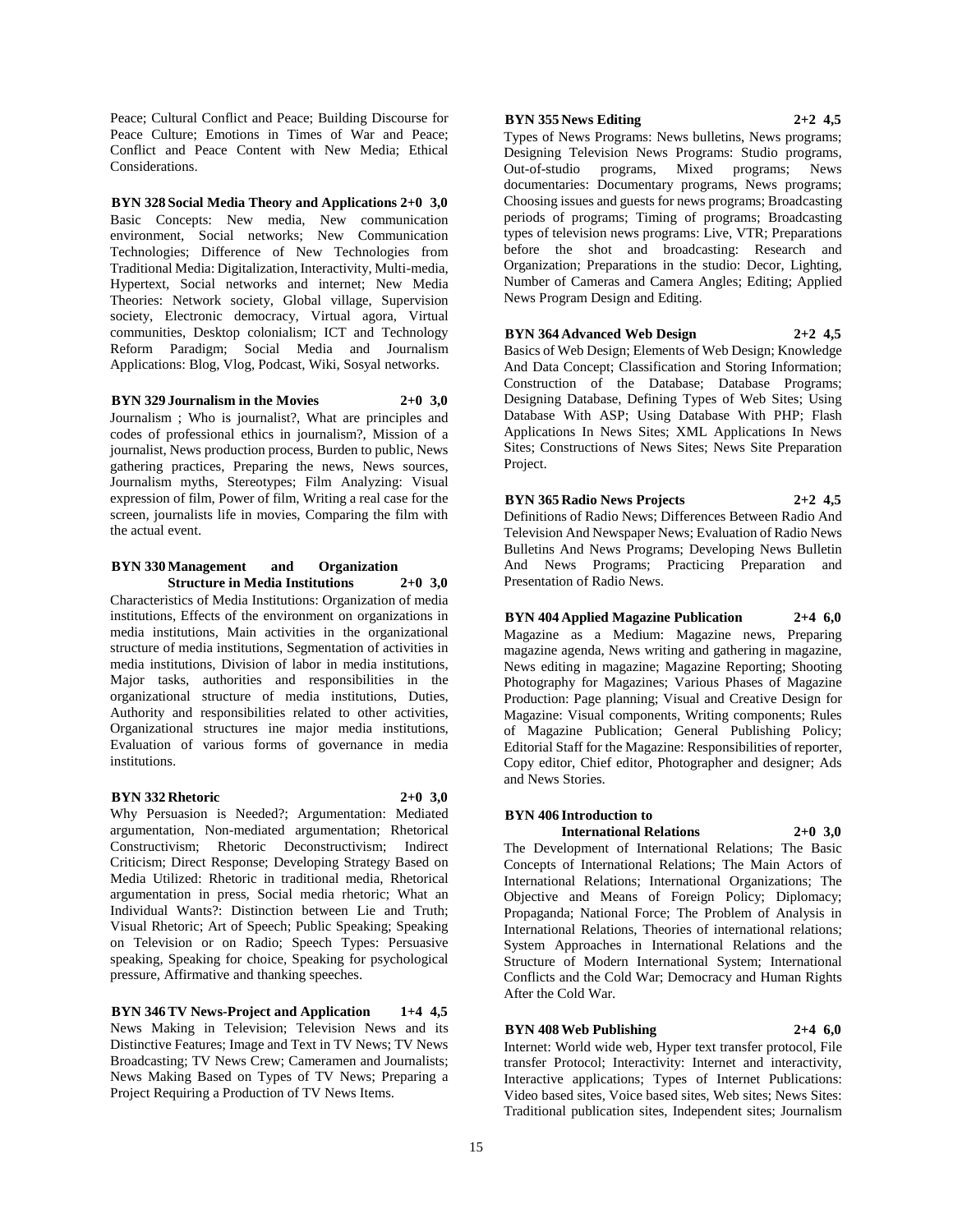Peace; Cultural Conflict and Peace; Building Discourse for Peace Culture; Emotions in Times of War and Peace; Conflict and Peace Content with New Media; Ethical Considerations.

**BYN 328 Social Media Theory and Applications 2+0 3,0**

Basic Concepts: New media, New communication environment, Social networks; New Communication Technologies; Difference of New Technologies from Traditional Media: Digitalization, Interactivity, Multi-media, Hypertext, Social networks and internet; New Media Theories: Network society, Global village, Supervision society, Electronic democracy, Virtual agora, Virtual communities, Desktop colonialism; ICT and Technology Reform Paradigm; Social Media and Journalism Applications: Blog, Vlog, Podcast, Wiki, Sosyal networks.

**BYN 329 Journalism in the Movies 2+0 3,0**

Journalism ; Who is journalist?, What are principles and codes of professional ethics in journalism?, Mission of a journalist, News production process, Burden to public, News gathering practices, Preparing the news, News sources, Journalism myths, Stereotypes; Film Analyzing: Visual expression of film, Power of film, Writing a real case for the screen, journalists life in movies, Comparing the film with the actual event.

**BYN 330 Management and Organization Structure in Media Institutions 2+0 3,0**

Characteristics of Media Institutions: Organization of media institutions, Effects of the environment on organizations in media institutions, Main activities in the organizational structure of media institutions, Segmentation of activities in media institutions, Division of labor in media institutions, Major tasks, authorities and responsibilities in the organizational structure of media institutions, Duties, Authority and responsibilities related to other activities, Organizational structures ine major media institutions, Evaluation of various forms of governance in media institutions.

**BYN 332 Rhetoric 2+0 3,0**

Why Persuasion is Needed?; Argumentation: Mediated argumentation, Non-mediated argumentation; Rhetorical Constructivism; Rhetoric Deconstructivism; Indirect Criticism; Direct Response; Developing Strategy Based on Media Utilized: Rhetoric in traditional media, Rhetorical argumentation in press, Social media rhetoric; What an Individual Wants?: Distinction between Lie and Truth; Visual Rhetoric; Art of Speech; Public Speaking; Speaking on Television or on Radio; Speech Types: Persuasive speaking, Speaking for choice, Speaking for psychological pressure, Affirmative and thanking speeches.

**BYN 346 TV News-Project and Application 1+4 4,5**

News Making in Television; Television News and its Distinctive Features; Image and Text in TV News; TV News Broadcasting; TV News Crew; Cameramen and Journalists; News Making Based on Types of TV News; Preparing a Project Requiring a Production of TV News Items.

**BYN 355 News Editing 2+2 4,5**

Types of News Programs: News bulletins, News programs; Designing Television News Programs: Studio programs, Out-of-studio programs, Mixed programs; News documentaries: Documentary programs, News programs; Choosing issues and guests for news programs; Broadcasting periods of programs; Timing of programs; Broadcasting types of television news programs: Live, VTR; Preparations before the shot and broadcasting: Research and Organization; Preparations in the studio: Decor, Lighting, Number of Cameras and Camera Angles; Editing; Applied News Program Design and Editing.

**BYN 364 Advanced Web Design 2+2 4,5**

Basics of Web Design; Elements of Web Design; Knowledge And Data Concept; Classification and Storing Information; Construction of the Database; Database Programs; Designing Database, Defining Types of Web Sites; Using Database With ASP; Using Database With PHP; Flash Applications In News Sites; XML Applications In News Sites; Constructions of News Sites; News Site Preparation Project.

**BYN 365 Radio News Projects 2+2 4,5**

Definitions of Radio News; Differences Between Radio And Television And Newspaper News; Evaluation of Radio News Bulletins And News Programs; Developing News Bulletin And News Programs; Practicing Preparation and Presentation of Radio News.

**BYN 404 Applied Magazine Publication 2+4 6,0**

Magazine as a Medium: Magazine news, Preparing magazine agenda, News writing and gathering in magazine, News editing in magazine; Magazine Reporting; Shooting Photography for Magazines; Various Phases of Magazine Production: Page planning; Visual and Creative Design for Magazine: Visual components, Writing components; Rules of Magazine Publication; General Publishing Policy; Editorial Staff for the Magazine: Responsibilities of reporter, Copy editor, Chief editor, Photographer and designer; Ads and News Stories.

**BYN 406 Introduction to International Relations 2+0 3,0**

The Development of International Relations; The Basic Concepts of International Relations; The Main Actors of International Relations; International Organizations; The Objective and Means of Foreign Policy; Diplomacy; Propaganda; National Force; The Problem of Analysis in International Relations, Theories of international relations; System Approaches in International Relations and the Structure of Modern International System; International Conflicts and the Cold War; Democracy and Human Rights After the Cold War.

**BYN 408 Web Publishing 2+4 6,0**

Internet: World wide web, Hyper text transfer protocol, File transfer Protocol; Interactivity: Internet and interactivity, Interactive applications; Types of Internet Publications: Video based sites, Voice based sites, Web sites; News Sites: Traditional publication sites, Independent sites; Journalism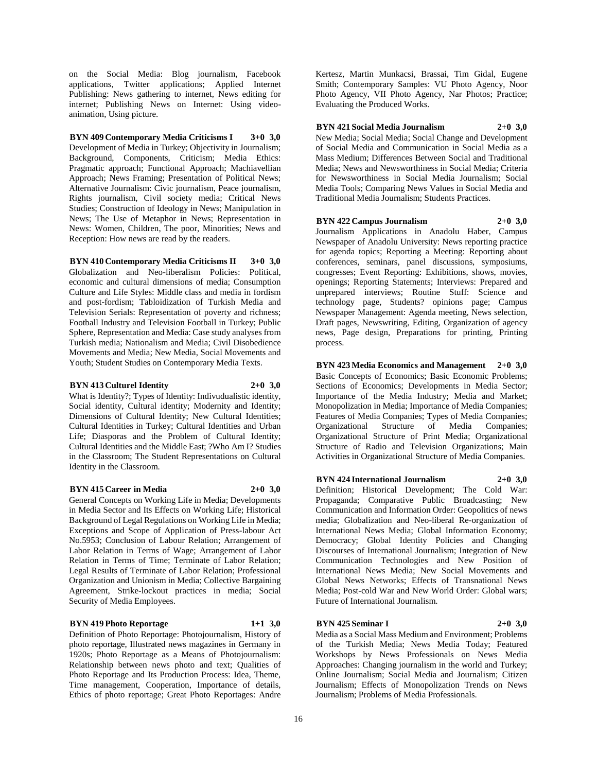on the Social Media: Blog journalism, Facebook applications, Twitter applications; Applied Internet Publishing: News gathering to internet, News editing for internet; Publishing News on Internet: Using video-animation, Using picture.

**BYN 409 Contemporary Media Criticisms I 3+0 3,0**
Development of Media in Turkey; Objectivity in Journalism; Background, Components, Criticism; Media Ethics: Pragmatic approach; Functional Approach; Machiavellian Approach; News Framing; Presentation of Political News; Alternative Journalism: Civic journalism, Peace journalism, Rights journalism, Civil society media; Critical News Studies; Construction of Ideology in News; Manipulation in News; The Use of Metaphor in News; Representation in News: Women, Children, The poor, Minorities; News and Reception: How news are read by the readers.

**BYN 410 Contemporary Media Criticisms II 3+0 3,0**
Globalization and Neo-liberalism Policies: Political, economic and cultural dimensions of media; Consumption Culture and Life Styles: Middle class and media in fordism and post-fordism; Tabloidization of Turkish Media and Television Serials: Representation of poverty and richness; Football Industry and Television Football in Turkey; Public Sphere, Representation and Media: Case study analyses from Turkish media; Nationalism and Media; Civil Disobedience Movements and Media; New Media, Social Movements and Youth; Student Studies on Contemporary Media Texts.

**BYN 413 Culturel Identity 2+0 3,0**
What is Identity?; Types of Identity: Indivudualistic identity, Social identity, Cultural identity; Modernity and Identity; Dimensions of Cultural Identity; New Cultural Identities; Cultural Identities in Turkey; Cultural Identities and Urban Life; Diasporas and the Problem of Cultural Identity; Cultural Identities and the Middle East; ?Who Am I? Studies in the Classroom; The Student Representations on Cultural Identity in the Classroom.

**BYN 415 Career in Media 2+0 3,0**
General Concepts on Working Life in Media; Developments in Media Sector and Its Effects on Working Life; Historical Background of Legal Regulations on Working Life in Media; Exceptions and Scope of Application of Press-labour Act No.5953; Conclusion of Labour Relation; Arrangement of Labor Relation in Terms of Wage; Arrangement of Labor Relation in Terms of Time; Terminate of Labor Relation; Legal Results of Terminate of Labor Relation; Professional Organization and Unionism in Media; Collective Bargaining Agreement, Strike-lockout practices in media; Social Security of Media Employees.

**BYN 419 Photo Reportage 1+1 3,0**
Definition of Photo Reportage: Photojournalism, History of photo reportage, Illustrated news magazines in Germany in 1920s; Photo Reportage as a Means of Photojournalism: Relationship between news photo and text; Qualities of Photo Reportage and Its Production Process: Idea, Theme, Time management, Cooperation, Importance of details, Ethics of photo reportage; Great Photo Reportages: Andre Kertesz, Martin Munkacsi, Brassai, Tim Gidal, Eugene Smith; Contemporary Samples: VU Photo Agency, Noor Photo Agency, VII Photo Agency, Nar Photos; Practice; Evaluating the Produced Works.

**BYN 421 Social Media Journalism 2+0 3,0**
New Media; Social Media; Social Change and Development of Social Media and Communication in Social Media as a Mass Medium; Differences Between Social and Traditional Media; News and Newsworthiness in Social Media; Criteria for Newsworthiness in Social Media Journalism; Social Media Tools; Comparing News Values in Social Media and Traditional Media Journalism; Students Practices.

**BYN 422 Campus Journalism 2+0 3,0**
Journalism Applications in Anadolu Haber, Campus Newspaper of Anadolu University: News reporting practice for agenda topics; Reporting a Meeting: Reporting about conferences, seminars, panel discussions, symposiums, congresses; Event Reporting: Exhibitions, shows, movies, openings; Reporting Statements; Interviews: Prepared and unprepared interviews; Routine Stuff: Science and technology page, Students? opinions page; Campus Newspaper Management: Agenda meeting, News selection, Draft pages, Newswriting, Editing, Organization of agency news, Page design, Preparations for printing, Printing process.

**BYN 423 Media Economics and Management 2+0 3,0**
Basic Concepts of Economics; Basic Economic Problems; Sections of Economics; Developments in Media Sector; Importance of the Media Industry; Media and Market; Monopolization in Media; Importance of Media Companies; Features of Media Companies; Types of Media Companies; Organizational Structure of Media Companies; Organizational Structure of Print Media; Organizational Structure of Radio and Television Organizations; Main Activities in Organizational Structure of Media Companies.

**BYN 424 International Journalism 2+0 3,0**
Definition; Historical Development; The Cold War: Propaganda; Comparative Public Broadcasting; New Communication and Information Order: Geopolitics of news media; Globalization and Neo-liberal Re-organization of International News Media; Global Information Economy; Democracy; Global Identity Policies and Changing Discourses of International Journalism; Integration of New Communication Technologies and New Position of International News Media; New Social Movements and Global News Networks; Effects of Transnational News Media; Post-cold War and New World Order: Global wars; Future of International Journalism.

**BYN 425 Seminar I 2+0 3,0**
Media as a Social Mass Medium and Environment; Problems of the Turkish Media; News Media Today; Featured Workshops by News Professionals on News Media Approaches: Changing journalism in the world and Turkey; Online Journalism; Social Media and Journalism; Citizen Journalism; Effects of Monopolization Trends on News Journalism; Problems of Media Professionals.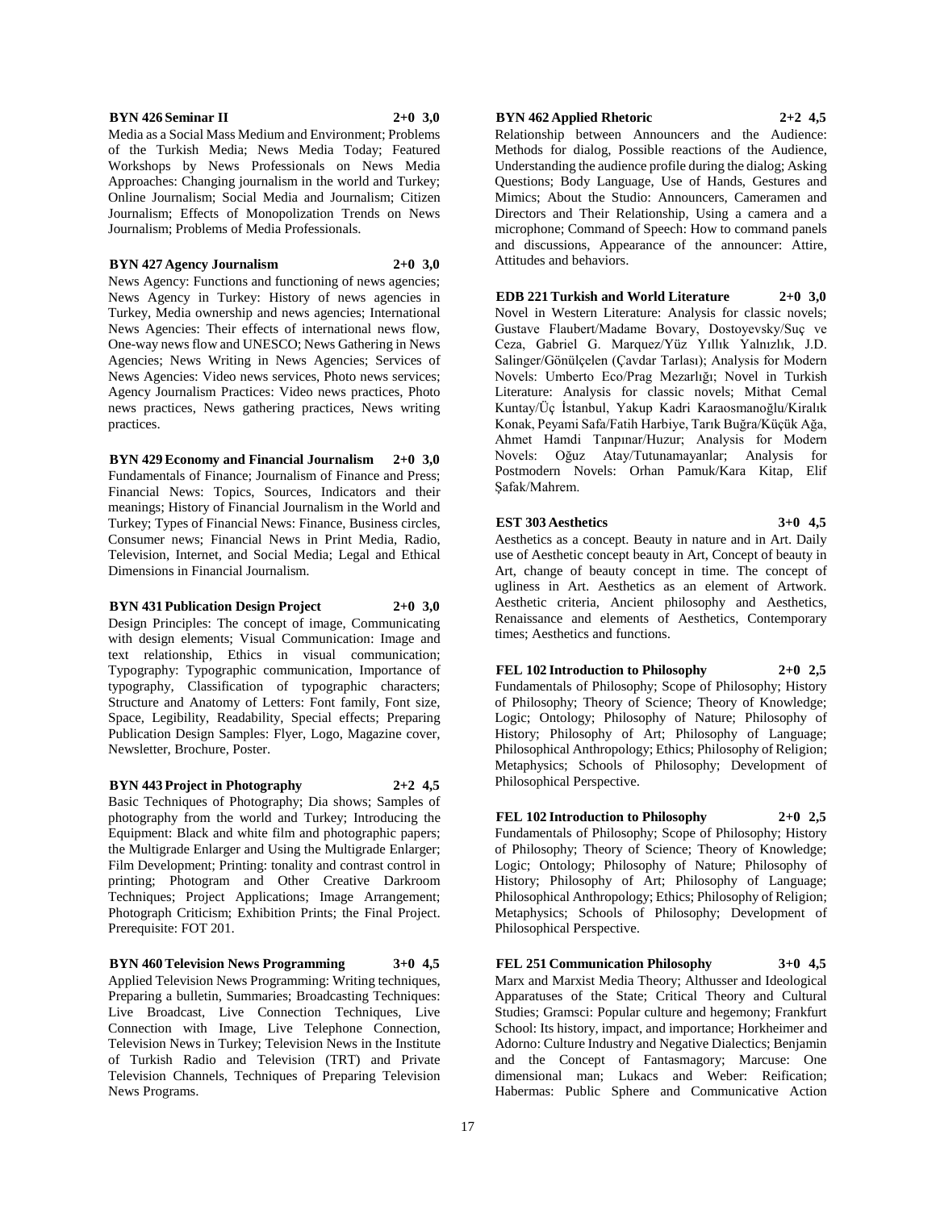**BYN 426 Seminar II** 2+0 3,0

Media as a Social Mass Medium and Environment; Problems of the Turkish Media; News Media Today; Featured Workshops by News Professionals on News Media Approaches: Changing journalism in the world and Turkey; Online Journalism; Social Media and Journalism; Citizen Journalism; Effects of Monopolization Trends on News Journalism; Problems of Media Professionals.

**BYN 427 Agency Journalism** 2+0 3,0

News Agency: Functions and functioning of news agencies; News Agency in Turkey: History of news agencies in Turkey, Media ownership and news agencies; International News Agencies: Their effects of international news flow, One-way news flow and UNESCO; News Gathering in News Agencies; News Writing in News Agencies; Services of News Agencies: Video news services, Photo news services; Agency Journalism Practices: Video news practices, Photo news practices, News gathering practices, News writing practices.

**BYN 429 Economy and Financial Journalism** 2+0 3,0

Fundamentals of Finance; Journalism of Finance and Press; Financial News: Topics, Sources, Indicators and their meanings; History of Financial Journalism in the World and Turkey; Types of Financial News: Finance, Business circles, Consumer news; Financial News in Print Media, Radio, Television, Internet, and Social Media; Legal and Ethical Dimensions in Financial Journalism.

**BYN 431 Publication Design Project** 2+0 3,0

Design Principles: The concept of image, Communicating with design elements; Visual Communication: Image and text relationship, Ethics in visual communication; Typography: Typographic communication, Importance of typography, Classification of typographic characters; Structure and Anatomy of Letters: Font family, Font size, Space, Legibility, Readability, Special effects; Preparing Publication Design Samples: Flyer, Logo, Magazine cover, Newsletter, Brochure, Poster.

**BYN 443 Project in Photography** 2+2 4,5

Basic Techniques of Photography; Dia shows; Samples of photography from the world and Turkey; Introducing the Equipment: Black and white film and photographic papers; the Multigrade Enlarger and Using the Multigrade Enlarger; Film Development; Printing: tonality and contrast control in printing; Photogram and Other Creative Darkroom Techniques; Project Applications; Image Arrangement; Photograph Criticism; Exhibition Prints; the Final Project. Prerequisite: FOT 201.

**BYN 460 Television News Programming** 3+0 4,5

Applied Television News Programming: Writing techniques, Preparing a bulletin, Summaries; Broadcasting Techniques: Live Broadcast, Live Connection Techniques, Live Connection with Image, Live Telephone Connection, Television News in Turkey; Television News in the Institute of Turkish Radio and Television (TRT) and Private Television Channels, Techniques of Preparing Television News Programs.

**BYN 462 Applied Rhetoric** 2+2 4,5

Relationship between Announcers and the Audience: Methods for dialog, Possible reactions of the Audience, Understanding the audience profile during the dialog; Asking Questions; Body Language, Use of Hands, Gestures and Mimics; About the Studio: Announcers, Cameramen and Directors and Their Relationship, Using a camera and a microphone; Command of Speech: How to command panels and discussions, Appearance of the announcer: Attire, Attitudes and behaviors.

**EDB 221 Turkish and World Literature** 2+0 3,0

Novel in Western Literature: Analysis for classic novels; Gustave Flaubert/Madame Bovary, Dostoyevsky/Suç ve Ceza, Gabriel G. Marquez/Yüz Yıllık Yalnızlık, J.D. Salinger/Gönülçelen (Çavdar Tarlası); Analysis for Modern Novels: Umberto Eco/Prag Mezarlığı; Novel in Turkish Literature: Analysis for classic novels; Mithat Cemal Kuntay/Üç İstanbul, Yakup Kadri Karaosmanoğlu/Kiralık Konak, Peyami Safa/Fatih Harbiye, Tarık Buğra/Küçük Ağa, Ahmet Hamdi Tanpınar/Huzur; Analysis for Modern Novels: Oğuz Atay/Tutunamayanlar; Analysis for Postmodern Novels: Orhan Pamuk/Kara Kitap, Elif Şafak/Mahrem.

**EST 303 Aesthetics** 3+0 4,5

Aesthetics as a concept. Beauty in nature and in Art. Daily use of Aesthetic concept beauty in Art, Concept of beauty in Art, change of beauty concept in time. The concept of ugliness in Art. Aesthetics as an element of Artwork. Aesthetic criteria, Ancient philosophy and Aesthetics, Renaissance and elements of Aesthetics, Contemporary times; Aesthetics and functions.

**FEL 102 Introduction to Philosophy** 2+0 2,5

Fundamentals of Philosophy; Scope of Philosophy; History of Philosophy; Theory of Science; Theory of Knowledge; Logic; Ontology; Philosophy of Nature; Philosophy of History; Philosophy of Art; Philosophy of Language; Philosophical Anthropology; Ethics; Philosophy of Religion; Metaphysics; Schools of Philosophy; Development of Philosophical Perspective.

**FEL 102 Introduction to Philosophy** 2+0 2,5

Fundamentals of Philosophy; Scope of Philosophy; History of Philosophy; Theory of Science; Theory of Knowledge; Logic; Ontology; Philosophy of Nature; Philosophy of History; Philosophy of Art; Philosophy of Language; Philosophical Anthropology; Ethics; Philosophy of Religion; Metaphysics; Schools of Philosophy; Development of Philosophical Perspective.

**FEL 251 Communication Philosophy** 3+0 4,5

Marx and Marxist Media Theory; Althusser and Ideological Apparatuses of the State; Critical Theory and Cultural Studies; Gramsci: Popular culture and hegemony; Frankfurt School: Its history, impact, and importance; Horkheimer and Adorno: Culture Industry and Negative Dialectics; Benjamin and the Concept of Fantasmagory; Marcuse: One dimensional man; Lukacs and Weber: Reification; Habermas: Public Sphere and Communicative Action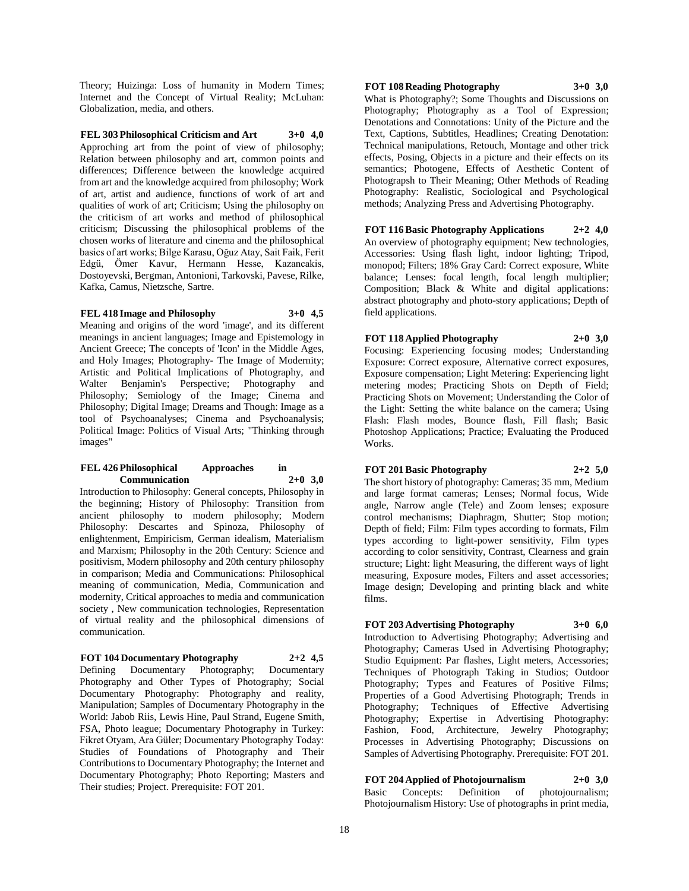Theory; Huizinga: Loss of humanity in Modern Times; Internet and the Concept of Virtual Reality; McLuhan: Globalization, media, and others.

**FEL 303 Philosophical Criticism and Art 3+0 4,0**

Approching art from the point of view of philosophy; Relation between philosophy and art, common points and differences; Difference between the knowledge acquired from art and the knowledge acquired from philosophy; Work of art, artist and audience, functions of work of art and qualities of work of art; Criticism; Using the philosophy on the criticism of art works and method of philosophical criticism; Discussing the philosophical problems of the chosen works of literature and cinema and the philosophical basics of art works; Bilge Karasu, Oğuz Atay, Sait Faik, Ferit Edgü, Ömer Kavur, Hermann Hesse, Kazancakis, Dostoyevski, Bergman, Antonioni, Tarkovski, Pavese, Rilke, Kafka, Camus, Nietzsche, Sartre.

**FEL 418 Image and Philosophy 3+0 4,5**

Meaning and origins of the word 'image', and its different meanings in ancient languages; Image and Epistemology in Ancient Greece; The concepts of 'Icon' in the Middle Ages, and Holy Images; Photography- The Image of Modernity; Artistic and Political Implications of Photography, and Walter Benjamin's Perspective; Photography and Philosophy; Semiology of the Image; Cinema and Philosophy; Digital Image; Dreams and Though: Image as a tool of Psychoanalyses; Cinema and Psychoanalysis; Political Image: Politics of Visual Arts; "Thinking through images"

**FEL 426 Philosophical Approaches in Communication 2+0 3,0**

Introduction to Philosophy: General concepts, Philosophy in the beginning; History of Philosophy: Transition from ancient philosophy to modern philosophy; Modern Philosophy: Descartes and Spinoza, Philosophy of enlightenment, Empiricism, German idealism, Materialism and Marxism; Philosophy in the 20th Century: Science and positivism, Modern philosophy and 20th century philosophy in comparison; Media and Communications: Philosophical meaning of communication, Media, Communication and modernity, Critical approaches to media and communication society , New communication technologies, Representation of virtual reality and the philosophical dimensions of communication.

**FOT 104 Documentary Photography 2+2 4,5**

Defining Documentary Photography; Documentary Photography and Other Types of Photography; Social Documentary Photography: Photography and reality, Manipulation; Samples of Documentary Photography in the World: Jabob Riis, Lewis Hine, Paul Strand, Eugene Smith, FSA, Photo league; Documentary Photography in Turkey: Fikret Otyam, Ara Güler; Documentary Photography Today: Studies of Foundations of Photography and Their Contributions to Documentary Photography; the Internet and Documentary Photography; Photo Reporting; Masters and Their studies; Project. Prerequisite: FOT 201.

**FOT 108 Reading Photography 3+0 3,0**

What is Photography?; Some Thoughts and Discussions on Photography; Photography as a Tool of Expression; Denotations and Connotations: Unity of the Picture and the Text, Captions, Subtitles, Headlines; Creating Denotation: Technical manipulations, Retouch, Montage and other trick effects, Posing, Objects in a picture and their effects on its semantics; Photogene, Effects of Aesthetic Content of Photograpsh to Their Meaning; Other Methods of Reading Photography: Realistic, Sociological and Psychological methods; Analyzing Press and Advertising Photography.

**FOT 116 Basic Photography Applications 2+2 4,0**

An overview of photography equipment; New technologies, Accessories: Using flash light, indoor lighting; Tripod, monopod; Filters; 18% Gray Card: Correct exposure, White balance; Lenses: focal length, focal length multiplier; Composition; Black & White and digital applications: abstract photography and photo-story applications; Depth of field applications.

**FOT 118 Applied Photography 2+0 3,0**

Focusing: Experiencing focusing modes; Understanding Exposure: Correct exposure, Alternative correct exposures, Exposure compensation; Light Metering: Experiencing light metering modes; Practicing Shots on Depth of Field; Practicing Shots on Movement; Understanding the Color of the Light: Setting the white balance on the camera; Using Flash: Flash modes, Bounce flash, Fill flash; Basic Photoshop Applications; Practice; Evaluating the Produced Works.

**FOT 201 Basic Photography 2+2 5,0**

The short history of photography: Cameras; 35 mm, Medium and large format cameras; Lenses; Normal focus, Wide angle, Narrow angle (Tele) and Zoom lenses; exposure control mechanisms; Diaphragm, Shutter; Stop motion; Depth of field; Film: Film types according to formats, Film types according to light-power sensitivity, Film types according to color sensitivity, Contrast, Clearness and grain structure; Light: light Measuring, the different ways of light measuring, Exposure modes, Filters and asset accessories; Image design; Developing and printing black and white films.

**FOT 203 Advertising Photography 3+0 6,0**

Introduction to Advertising Photography; Advertising and Photography; Cameras Used in Advertising Photography; Studio Equipment: Par flashes, Light meters, Accessories; Techniques of Photograph Taking in Studios; Outdoor Photography; Types and Features of Positive Films; Properties of a Good Advertising Photograph; Trends in Photography; Techniques of Effective Advertising Photography; Expertise in Advertising Photography: Fashion, Food, Architecture, Jewelry Photography; Processes in Advertising Photography; Discussions on Samples of Advertising Photography. Prerequisite: FOT 201.

**FOT 204 Applied of Photojournalism 2+0 3,0**

Basic Concepts: Definition of photojournalism; Photojournalism History: Use of photographs in print media,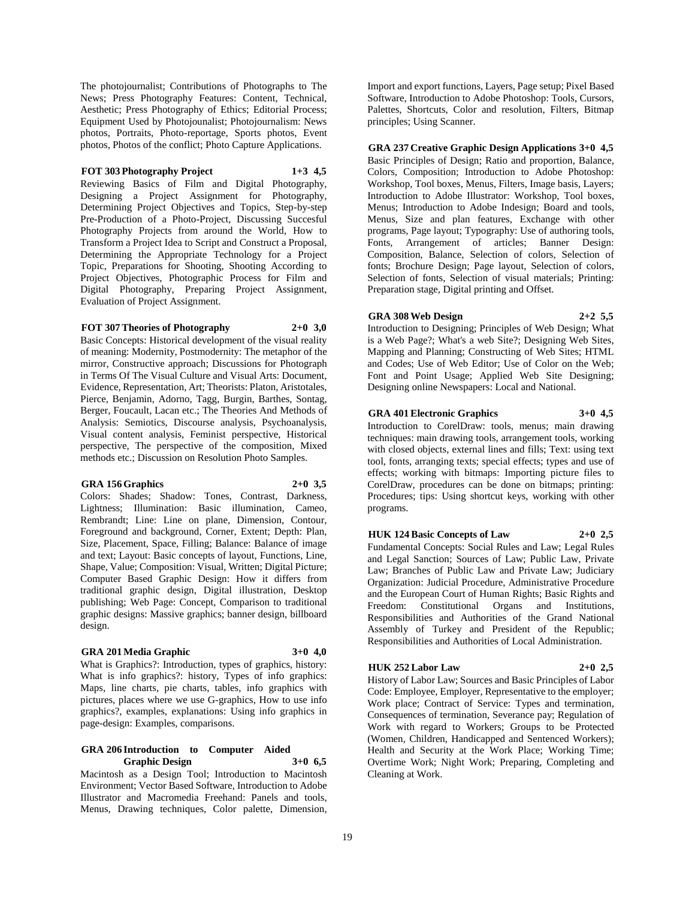The photojournalist; Contributions of Photographs to The News; Press Photography Features: Content, Technical, Aesthetic; Press Photography of Ethics; Editorial Process; Equipment Used by Photojounalist; Photojournalism: News photos, Portraits, Photo-reportage, Sports photos, Event photos, Photos of the conflict; Photo Capture Applications.

**FOT 303 Photography Project 1+3 4,5**

Reviewing Basics of Film and Digital Photography, Designing a Project Assignment for Photography, Determining Project Objectives and Topics, Step-by-step Pre-Production of a Photo-Project, Discussing Succesful Photography Projects from around the World, How to Transform a Project Idea to Script and Construct a Proposal, Determining the Appropriate Technology for a Project Topic, Preparations for Shooting, Shooting According to Project Objectives, Photographic Process for Film and Digital Photography, Preparing Project Assignment, Evaluation of Project Assignment.

**FOT 307 Theories of Photography 2+0 3,0**

Basic Concepts: Historical development of the visual reality of meaning: Modernity, Postmodernity: The metaphor of the mirror, Constructive approach; Discussions for Photograph in Terms Of The Visual Culture and Visual Arts: Document, Evidence, Representation, Art; Theorists: Platon, Aristotales, Pierce, Benjamin, Adorno, Tagg, Burgin, Barthes, Sontag, Berger, Foucault, Lacan etc.; The Theories And Methods of Analysis: Semiotics, Discourse analysis, Psychoanalysis, Visual content analysis, Feminist perspective, Historical perspective, The perspective of the composition, Mixed methods etc.; Discussion on Resolution Photo Samples.

**GRA 156 Graphics 2+0 3,5**

Colors: Shades; Shadow: Tones, Contrast, Darkness, Lightness; Illumination: Basic illumination, Cameo, Rembrandt; Line: Line on plane, Dimension, Contour, Foreground and background, Corner, Extent; Depth: Plan, Size, Placement, Space, Filling; Balance: Balance of image and text; Layout: Basic concepts of layout, Functions, Line, Shape, Value; Composition: Visual, Written; Digital Picture; Computer Based Graphic Design: How it differs from traditional graphic design, Digital illustration, Desktop publishing; Web Page: Concept, Comparison to traditional graphic designs: Massive graphics; banner design, billboard design.

**GRA 201 Media Graphic 3+0 4,0**

What is Graphics?: Introduction, types of graphics, history: What is info graphics?: history, Types of info graphics: Maps, line charts, pie charts, tables, info graphics with pictures, places where we use G-graphics, How to use info graphics?, examples, explanations: Using info graphics in page-design: Examples, comparisons.

**GRA 206 Introduction to Computer Aided Graphic Design 3+0 6,5**

Macintosh as a Design Tool; Introduction to Macintosh Environment; Vector Based Software, Introduction to Adobe Illustrator and Macromedia Freehand: Panels and tools, Menus, Drawing techniques, Color palette, Dimension, Import and export functions, Layers, Page setup; Pixel Based Software, Introduction to Adobe Photoshop: Tools, Cursors, Palettes, Shortcuts, Color and resolution, Filters, Bitmap principles; Using Scanner.

**GRA 237 Creative Graphic Design Applications 3+0 4,5**

Basic Principles of Design; Ratio and proportion, Balance, Colors, Composition; Introduction to Adobe Photoshop: Workshop, Tool boxes, Menus, Filters, Image basis, Layers; Introduction to Adobe Illustrator: Workshop, Tool boxes, Menus; Introduction to Adobe Indesign; Board and tools, Menus, Size and plan features, Exchange with other programs, Page layout; Typography: Use of authoring tools, Fonts, Arrangement of articles; Banner Design: Composition, Balance, Selection of colors, Selection of fonts; Brochure Design; Page layout, Selection of colors, Selection of fonts, Selection of visual materials; Printing: Preparation stage, Digital printing and Offset.

**GRA 308 Web Design 2+2 5,5**

Introduction to Designing; Principles of Web Design; What is a Web Page?; What's a web Site?; Designing Web Sites, Mapping and Planning; Constructing of Web Sites; HTML and Codes; Use of Web Editor; Use of Color on the Web; Font and Point Usage; Applied Web Site Designing; Designing online Newspapers: Local and National.

**GRA 401 Electronic Graphics 3+0 4,5**

Introduction to CorelDraw: tools, menus; main drawing techniques: main drawing tools, arrangement tools, working with closed objects, external lines and fills; Text: using text tool, fonts, arranging texts; special effects; types and use of effects; working with bitmaps: Importing picture files to CorelDraw, procedures can be done on bitmaps; printing: Procedures; tips: Using shortcut keys, working with other programs.

**HUK 124 Basic Concepts of Law 2+0 2,5**

Fundamental Concepts: Social Rules and Law; Legal Rules and Legal Sanction; Sources of Law; Public Law, Private Law; Branches of Public Law and Private Law; Judiciary Organization: Judicial Procedure, Administrative Procedure and the European Court of Human Rights; Basic Rights and Freedom: Constitutional Organs and Institutions, Responsibilities and Authorities of the Grand National Assembly of Turkey and President of the Republic; Responsibilities and Authorities of Local Administration.

**HUK 252 Labor Law 2+0 2,5**

History of Labor Law; Sources and Basic Principles of Labor Code: Employee, Employer, Representative to the employer; Work place; Contract of Service: Types and termination, Consequences of termination, Severance pay; Regulation of Work with regard to Workers; Groups to be Protected (Women, Children, Handicapped and Sentenced Workers); Health and Security at the Work Place; Working Time; Overtime Work; Night Work; Preparing, Completing and Cleaning at Work.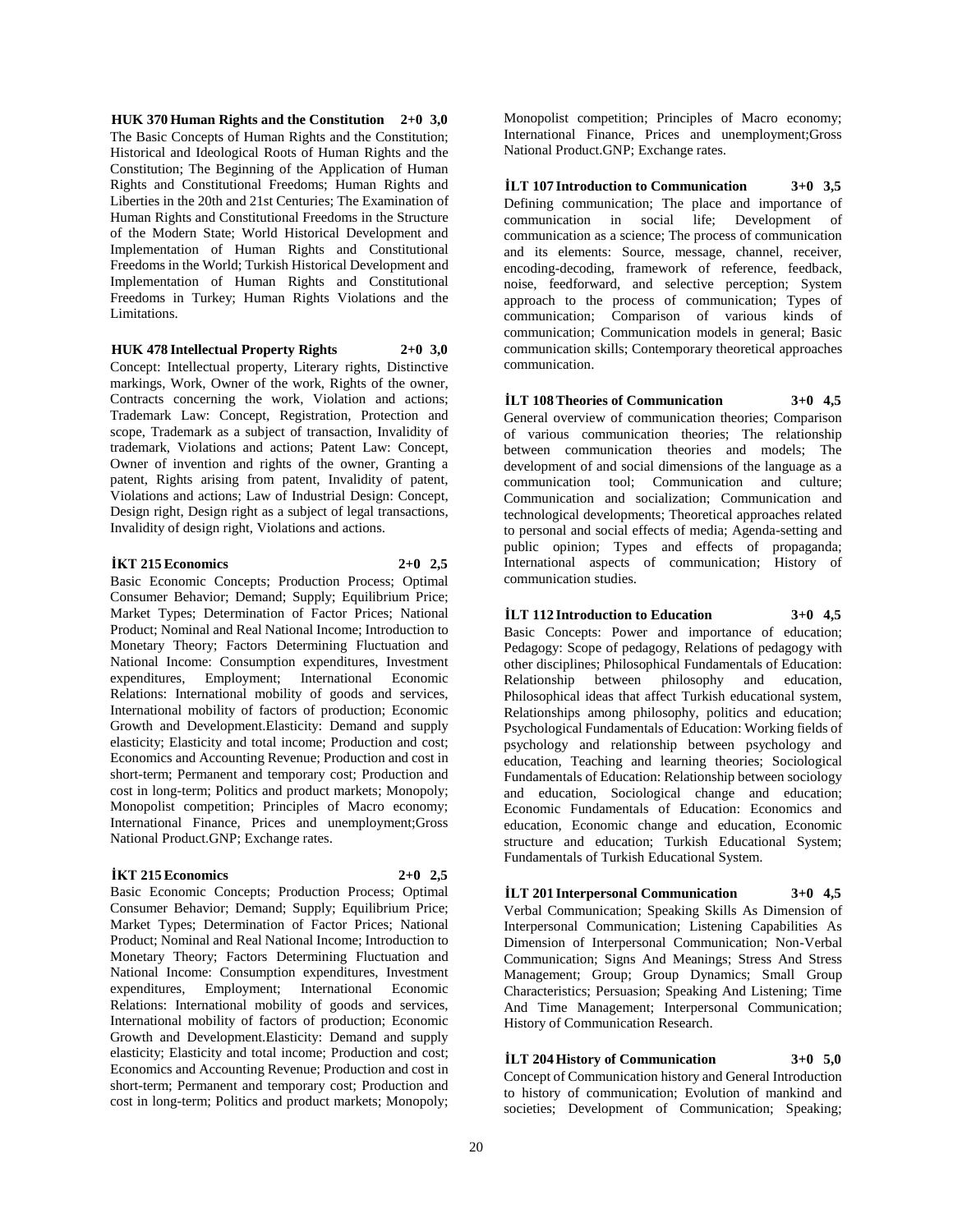**HUK 370 Human Rights and the Constitution 2+0 3,0**

The Basic Concepts of Human Rights and the Constitution; Historical and Ideological Roots of Human Rights and the Constitution; The Beginning of the Application of Human Rights and Constitutional Freedoms; Human Rights and Liberties in the 20th and 21st Centuries; The Examination of Human Rights and Constitutional Freedoms in the Structure of the Modern State; World Historical Development and Implementation of Human Rights and Constitutional Freedoms in the World; Turkish Historical Development and Implementation of Human Rights and Constitutional Freedoms in Turkey; Human Rights Violations and the Limitations.

**HUK 478 Intellectual Property Rights 2+0 3,0**

Concept: Intellectual property, Literary rights, Distinctive markings, Work, Owner of the work, Rights of the owner, Contracts concerning the work, Violation and actions; Trademark Law: Concept, Registration, Protection and scope, Trademark as a subject of transaction, Invalidity of trademark, Violations and actions; Patent Law: Concept, Owner of invention and rights of the owner, Granting a patent, Rights arising from patent, Invalidity of patent, Violations and actions; Law of Industrial Design: Concept, Design right, Design right as a subject of legal transactions, Invalidity of design right, Violations and actions.

**İKT 215 Economics 2+0 2,5**

Basic Economic Concepts; Production Process; Optimal Consumer Behavior; Demand; Supply; Equilibrium Price; Market Types; Determination of Factor Prices; National Product; Nominal and Real National Income; Introduction to Monetary Theory; Factors Determining Fluctuation and National Income: Consumption expenditures, Investment expenditures, Employment; International Economic Relations: International mobility of goods and services, International mobility of factors of production; Economic Growth and Development.Elasticity: Demand and supply elasticity; Elasticity and total income; Production and cost; Economics and Accounting Revenue; Production and cost in short-term; Permanent and temporary cost; Production and cost in long-term; Politics and product markets; Monopoly; Monopolist competition; Principles of Macro economy; International Finance, Prices and unemployment;Gross National Product.GNP; Exchange rates.

**İKT 215 Economics 2+0 2,5**

Basic Economic Concepts; Production Process; Optimal Consumer Behavior; Demand; Supply; Equilibrium Price; Market Types; Determination of Factor Prices; National Product; Nominal and Real National Income; Introduction to Monetary Theory; Factors Determining Fluctuation and National Income: Consumption expenditures, Investment expenditures, Employment; International Economic Relations: International mobility of goods and services, International mobility of factors of production; Economic Growth and Development.Elasticity: Demand and supply elasticity; Elasticity and total income; Production and cost; Economics and Accounting Revenue; Production and cost in short-term; Permanent and temporary cost; Production and cost in long-term; Politics and product markets; Monopoly; Monopolist competition; Principles of Macro economy; International Finance, Prices and unemployment;Gross National Product.GNP; Exchange rates.

**İLT 107 Introduction to Communication 3+0 3,5**

Defining communication; The place and importance of communication in social life; Development of communication as a science; The process of communication and its elements: Source, message, channel, receiver, encoding-decoding, framework of reference, feedback, noise, feedforward, and selective perception; System approach to the process of communication; Types of communication; Comparison of various kinds of communication; Communication models in general; Basic communication skills; Contemporary theoretical approaches communication.

**İLT 108 Theories of Communication 3+0 4,5**

General overview of communication theories; Comparison of various communication theories; The relationship between communication theories and models; The development of and social dimensions of the language as a communication tool; Communication and culture; Communication and socialization; Communication and technological developments; Theoretical approaches related to personal and social effects of media; Agenda-setting and public opinion; Types and effects of propaganda; International aspects of communication; History of communication studies.

**İLT 112 Introduction to Education 3+0 4,5**

Basic Concepts: Power and importance of education; Pedagogy: Scope of pedagogy, Relations of pedagogy with other disciplines; Philosophical Fundamentals of Education: Relationship between philosophy and education, Philosophical ideas that affect Turkish educational system, Relationships among philosophy, politics and education; Psychological Fundamentals of Education: Working fields of psychology and relationship between psychology and education, Teaching and learning theories; Sociological Fundamentals of Education: Relationship between sociology and education, Sociological change and education; Economic Fundamentals of Education: Economics and education, Economic change and education, Economic structure and education; Turkish Educational System; Fundamentals of Turkish Educational System.

**İLT 201 Interpersonal Communication 3+0 4,5**

Verbal Communication; Speaking Skills As Dimension of Interpersonal Communication; Listening Capabilities As Dimension of Interpersonal Communication; Non-Verbal Communication; Signs And Meanings; Stress And Stress Management; Group; Group Dynamics; Small Group Characteristics; Persuasion; Speaking And Listening; Time And Time Management; Interpersonal Communication; History of Communication Research.

**İLT 204 History of Communication 3+0 5,0**

Concept of Communication history and General Introduction to history of communication; Evolution of mankind and societies; Development of Communication; Speaking;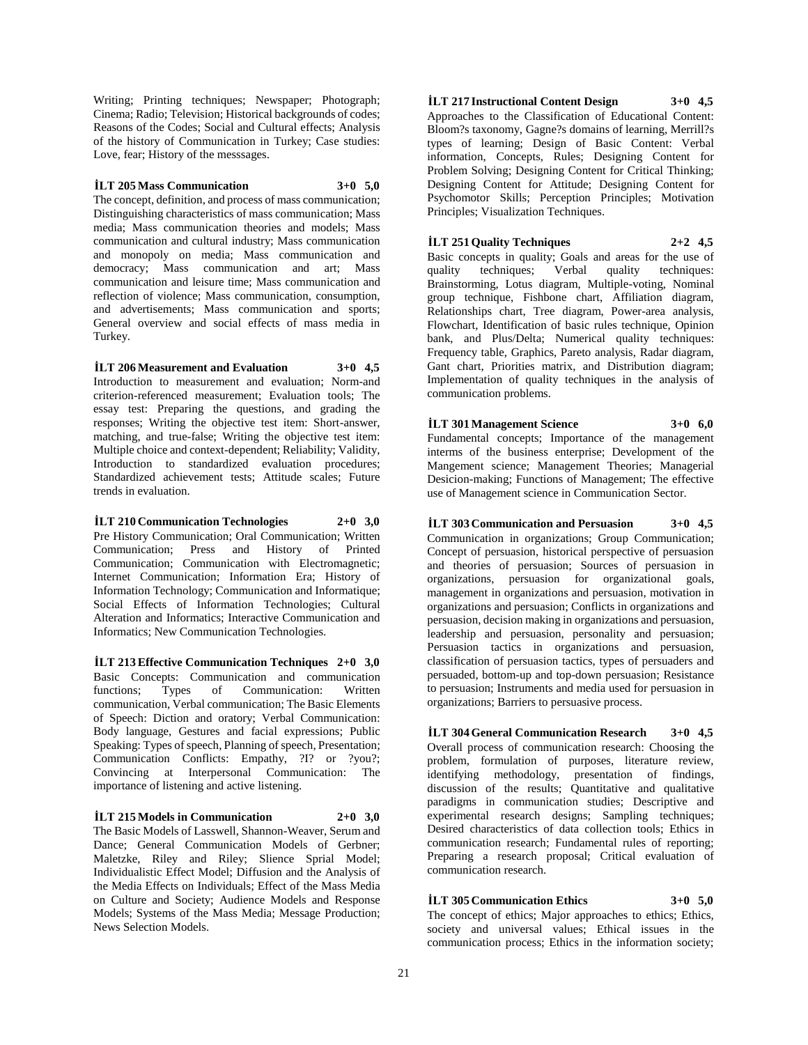Writing; Printing techniques; Newspaper; Photograph; Cinema; Radio; Television; Historical backgrounds of codes; Reasons of the Codes; Social and Cultural effects; Analysis of the history of Communication in Turkey; Case studies: Love, fear; History of the messsages.

**İLT 205 Mass Communication 3+0 5,0**

The concept, definition, and process of mass communication; Distinguishing characteristics of mass communication; Mass media; Mass communication theories and models; Mass communication and cultural industry; Mass communication and monopoly on media; Mass communication and democracy; Mass communication and art; Mass communication and leisure time; Mass communication and reflection of violence; Mass communication, consumption, and advertisements; Mass communication and sports; General overview and social effects of mass media in Turkey.

**İLT 206 Measurement and Evaluation 3+0 4,5**

Introduction to measurement and evaluation; Norm-and criterion-referenced measurement; Evaluation tools; The essay test: Preparing the questions, and grading the responses; Writing the objective test item: Short-answer, matching, and true-false; Writing the objective test item: Multiple choice and context-dependent; Reliability; Validity, Introduction to standardized evaluation procedures; Standardized achievement tests; Attitude scales; Future trends in evaluation.

**İLT 210 Communication Technologies 2+0 3,0**

Pre History Communication; Oral Communication; Written Communication; Press and History of Printed Communication; Communication with Electromagnetic; Internet Communication; Information Era; History of Information Technology; Communication and Informatique; Social Effects of Information Technologies; Cultural Alteration and Informatics; Interactive Communication and Informatics; New Communication Technologies.

**İLT 213 Effective Communication Techniques 2+0 3,0**

Basic Concepts: Communication and communication functions; Types of Communication: Written communication, Verbal communication; The Basic Elements of Speech: Diction and oratory; Verbal Communication: Body language, Gestures and facial expressions; Public Speaking: Types of speech, Planning of speech, Presentation; Communication Conflicts: Empathy, ?I? or ?you?; Convincing at Interpersonal Communication: The importance of listening and active listening.

**İLT 215 Models in Communication 2+0 3,0**

The Basic Models of Lasswell, Shannon-Weaver, Serum and Dance; General Communication Models of Gerbner; Maletzke, Riley and Riley; Slience Sprial Model; Individualistic Effect Model; Diffusion and the Analysis of the Media Effects on Individuals; Effect of the Mass Media on Culture and Society; Audience Models and Response Models; Systems of the Mass Media; Message Production; News Selection Models.

**İLT 217 Instructional Content Design 3+0 4,5**

Approaches to the Classification of Educational Content: Bloom?s taxonomy, Gagne?s domains of learning, Merrill?s types of learning; Design of Basic Content: Verbal information, Concepts, Rules; Designing Content for Problem Solving; Designing Content for Critical Thinking; Designing Content for Attitude; Designing Content for Psychomotor Skills; Perception Principles; Motivation Principles; Visualization Techniques.

**İLT 251 Quality Techniques 2+2 4,5**

Basic concepts in quality; Goals and areas for the use of quality techniques; Verbal quality techniques: Brainstorming, Lotus diagram, Multiple-voting, Nominal group technique, Fishbone chart, Affiliation diagram, Relationships chart, Tree diagram, Power-area analysis, Flowchart, Identification of basic rules technique, Opinion bank, and Plus/Delta; Numerical quality techniques: Frequency table, Graphics, Pareto analysis, Radar diagram, Gant chart, Priorities matrix, and Distribution diagram; Implementation of quality techniques in the analysis of communication problems.

**İLT 301 Management Science 3+0 6,0**

Fundamental concepts; Importance of the management interms of the business enterprise; Development of the Mangement science; Management Theories; Managerial Desicion-making; Functions of Management; The effective use of Management science in Communication Sector.

**İLT 303 Communication and Persuasion 3+0 4,5**

Communication in organizations; Group Communication; Concept of persuasion, historical perspective of persuasion and theories of persuasion; Sources of persuasion in organizations, persuasion for organizational goals, management in organizations and persuasion, motivation in organizations and persuasion; Conflicts in organizations and persuasion, decision making in organizations and persuasion, leadership and persuasion, personality and persuasion; Persuasion tactics in organizations and persuasion, classification of persuasion tactics, types of persuaders and persuaded, bottom-up and top-down persuasion; Resistance to persuasion; Instruments and media used for persuasion in organizations; Barriers to persuasive process.

**İLT 304 General Communication Research 3+0 4,5**

Overall process of communication research: Choosing the problem, formulation of purposes, literature review, identifying methodology, presentation of findings, discussion of the results; Quantitative and qualitative paradigms in communication studies; Descriptive and experimental research designs; Sampling techniques; Desired characteristics of data collection tools; Ethics in communication research; Fundamental rules of reporting; Preparing a research proposal; Critical evaluation of communication research.

**İLT 305 Communication Ethics 3+0 5,0**

The concept of ethics; Major approaches to ethics; Ethics, society and universal values; Ethical issues in the communication process; Ethics in the information society;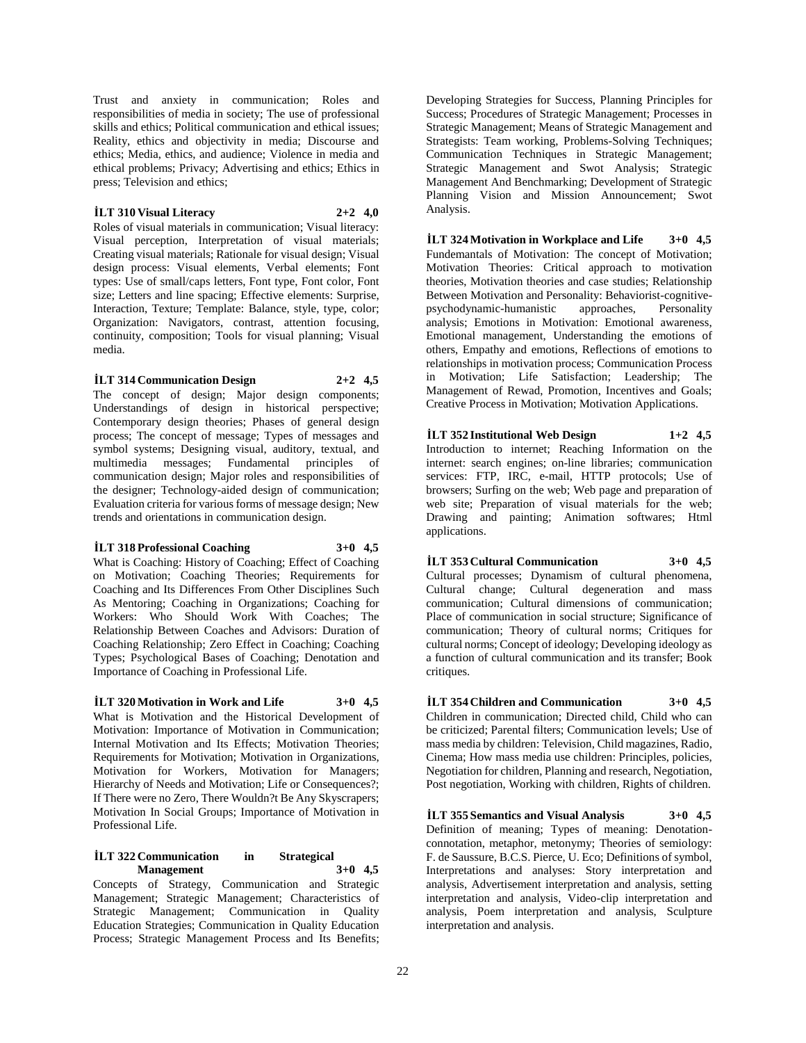Trust and anxiety in communication; Roles and responsibilities of media in society; The use of professional skills and ethics; Political communication and ethical issues; Reality, ethics and objectivity in media; Discourse and ethics; Media, ethics, and audience; Violence in media and ethical problems; Privacy; Advertising and ethics; Ethics in press; Television and ethics;

**İLT 310 Visual Literacy 2+2 4,0**

Roles of visual materials in communication; Visual literacy: Visual perception, Interpretation of visual materials; Creating visual materials; Rationale for visual design; Visual design process: Visual elements, Verbal elements; Font types: Use of small/caps letters, Font type, Font color, Font size; Letters and line spacing; Effective elements: Surprise, Interaction, Texture; Template: Balance, style, type, color; Organization: Navigators, contrast, attention focusing, continuity, composition; Tools for visual planning; Visual media.

**İLT 314 Communication Design 2+2 4,5**

The concept of design; Major design components; Understandings of design in historical perspective; Contemporary design theories; Phases of general design process; The concept of message; Types of messages and symbol systems; Designing visual, auditory, textual, and multimedia messages; Fundamental principles of communication design; Major roles and responsibilities of the designer; Technology-aided design of communication; Evaluation criteria for various forms of message design; New trends and orientations in communication design.

**İLT 318 Professional Coaching 3+0 4,5**

What is Coaching: History of Coaching; Effect of Coaching on Motivation; Coaching Theories; Requirements for Coaching and Its Differences From Other Disciplines Such As Mentoring; Coaching in Organizations; Coaching for Workers: Who Should Work With Coaches; The Relationship Between Coaches and Advisors: Duration of Coaching Relationship; Zero Effect in Coaching; Coaching Types; Psychological Bases of Coaching; Denotation and Importance of Coaching in Professional Life.

**İLT 320 Motivation in Work and Life 3+0 4,5**

What is Motivation and the Historical Development of Motivation: Importance of Motivation in Communication; Internal Motivation and Its Effects; Motivation Theories; Requirements for Motivation; Motivation in Organizations, Motivation for Workers, Motivation for Managers; Hierarchy of Needs and Motivation; Life or Consequences?; If There were no Zero, There Wouldn?t Be Any Skyscrapers; Motivation In Social Groups; Importance of Motivation in Professional Life.

**İLT 322 Communication in Strategical Management 3+0 4,5**

Concepts of Strategy, Communication and Strategic Management; Strategic Management; Characteristics of Strategic Management; Communication in Quality Education Strategies; Communication in Quality Education Process; Strategic Management Process and Its Benefits; Developing Strategies for Success, Planning Principles for Success; Procedures of Strategic Management; Processes in Strategic Management; Means of Strategic Management and Strategists: Team working, Problems-Solving Techniques; Communication Techniques in Strategic Management; Strategic Management and Swot Analysis; Strategic Management And Benchmarking; Development of Strategic Planning Vision and Mission Announcement; Swot Analysis.

**İLT 324 Motivation in Workplace and Life 3+0 4,5**

Fundemantals of Motivation: The concept of Motivation; Motivation Theories: Critical approach to motivation theories, Motivation theories and case studies; Relationship Between Motivation and Personality: Behaviorist-cognitive-psychodynamic-humanistic approaches, Personality analysis; Emotions in Motivation: Emotional awareness, Emotional management, Understanding the emotions of others, Empathy and emotions, Reflections of emotions to relationships in motivation process; Communication Process in Motivation; Life Satisfaction; Leadership; The Management of Rewad, Promotion, Incentives and Goals; Creative Process in Motivation; Motivation Applications.

**İLT 352 Institutional Web Design 1+2 4,5**

Introduction to internet; Reaching Information on the internet: search engines; on-line libraries; communication services: FTP, IRC, e-mail, HTTP protocols; Use of browsers; Surfing on the web; Web page and preparation of web site; Preparation of visual materials for the web; Drawing and painting; Animation softwares; Html applications.

**İLT 353 Cultural Communication 3+0 4,5**

Cultural processes; Dynamism of cultural phenomena, Cultural change; Cultural degeneration and mass communication; Cultural dimensions of communication; Place of communication in social structure; Significance of communication; Theory of cultural norms; Critiques for cultural norms; Concept of ideology; Developing ideology as a function of cultural communication and its transfer; Book critiques.

**İLT 354 Children and Communication 3+0 4,5**

Children in communication; Directed child, Child who can be criticized; Parental filters; Communication levels; Use of mass media by children: Television, Child magazines, Radio, Cinema; How mass media use children: Principles, policies, Negotiation for children, Planning and research, Negotiation, Post negotiation, Working with children, Rights of children.

**İLT 355 Semantics and Visual Analysis 3+0 4,5**

Definition of meaning; Types of meaning: Denotation-connotation, metaphor, metonymy; Theories of semiology: F. de Saussure, B.C.S. Pierce, U. Eco; Definitions of symbol, Interpretations and analyses: Story interpretation and analysis, Advertisement interpretation and analysis, setting interpretation and analysis, Video-clip interpretation and analysis, Poem interpretation and analysis, Sculpture interpretation and analysis.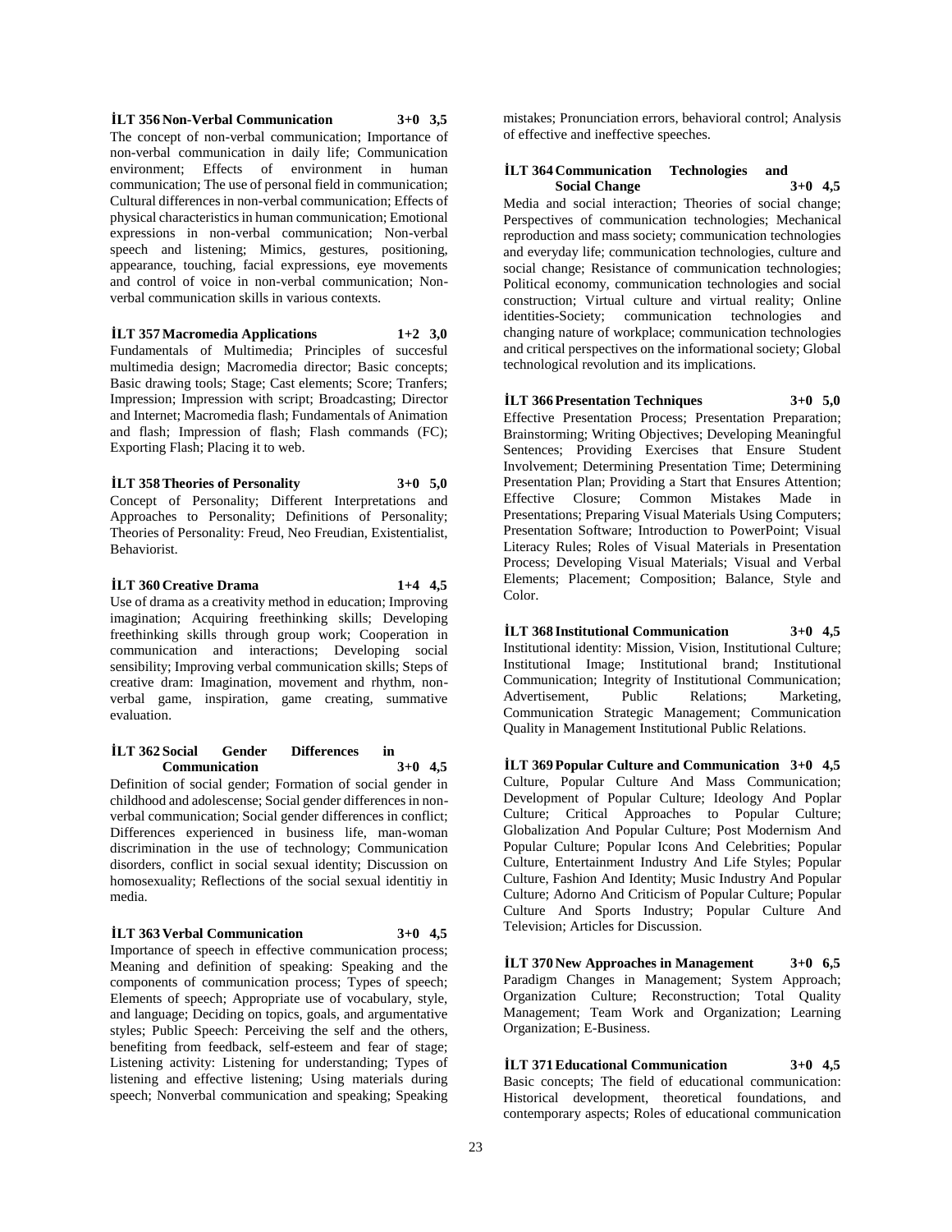**İLT 356 Non-Verbal Communication 3+0 3,5**

The concept of non-verbal communication; Importance of non-verbal communication in daily life; Communication environment; Effects of environment in human communication; The use of personal field in communication; Cultural differences in non-verbal communication; Effects of physical characteristics in human communication; Emotional expressions in non-verbal communication; Non-verbal speech and listening; Mimics, gestures, positioning, appearance, touching, facial expressions, eye movements and control of voice in non-verbal communication; Non-verbal communication skills in various contexts.

**İLT 357 Macromedia Applications 1+2 3,0**

Fundamentals of Multimedia; Principles of succesful multimedia design; Macromedia director; Basic concepts; Basic drawing tools; Stage; Cast elements; Score; Tranfers; Impression; Impression with script; Broadcasting; Director and Internet; Macromedia flash; Fundamentals of Animation and flash; Impression of flash; Flash commands (FC); Exporting Flash; Placing it to web.

**İLT 358 Theories of Personality 3+0 5,0**

Concept of Personality; Different Interpretations and Approaches to Personality; Definitions of Personality; Theories of Personality: Freud, Neo Freudian, Existentialist, Behaviorist.

**İLT 360 Creative Drama 1+4 4,5**

Use of drama as a creativity method in education; Improving imagination; Acquiring freethinking skills; Developing freethinking skills through group work; Cooperation in communication and interactions; Developing social sensibility; Improving verbal communication skills; Steps of creative dram: Imagination, movement and rhythm, non-verbal game, inspiration, game creating, summative evaluation.

**İLT 362 Social Gender Differences in Communication 3+0 4,5**

Definition of social gender; Formation of social gender in childhood and adolescense; Social gender differences in non-verbal communication; Social gender differences in conflict; Differences experienced in business life, man-woman discrimination in the use of technology; Communication disorders, conflict in social sexual identity; Discussion on homosexuality; Reflections of the social sexual identitiy in media.

**İLT 363 Verbal Communication 3+0 4,5**

Importance of speech in effective communication process; Meaning and definition of speaking: Speaking and the components of communication process; Types of speech; Elements of speech; Appropriate use of vocabulary, style, and language; Deciding on topics, goals, and argumentative styles; Public Speech: Perceiving the self and the others, benefiting from feedback, self-esteem and fear of stage; Listening activity: Listening for understanding; Types of listening and effective listening; Using materials during speech; Nonverbal communication and speaking; Speaking mistakes; Pronunciation errors, behavioral control; Analysis of effective and ineffective speeches.

**İLT 364 Communication Technologies and Social Change 3+0 4,5**

Media and social interaction; Theories of social change; Perspectives of communication technologies; Mechanical reproduction and mass society; communication technologies and everyday life; communication technologies, culture and social change; Resistance of communication technologies; Political economy, communication technologies and social construction; Virtual culture and virtual reality; Online identities-Society; communication technologies and changing nature of workplace; communication technologies and critical perspectives on the informational society; Global technological revolution and its implications.

**İLT 366 Presentation Techniques 3+0 5,0**

Effective Presentation Process; Presentation Preparation; Brainstorming; Writing Objectives; Developing Meaningful Sentences; Providing Exercises that Ensure Student Involvement; Determining Presentation Time; Determining Presentation Plan; Providing a Start that Ensures Attention; Effective Closure; Common Mistakes Made in Presentations; Preparing Visual Materials Using Computers; Presentation Software; Introduction to PowerPoint; Visual Literacy Rules; Roles of Visual Materials in Presentation Process; Developing Visual Materials; Visual and Verbal Elements; Placement; Composition; Balance, Style and Color.

**İLT 368 Institutional Communication 3+0 4,5**

Institutional identity: Mission, Vision, Institutional Culture; Institutional Image; Institutional brand; Institutional Communication; Integrity of Institutional Communication; Advertisement, Public Relations; Marketing, Communication Strategic Management; Communication Quality in Management Institutional Public Relations.

**İLT 369 Popular Culture and Communication 3+0 4,5**

Culture, Popular Culture And Mass Communication; Development of Popular Culture; Ideology And Poplar Culture; Critical Approaches to Popular Culture; Globalization And Popular Culture; Post Modernism And Popular Culture; Popular Icons And Celebrities; Popular Culture, Entertainment Industry And Life Styles; Popular Culture, Fashion And Identity; Music Industry And Popular Culture; Adorno And Criticism of Popular Culture; Popular Culture And Sports Industry; Popular Culture And Television; Articles for Discussion.

**İLT 370 New Approaches in Management 3+0 6,5**

Paradigm Changes in Management; System Approach; Organization Culture; Reconstruction; Total Quality Management; Team Work and Organization; Learning Organization; E-Business.

**İLT 371 Educational Communication 3+0 4,5**

Basic concepts; The field of educational communication: Historical development, theoretical foundations, and contemporary aspects; Roles of educational communication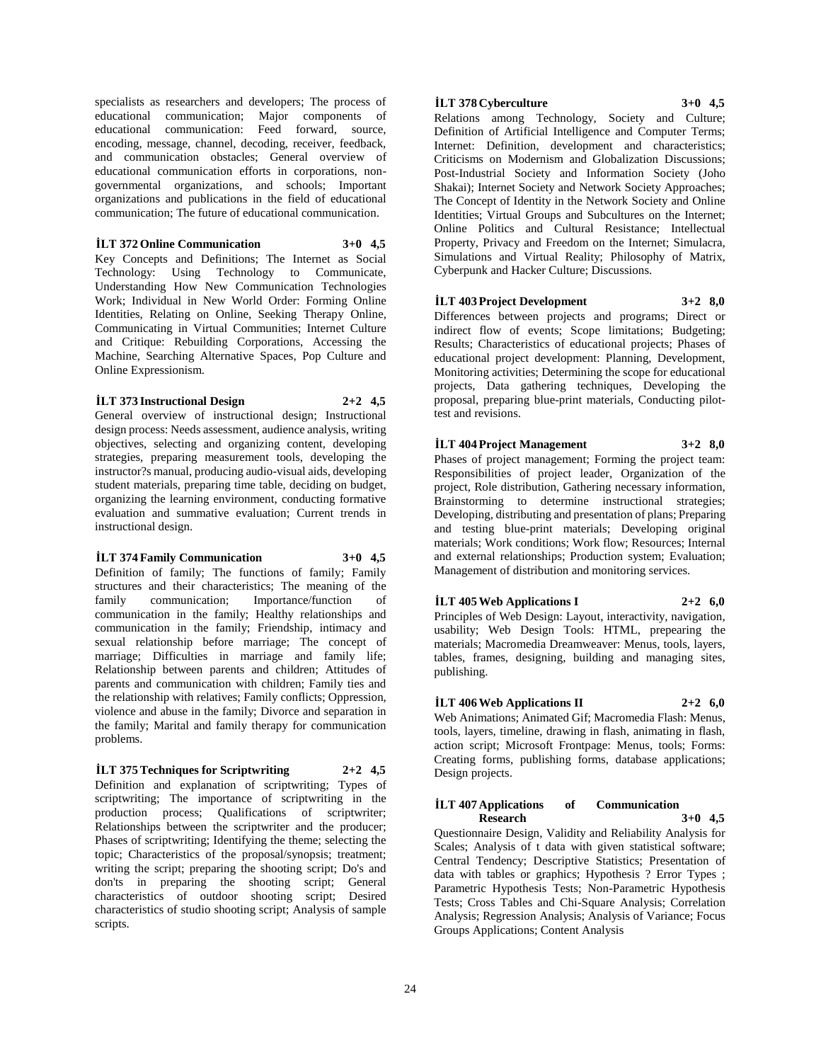specialists as researchers and developers; The process of educational communication; Major components of educational communication: Feed forward, source, encoding, message, channel, decoding, receiver, feedback, and communication obstacles; General overview of educational communication efforts in corporations, non-governmental organizations, and schools; Important organizations and publications in the field of educational communication; The future of educational communication.

**İLT 372 Online Communication 3+0 4,5**

Key Concepts and Definitions; The Internet as Social Technology: Using Technology to Communicate, Understanding How New Communication Technologies Work; Individual in New World Order: Forming Online Identities, Relating on Online, Seeking Therapy Online, Communicating in Virtual Communities; Internet Culture and Critique: Rebuilding Corporations, Accessing the Machine, Searching Alternative Spaces, Pop Culture and Online Expressionism.

**İLT 373 Instructional Design 2+2 4,5**

General overview of instructional design; Instructional design process: Needs assessment, audience analysis, writing objectives, selecting and organizing content, developing strategies, preparing measurement tools, developing the instructor?s manual, producing audio-visual aids, developing student materials, preparing time table, deciding on budget, organizing the learning environment, conducting formative evaluation and summative evaluation; Current trends in instructional design.

**İLT 374 Family Communication 3+0 4,5**

Definition of family; The functions of family; Family structures and their characteristics; The meaning of the family communication; Importance/function of communication in the family; Healthy relationships and communication in the family; Friendship, intimacy and sexual relationship before marriage; The concept of marriage; Difficulties in marriage and family life; Relationship between parents and children; Attitudes of parents and communication with children; Family ties and the relationship with relatives; Family conflicts; Oppression, violence and abuse in the family; Divorce and separation in the family; Marital and family therapy for communication problems.

**İLT 375 Techniques for Scriptwriting 2+2 4,5**

Definition and explanation of scriptwriting; Types of scriptwriting; The importance of scriptwriting in the production process; Qualifications of scriptwriter; Relationships between the scriptwriter and the producer; Phases of scriptwriting; Identifying the theme; selecting the topic; Characteristics of the proposal/synopsis; treatment; writing the script; preparing the shooting script; Do's and don'ts in preparing the shooting script; General characteristics of outdoor shooting script; Desired characteristics of studio shooting script; Analysis of sample scripts.

**İLT 378 Cyberculture 3+0 4,5**

Relations among Technology, Society and Culture; Definition of Artificial Intelligence and Computer Terms; Internet: Definition, development and characteristics; Criticisms on Modernism and Globalization Discussions; Post-Industrial Society and Information Society (Joho Shakai); Internet Society and Network Society Approaches; The Concept of Identity in the Network Society and Online Identities; Virtual Groups and Subcultures on the Internet; Online Politics and Cultural Resistance; Intellectual Property, Privacy and Freedom on the Internet; Simulacra, Simulations and Virtual Reality; Philosophy of Matrix, Cyberpunk and Hacker Culture; Discussions.

**İLT 403 Project Development 3+2 8,0**

Differences between projects and programs; Direct or indirect flow of events; Scope limitations; Budgeting; Results; Characteristics of educational projects; Phases of educational project development: Planning, Development, Monitoring activities; Determining the scope for educational projects, Data gathering techniques, Developing the proposal, preparing blue-print materials, Conducting pilot-test and revisions.

**İLT 404 Project Management 3+2 8,0**

Phases of project management; Forming the project team: Responsibilities of project leader, Organization of the project, Role distribution, Gathering necessary information, Brainstorming to determine instructional strategies; Developing, distributing and presentation of plans; Preparing and testing blue-print materials; Developing original materials; Work conditions; Work flow; Resources; Internal and external relationships; Production system; Evaluation; Management of distribution and monitoring services.

**İLT 405 Web Applications I 2+2 6,0**

Principles of Web Design: Layout, interactivity, navigation, usability; Web Design Tools: HTML, prepearing the materials; Macromedia Dreamweaver: Menus, tools, layers, tables, frames, designing, building and managing sites, publishing.

**İLT 406 Web Applications II 2+2 6,0**

Web Animations; Animated Gif; Macromedia Flash: Menus, tools, layers, timeline, drawing in flash, animating in flash, action script; Microsoft Frontpage: Menus, tools; Forms: Creating forms, publishing forms, database applications; Design projects.

**İLT 407 Applications of Communication Research 3+0 4,5**

Questionnaire Design, Validity and Reliability Analysis for Scales; Analysis of t data with given statistical software; Central Tendency; Descriptive Statistics; Presentation of data with tables or graphics; Hypothesis ? Error Types ; Parametric Hypothesis Tests; Non-Parametric Hypothesis Tests; Cross Tables and Chi-Square Analysis; Correlation Analysis; Regression Analysis; Analysis of Variance; Focus Groups Applications; Content Analysis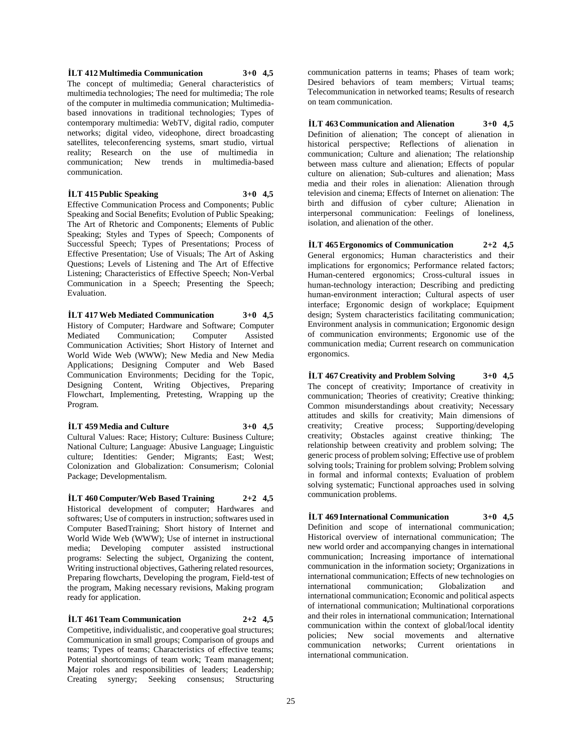**İLT 412 Multimedia Communication 3+0 4,5**

The concept of multimedia; General characteristics of multimedia technologies; The need for multimedia; The role of the computer in multimedia communication; Multimedia-based innovations in traditional technologies; Types of contemporary multimedia: WebTV, digital radio, computer networks; digital video, videophone, direct broadcasting satellites, teleconferencing systems, smart studio, virtual reality; Research on the use of multimedia in communication; New trends in multimedia-based communication.

**İLT 415 Public Speaking 3+0 4,5**

Effective Communication Process and Components; Public Speaking and Social Benefits; Evolution of Public Speaking; The Art of Rhetoric and Components; Elements of Public Speaking; Styles and Types of Speech; Components of Successful Speech; Types of Presentations; Process of Effective Presentation; Use of Visuals; The Art of Asking Questions; Levels of Listening and The Art of Effective Listening; Characteristics of Effective Speech; Non-Verbal Communication in a Speech; Presenting the Speech; Evaluation.

**İLT 417 Web Mediated Communication 3+0 4,5**

History of Computer; Hardware and Software; Computer Mediated Communication; Computer Assisted Communication Activities; Short History of Internet and World Wide Web (WWW); New Media and New Media Applications; Designing Computer and Web Based Communication Environments; Deciding for the Topic, Designing Content, Writing Objectives, Preparing Flowchart, Implementing, Pretesting, Wrapping up the Program.

**İLT 459 Media and Culture 3+0 4,5**

Cultural Values: Race; History; Culture: Business Culture; National Culture; Language: Abusive Language; Linguistic culture; Identities: Gender; Migrants; East; West; Colonization and Globalization: Consumerism; Colonial Package; Developmentalism.

**İLT 460 Computer/Web Based Training 2+2 4,5**

Historical development of computer; Hardwares and softwares; Use of computers in instruction; softwares used in Computer BasedTraining; Short history of Internet and World Wide Web (WWW); Use of internet in instructional media; Developing computer assisted instructional programs: Selecting the subject, Organizing the content, Writing instructional objectives, Gathering related resources, Preparing flowcharts, Developing the program, Field-test of the program, Making necessary revisions, Making program ready for application.

**İLT 461 Team Communication 2+2 4,5**

Competitive, individualistic, and cooperative goal structures; Communication in small groups; Comparison of groups and teams; Types of teams; Characteristics of effective teams; Potential shortcomings of team work; Team management; Major roles and responsibilities of leaders; Leadership; Creating synergy; Seeking consensus; Structuring communication patterns in teams; Phases of team work; Desired behaviors of team members; Virtual teams; Telecommunication in networked teams; Results of research on team communication.

**İLT 463 Communication and Alienation 3+0 4,5**

Definition of alienation; The concept of alienation in historical perspective; Reflections of alienation in communication; Culture and alienation; The relationship between mass culture and alienation; Effects of popular culture on alienation; Sub-cultures and alienation; Mass media and their roles in alienation: Alienation through television and cinema; Effects of Internet on alienation: The birth and diffusion of cyber culture; Alienation in interpersonal communication: Feelings of loneliness, isolation, and alienation of the other.

**İLT 465 Ergonomics of Communication 2+2 4,5**

General ergonomics; Human characteristics and their implications for ergonomics; Performance related factors; Human-centered ergonomics; Cross-cultural issues in human-technology interaction; Describing and predicting human-environment interaction; Cultural aspects of user interface; Ergonomic design of workplace; Equipment design; System characteristics facilitating communication; Environment analysis in communication; Ergonomic design of communication environments; Ergonomic use of the communication media; Current research on communication ergonomics.

**İLT 467 Creativity and Problem Solving 3+0 4,5**

The concept of creativity; Importance of creativity in communication; Theories of creativity; Creative thinking; Common misunderstandings about creativity; Necessary attitudes and skills for creativity; Main dimensions of creativity; Creative process; Supporting/developing creativity; Obstacles against creative thinking; The relationship between creativity and problem solving; The generic process of problem solving; Effective use of problem solving tools; Training for problem solving; Problem solving in formal and informal contexts; Evaluation of problem solving systematic; Functional approaches used in solving communication problems.

**İLT 469 International Communication 3+0 4,5**

Definition and scope of international communication; Historical overview of international communication; The new world order and accompanying changes in international communication; Increasing importance of international communication in the information society; Organizations in international communication; Effects of new technologies on international communication; Globalization and international communication; Economic and political aspects of international communication; Multinational corporations and their roles in international communication; International communication within the context of global/local identity policies; New social movements and alternative communication networks; Current orientations in international communication.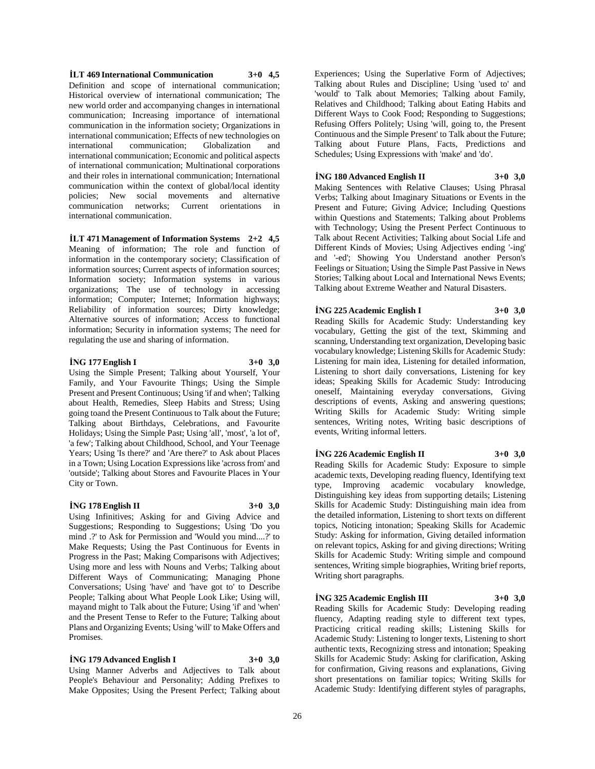**İLT 469 International Communication 3+0 4,5**

Definition and scope of international communication; Historical overview of international communication; The new world order and accompanying changes in international communication; Increasing importance of international communication in the information society; Organizations in international communication; Effects of new technologies on international communication; Globalization and international communication; Economic and political aspects of international communication; Multinational corporations and their roles in international communication; International communication within the context of global/local identity policies; New social movements and alternative communication networks; Current orientations in international communication.

**İLT 471 Management of Information Systems 2+2 4,5**

Meaning of information; The role and function of information in the contemporary society; Classification of information sources; Current aspects of information sources; Information society; Information systems in various organizations; The use of technology in accessing information; Computer; Internet; Information highways; Reliability of information sources; Dirty knowledge; Alternative sources of information; Access to functional information; Security in information systems; The need for regulating the use and sharing of information.

**İNG 177 English I 3+0 3,0**

Using the Simple Present; Talking about Yourself, Your Family, and Your Favourite Things; Using the Simple Present and Present Continuous; Using 'if and when'; Talking about Health, Remedies, Sleep Habits and Stress; Using going toand the Present Continuous to Talk about the Future; Talking about Birthdays, Celebrations, and Favourite Holidays; Using the Simple Past; Using 'all', 'most', 'a lot of', 'a few'; Talking about Childhood, School, and Your Teenage Years; Using 'Is there?' and 'Are there?' to Ask about Places in a Town; Using Location Expressions like 'across from' and 'outside'; Talking about Stores and Favourite Places in Your City or Town.

**İNG 178 English II 3+0 3,0**

Using Infinitives; Asking for and Giving Advice and Suggestions; Responding to Suggestions; Using 'Do you mind .?' to Ask for Permission and 'Would you mind....?' to Make Requests; Using the Past Continuous for Events in Progress in the Past; Making Comparisons with Adjectives; Using more and less with Nouns and Verbs; Talking about Different Ways of Communicating; Managing Phone Conversations; Using 'have' and 'have got to' to Describe People; Talking about What People Look Like; Using will, mayand might to Talk about the Future; Using 'if' and 'when' and the Present Tense to Refer to the Future; Talking about Plans and Organizing Events; Using 'will' to Make Offers and Promises.

**İNG 179 Advanced English I 3+0 3,0**

Using Manner Adverbs and Adjectives to Talk about People's Behaviour and Personality; Adding Prefixes to Make Opposites; Using the Present Perfect; Talking about Experiences; Using the Superlative Form of Adjectives; Talking about Rules and Discipline; Using 'used to' and 'would' to Talk about Memories; Talking about Family, Relatives and Childhood; Talking about Eating Habits and Different Ways to Cook Food; Responding to Suggestions; Refusing Offers Politely; Using 'will, going to, the Present Continuous and the Simple Present' to Talk about the Future; Talking about Future Plans, Facts, Predictions and Schedules; Using Expressions with 'make' and 'do'.

**İNG 180 Advanced English II 3+0 3,0**

Making Sentences with Relative Clauses; Using Phrasal Verbs; Talking about Imaginary Situations or Events in the Present and Future; Giving Advice; Including Questions within Questions and Statements; Talking about Problems with Technology; Using the Present Perfect Continuous to Talk about Recent Activities; Talking about Social Life and Different Kinds of Movies; Using Adjectives ending '-ing' and '-ed'; Showing You Understand another Person's Feelings or Situation; Using the Simple Past Passive in News Stories; Talking about Local and International News Events; Talking about Extreme Weather and Natural Disasters.

**İNG 225 Academic English I 3+0 3,0**

Reading Skills for Academic Study: Understanding key vocabulary, Getting the gist of the text, Skimming and scanning, Understanding text organization, Developing basic vocabulary knowledge; Listening Skills for Academic Study: Listening for main idea, Listening for detailed information, Listening to short daily conversations, Listening for key ideas; Speaking Skills for Academic Study: Introducing oneself, Maintaining everyday conversations, Giving descriptions of events, Asking and answering questions; Writing Skills for Academic Study: Writing simple sentences, Writing notes, Writing basic descriptions of events, Writing informal letters.

**İNG 226 Academic English II 3+0 3,0**

Reading Skills for Academic Study: Exposure to simple academic texts, Developing reading fluency, Identifying text type, Improving academic vocabulary knowledge, Distinguishing key ideas from supporting details; Listening Skills for Academic Study: Distinguishing main idea from the detailed information, Listening to short texts on different topics, Noticing intonation; Speaking Skills for Academic Study: Asking for information, Giving detailed information on relevant topics, Asking for and giving directions; Writing Skills for Academic Study: Writing simple and compound sentences, Writing simple biographies, Writing brief reports, Writing short paragraphs.

**İNG 325 Academic English III 3+0 3,0**

Reading Skills for Academic Study: Developing reading fluency, Adapting reading style to different text types, Practicing critical reading skills; Listening Skills for Academic Study: Listening to longer texts, Listening to short authentic texts, Recognizing stress and intonation; Speaking Skills for Academic Study: Asking for clarification, Asking for confirmation, Giving reasons and explanations, Giving short presentations on familiar topics; Writing Skills for Academic Study: Identifying different styles of paragraphs,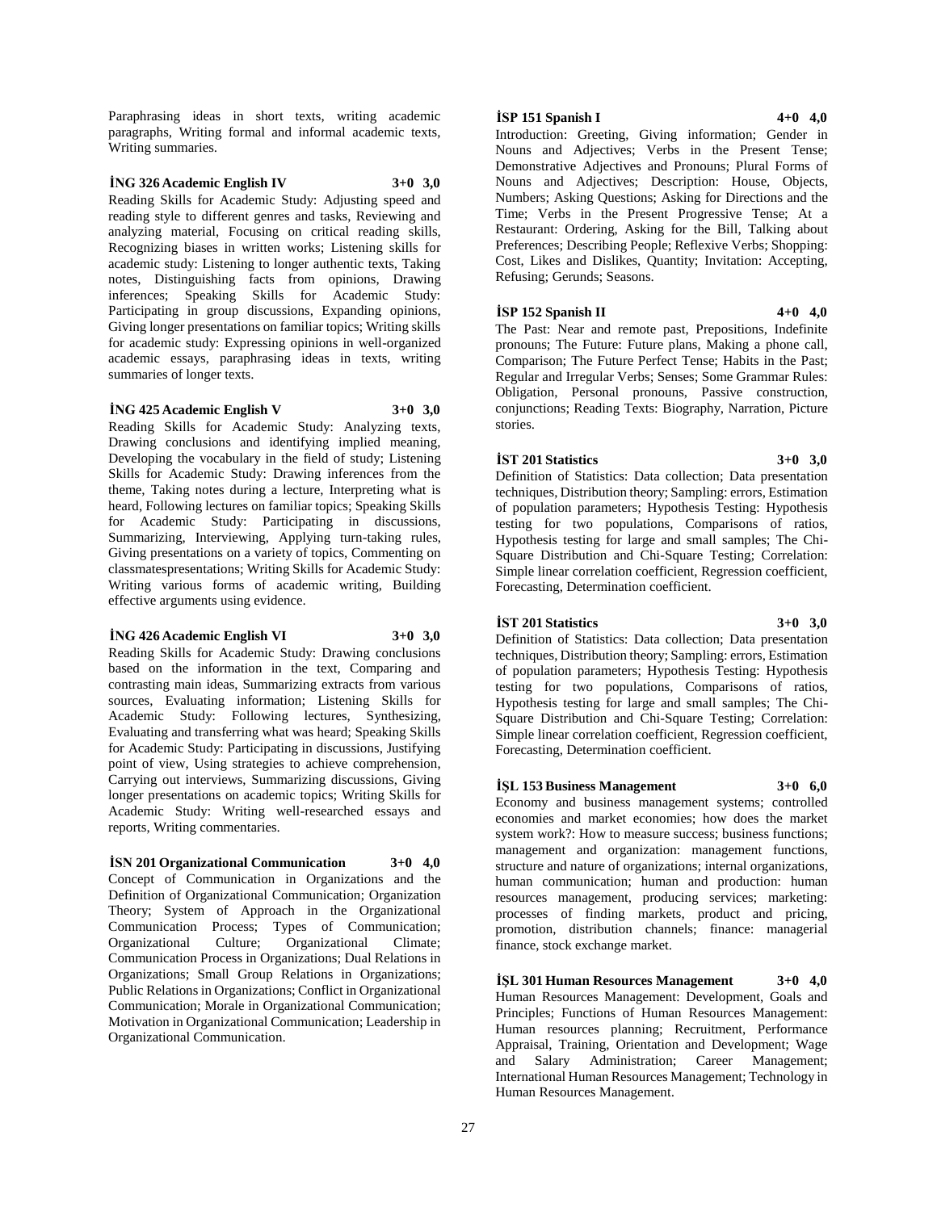Paraphrasing ideas in short texts, writing academic paragraphs, Writing formal and informal academic texts, Writing summaries.

**İNG 326 Academic English IV 3+0 3,0**

Reading Skills for Academic Study: Adjusting speed and reading style to different genres and tasks, Reviewing and analyzing material, Focusing on critical reading skills, Recognizing biases in written works; Listening skills for academic study: Listening to longer authentic texts, Taking notes, Distinguishing facts from opinions, Drawing inferences; Speaking Skills for Academic Study: Participating in group discussions, Expanding opinions, Giving longer presentations on familiar topics; Writing skills for academic study: Expressing opinions in well-organized academic essays, paraphrasing ideas in texts, writing summaries of longer texts.

**İNG 425 Academic English V 3+0 3,0**

Reading Skills for Academic Study: Analyzing texts, Drawing conclusions and identifying implied meaning, Developing the vocabulary in the field of study; Listening Skills for Academic Study: Drawing inferences from the theme, Taking notes during a lecture, Interpreting what is heard, Following lectures on familiar topics; Speaking Skills for Academic Study: Participating in discussions, Summarizing, Interviewing, Applying turn-taking rules, Giving presentations on a variety of topics, Commenting on classmatespresentations; Writing Skills for Academic Study: Writing various forms of academic writing, Building effective arguments using evidence.

**İNG 426 Academic English VI 3+0 3,0**

Reading Skills for Academic Study: Drawing conclusions based on the information in the text, Comparing and contrasting main ideas, Summarizing extracts from various sources, Evaluating information; Listening Skills for Academic Study: Following lectures, Synthesizing, Evaluating and transferring what was heard; Speaking Skills for Academic Study: Participating in discussions, Justifying point of view, Using strategies to achieve comprehension, Carrying out interviews, Summarizing discussions, Giving longer presentations on academic topics; Writing Skills for Academic Study: Writing well-researched essays and reports, Writing commentaries.

**İSN 201 Organizational Communication 3+0 4,0**

Concept of Communication in Organizations and the Definition of Organizational Communication; Organization Theory; System of Approach in the Organizational Communication Process; Types of Communication; Organizational Culture; Organizational Climate; Communication Process in Organizations; Dual Relations in Organizations; Small Group Relations in Organizations; Public Relations in Organizations; Conflict in Organizational Communication; Morale in Organizational Communication; Motivation in Organizational Communication; Leadership in Organizational Communication.

**İSP 151 Spanish I 4+0 4,0**

Introduction: Greeting, Giving information; Gender in Nouns and Adjectives; Verbs in the Present Tense; Demonstrative Adjectives and Pronouns; Plural Forms of Nouns and Adjectives; Description: House, Objects, Numbers; Asking Questions; Asking for Directions and the Time; Verbs in the Present Progressive Tense; At a Restaurant: Ordering, Asking for the Bill, Talking about Preferences; Describing People; Reflexive Verbs; Shopping: Cost, Likes and Dislikes, Quantity; Invitation: Accepting, Refusing; Gerunds; Seasons.

**İSP 152 Spanish II 4+0 4,0**

The Past: Near and remote past, Prepositions, Indefinite pronouns; The Future: Future plans, Making a phone call, Comparison; The Future Perfect Tense; Habits in the Past; Regular and Irregular Verbs; Senses; Some Grammar Rules: Obligation, Personal pronouns, Passive construction, conjunctions; Reading Texts: Biography, Narration, Picture stories.

**İST 201 Statistics 3+0 3,0**

Definition of Statistics: Data collection; Data presentation techniques, Distribution theory; Sampling: errors, Estimation of population parameters; Hypothesis Testing: Hypothesis testing for two populations, Comparisons of ratios, Hypothesis testing for large and small samples; The Chi-Square Distribution and Chi-Square Testing; Correlation: Simple linear correlation coefficient, Regression coefficient, Forecasting, Determination coefficient.

**İST 201 Statistics 3+0 3,0**

Definition of Statistics: Data collection; Data presentation techniques, Distribution theory; Sampling: errors, Estimation of population parameters; Hypothesis Testing: Hypothesis testing for two populations, Comparisons of ratios, Hypothesis testing for large and small samples; The Chi-Square Distribution and Chi-Square Testing; Correlation: Simple linear correlation coefficient, Regression coefficient, Forecasting, Determination coefficient.

**İŞL 153 Business Management 3+0 6,0**

Economy and business management systems; controlled economies and market economies; how does the market system work?: How to measure success; business functions; management and organization: management functions, structure and nature of organizations; internal organizations, human communication; human and production: human resources management, producing services; marketing: processes of finding markets, product and pricing, promotion, distribution channels; finance: managerial finance, stock exchange market.

**İŞL 301 Human Resources Management 3+0 4,0**

Human Resources Management: Development, Goals and Principles; Functions of Human Resources Management: Human resources planning; Recruitment, Performance Appraisal, Training, Orientation and Development; Wage and Salary Administration; Career Management; International Human Resources Management; Technology in Human Resources Management.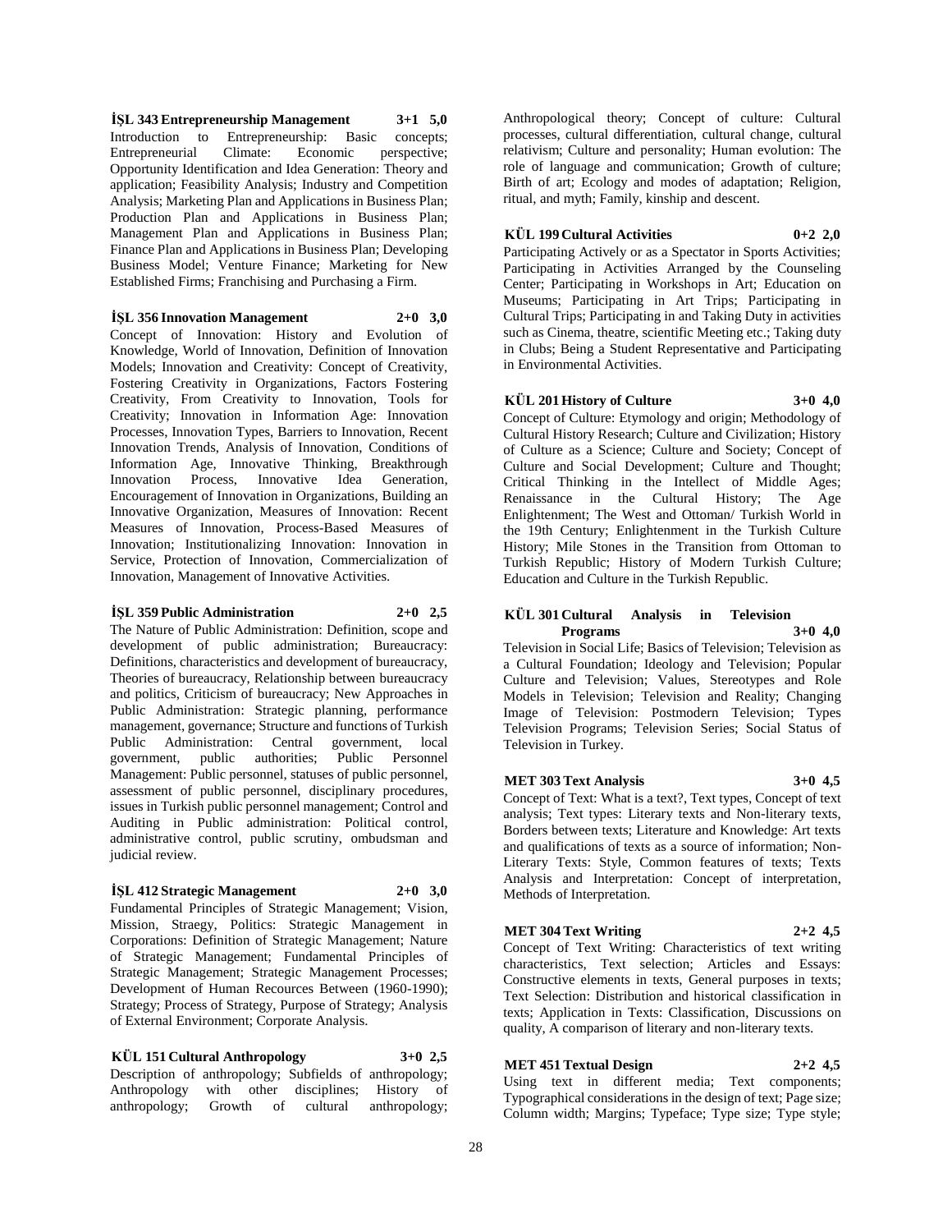**İŞL 343 Entrepreneurship Management 3+1 5,0**

Introduction to Entrepreneurship: Basic concepts; Entrepreneurial Climate: Economic perspective; Opportunity Identification and Idea Generation: Theory and application; Feasibility Analysis; Industry and Competition Analysis; Marketing Plan and Applications in Business Plan; Production Plan and Applications in Business Plan; Management Plan and Applications in Business Plan; Finance Plan and Applications in Business Plan; Developing Business Model; Venture Finance; Marketing for New Established Firms; Franchising and Purchasing a Firm.

**İŞL 356 Innovation Management 2+0 3,0**

Concept of Innovation: History and Evolution of Knowledge, World of Innovation, Definition of Innovation Models; Innovation and Creativity: Concept of Creativity, Fostering Creativity in Organizations, Factors Fostering Creativity, From Creativity to Innovation, Tools for Creativity; Innovation in Information Age: Innovation Processes, Innovation Types, Barriers to Innovation, Recent Innovation Trends, Analysis of Innovation, Conditions of Information Age, Innovative Thinking, Breakthrough Innovation Process, Innovative Idea Generation, Encouragement of Innovation in Organizations, Building an Innovative Organization, Measures of Innovation: Recent Measures of Innovation, Process-Based Measures of Innovation; Institutionalizing Innovation: Innovation in Service, Protection of Innovation, Commercialization of Innovation, Management of Innovative Activities.

**İŞL 359 Public Administration 2+0 2,5**

The Nature of Public Administration: Definition, scope and development of public administration; Bureaucracy: Definitions, characteristics and development of bureaucracy, Theories of bureaucracy, Relationship between bureaucracy and politics, Criticism of bureaucracy; New Approaches in Public Administration: Strategic planning, performance management, governance; Structure and functions of Turkish Public Administration: Central government, local government, public authorities; Public Personnel Management: Public personnel, statuses of public personnel, assessment of public personnel, disciplinary procedures, issues in Turkish public personnel management; Control and Auditing in Public administration: Political control, administrative control, public scrutiny, ombudsman and judicial review.

**İŞL 412 Strategic Management 2+0 3,0**

Fundamental Principles of Strategic Management; Vision, Mission, Straegy, Politics: Strategic Management in Corporations: Definition of Strategic Management; Nature of Strategic Management; Fundamental Principles of Strategic Management; Strategic Management Processes; Development of Human Recources Between (1960-1990); Strategy; Process of Strategy, Purpose of Strategy; Analysis of External Environment; Corporate Analysis.

**KÜL 151 Cultural Anthropology 3+0 2,5**

Description of anthropology; Subfields of anthropology; Anthropology with other disciplines; History of anthropology; Growth of cultural anthropology; Anthropological theory; Concept of culture: Cultural processes, cultural differentiation, cultural change, cultural relativism; Culture and personality; Human evolution: The role of language and communication; Growth of culture; Birth of art; Ecology and modes of adaptation; Religion, ritual, and myth; Family, kinship and descent.

**KÜL 199 Cultural Activities 0+2 2,0**

Participating Actively or as a Spectator in Sports Activities; Participating in Activities Arranged by the Counseling Center; Participating in Workshops in Art; Education on Museums; Participating in Art Trips; Participating in Cultural Trips; Participating in and Taking Duty in activities such as Cinema, theatre, scientific Meeting etc.; Taking duty in Clubs; Being a Student Representative and Participating in Environmental Activities.

**KÜL 201 History of Culture 3+0 4,0**

Concept of Culture: Etymology and origin; Methodology of Cultural History Research; Culture and Civilization; History of Culture as a Science; Culture and Society; Concept of Culture and Social Development; Culture and Thought; Critical Thinking in the Intellect of Middle Ages; Renaissance in the Cultural History; The Age Enlightenment; The West and Ottoman/ Turkish World in the 19th Century; Enlightenment in the Turkish Culture History; Mile Stones in the Transition from Ottoman to Turkish Republic; History of Modern Turkish Culture; Education and Culture in the Turkish Republic.

**KÜL 301 Cultural Analysis in Television Programs 3+0 4,0**

Television in Social Life; Basics of Television; Television as a Cultural Foundation; Ideology and Television; Popular Culture and Television; Values, Stereotypes and Role Models in Television; Television and Reality; Changing Image of Television: Postmodern Television; Types Television Programs; Television Series; Social Status of Television in Turkey.

**MET 303 Text Analysis 3+0 4,5**

Concept of Text: What is a text?, Text types, Concept of text analysis; Text types: Literary texts and Non-literary texts, Borders between texts; Literature and Knowledge: Art texts and qualifications of texts as a source of information; Non-Literary Texts: Style, Common features of texts; Texts Analysis and Interpretation: Concept of interpretation, Methods of Interpretation.

**MET 304 Text Writing 2+2 4,5**

Concept of Text Writing: Characteristics of text writing characteristics, Text selection; Articles and Essays: Constructive elements in texts, General purposes in texts; Text Selection: Distribution and historical classification in texts; Application in Texts: Classification, Discussions on quality, A comparison of literary and non-literary texts.

**MET 451 Textual Design 2+2 4,5**

Using text in different media; Text components; Typographical considerations in the design of text; Page size; Column width; Margins; Typeface; Type size; Type style;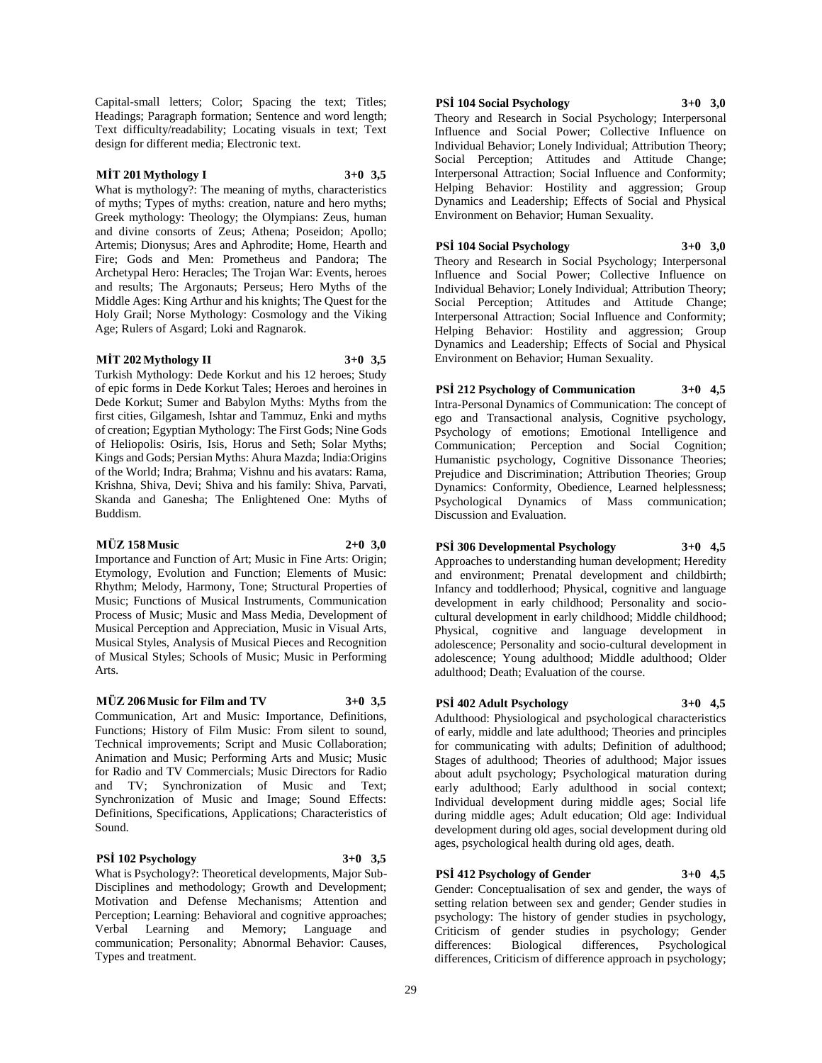Capital-small letters; Color; Spacing the text; Titles; Headings; Paragraph formation; Sentence and word length; Text difficulty/readability; Locating visuals in text; Text design for different media; Electronic text.

**MİT 201 Mythology I 3+0 3,5**

What is mythology?: The meaning of myths, characteristics of myths; Types of myths: creation, nature and hero myths; Greek mythology: Theology; the Olympians: Zeus, human and divine consorts of Zeus; Athena; Poseidon; Apollo; Artemis; Dionysus; Ares and Aphrodite; Home, Hearth and Fire; Gods and Men: Prometheus and Pandora; The Archetypal Hero: Heracles; The Trojan War: Events, heroes and results; The Argonauts; Perseus; Hero Myths of the Middle Ages: King Arthur and his knights; The Quest for the Holy Grail; Norse Mythology: Cosmology and the Viking Age; Rulers of Asgard; Loki and Ragnarok.

**MİT 202 Mythology II 3+0 3,5**

Turkish Mythology: Dede Korkut and his 12 heroes; Study of epic forms in Dede Korkut Tales; Heroes and heroines in Dede Korkut; Sumer and Babylon Myths: Myths from the first cities, Gilgamesh, Ishtar and Tammuz, Enki and myths of creation; Egyptian Mythology: The First Gods; Nine Gods of Heliopolis: Osiris, Isis, Horus and Seth; Solar Myths; Kings and Gods; Persian Myths: Ahura Mazda; India:Origins of the World; Indra; Brahma; Vishnu and his avatars: Rama, Krishna, Shiva, Devi; Shiva and his family: Shiva, Parvati, Skanda and Ganesha; The Enlightened One: Myths of Buddism.

**MÜZ 158 Music 2+0 3,0**

Importance and Function of Art; Music in Fine Arts: Origin; Etymology, Evolution and Function; Elements of Music: Rhythm; Melody, Harmony, Tone; Structural Properties of Music; Functions of Musical Instruments, Communication Process of Music; Music and Mass Media, Development of Musical Perception and Appreciation, Music in Visual Arts, Musical Styles, Analysis of Musical Pieces and Recognition of Musical Styles; Schools of Music; Music in Performing Arts.

**MÜZ 206 Music for Film and TV 3+0 3,5**

Communication, Art and Music: Importance, Definitions, Functions; History of Film Music: From silent to sound, Technical improvements; Script and Music Collaboration; Animation and Music; Performing Arts and Music; Music for Radio and TV Commercials; Music Directors for Radio and TV; Synchronization of Music and Text; Synchronization of Music and Image; Sound Effects: Definitions, Specifications, Applications; Characteristics of Sound.

**PSİ 102 Psychology 3+0 3,5**

What is Psychology?: Theoretical developments, Major Sub-Disciplines and methodology; Growth and Development; Motivation and Defense Mechanisms; Attention and Perception; Learning: Behavioral and cognitive approaches; Verbal Learning and Memory; Language and communication; Personality; Abnormal Behavior: Causes, Types and treatment.

**PSİ 104 Social Psychology 3+0 3,0**

Theory and Research in Social Psychology; Interpersonal Influence and Social Power; Collective Influence on Individual Behavior; Lonely Individual; Attribution Theory; Social Perception; Attitudes and Attitude Change; Interpersonal Attraction; Social Influence and Conformity; Helping Behavior: Hostility and aggression; Group Dynamics and Leadership; Effects of Social and Physical Environment on Behavior; Human Sexuality.

**PSİ 104 Social Psychology 3+0 3,0**

Theory and Research in Social Psychology; Interpersonal Influence and Social Power; Collective Influence on Individual Behavior; Lonely Individual; Attribution Theory; Social Perception; Attitudes and Attitude Change; Interpersonal Attraction; Social Influence and Conformity; Helping Behavior: Hostility and aggression; Group Dynamics and Leadership; Effects of Social and Physical Environment on Behavior; Human Sexuality.

**PSİ 212 Psychology of Communication 3+0 4,5**

Intra-Personal Dynamics of Communication: The concept of ego and Transactional analysis, Cognitive psychology, Psychology of emotions; Emotional Intelligence and Communication; Perception and Social Cognition; Humanistic psychology, Cognitive Dissonance Theories; Prejudice and Discrimination; Attribution Theories; Group Dynamics: Conformity, Obedience, Learned helplessness; Psychological Dynamics of Mass communication; Discussion and Evaluation.

**PSİ 306 Developmental Psychology 3+0 4,5**

Approaches to understanding human development; Heredity and environment; Prenatal development and childbirth; Infancy and toddlerhood; Physical, cognitive and language development in early childhood; Personality and socio-cultural development in early childhood; Middle childhood; Physical, cognitive and language development in adolescence; Personality and socio-cultural development in adolescence; Young adulthood; Middle adulthood; Older adulthood; Death; Evaluation of the course.

**PSİ 402 Adult Psychology 3+0 4,5**

Adulthood: Physiological and psychological characteristics of early, middle and late adulthood; Theories and principles for communicating with adults; Definition of adulthood; Stages of adulthood; Theories of adulthood; Major issues about adult psychology; Psychological maturation during early adulthood; Early adulthood in social context; Individual development during middle ages; Social life during middle ages; Adult education; Old age: Individual development during old ages, social development during old ages, psychological health during old ages, death.

**PSİ 412 Psychology of Gender 3+0 4,5**

Gender: Conceptualisation of sex and gender, the ways of setting relation between sex and gender; Gender studies in psychology: The history of gender studies in psychology, Criticism of gender studies in psychology; Gender differences: Biological differences, Psychological differences, Criticism of difference approach in psychology;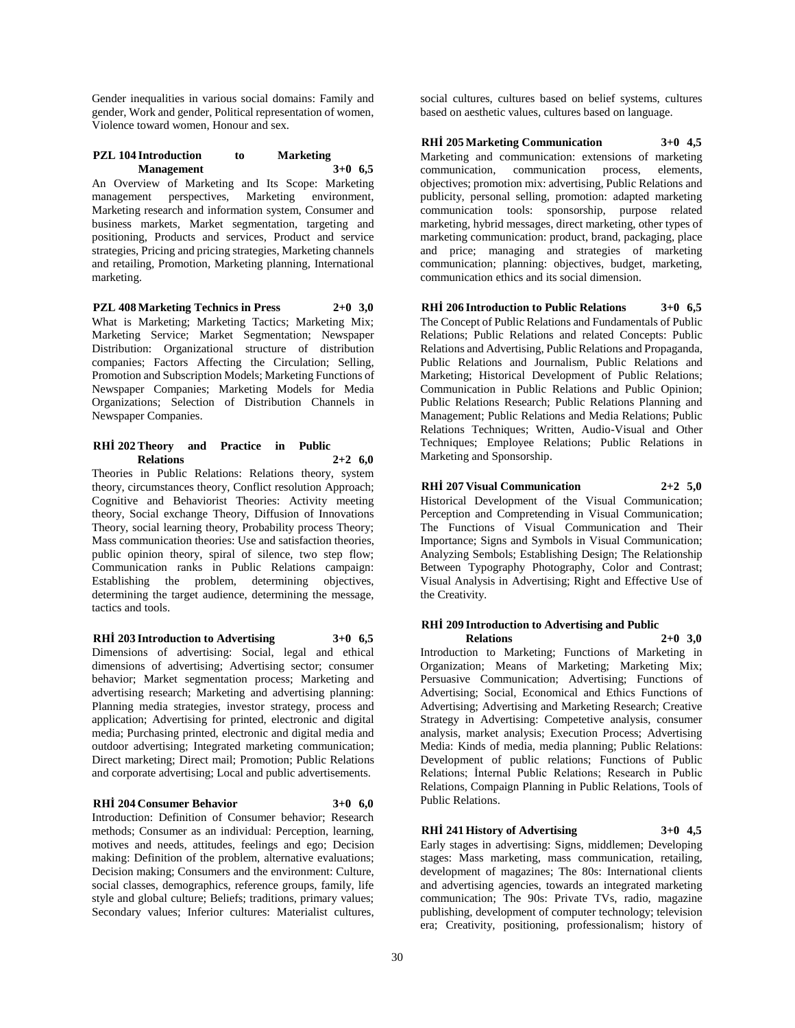Gender inequalities in various social domains: Family and gender, Work and gender, Political representation of women, Violence toward women, Honour and sex.

**PZL 104 Introduction to Marketing Management 3+0 6,5**

An Overview of Marketing and Its Scope: Marketing management perspectives, Marketing environment, Marketing research and information system, Consumer and business markets, Market segmentation, targeting and positioning, Products and services, Product and service strategies, Pricing and pricing strategies, Marketing channels and retailing, Promotion, Marketing planning, International marketing.

**PZL 408 Marketing Technics in Press 2+0 3,0**

What is Marketing; Marketing Tactics; Marketing Mix; Marketing Service; Market Segmentation; Newspaper Distribution: Organizational structure of distribution companies; Factors Affecting the Circulation; Selling, Promotion and Subscription Models; Marketing Functions of Newspaper Companies; Marketing Models for Media Organizations; Selection of Distribution Channels in Newspaper Companies.

**RHİ 202 Theory and Practice in Public Relations 2+2 6,0**

Theories in Public Relations: Relations theory, system theory, circumstances theory, Conflict resolution Approach; Cognitive and Behaviorist Theories: Activity meeting theory, Social exchange Theory, Diffusion of Innovations Theory, social learning theory, Probability process Theory; Mass communication theories: Use and satisfaction theories, public opinion theory, spiral of silence, two step flow; Communication ranks in Public Relations campaign: Establishing the problem, determining objectives, determining the target audience, determining the message, tactics and tools.

**RHİ 203 Introduction to Advertising 3+0 6,5**

Dimensions of advertising: Social, legal and ethical dimensions of advertising; Advertising sector; consumer behavior; Market segmentation process; Marketing and advertising research; Marketing and advertising planning: Planning media strategies, investor strategy, process and application; Advertising for printed, electronic and digital media; Purchasing printed, electronic and digital media and outdoor advertising; Integrated marketing communication; Direct marketing; Direct mail; Promotion; Public Relations and corporate advertising; Local and public advertisements.

**RHİ 204 Consumer Behavior 3+0 6,0**

Introduction: Definition of Consumer behavior; Research methods; Consumer as an individual: Perception, learning, motives and needs, attitudes, feelings and ego; Decision making: Definition of the problem, alternative evaluations; Decision making; Consumers and the environment: Culture, social classes, demographics, reference groups, family, life style and global culture; Beliefs; traditions, primary values; Secondary values; Inferior cultures: Materialist cultures, social cultures, cultures based on belief systems, cultures based on aesthetic values, cultures based on language.

**RHİ 205 Marketing Communication 3+0 4,5**

Marketing and communication: extensions of marketing communication, communication process, elements, objectives; promotion mix: advertising, Public Relations and publicity, personal selling, promotion: adapted marketing communication tools: sponsorship, purpose related marketing, hybrid messages, direct marketing, other types of marketing communication: product, brand, packaging, place and price; managing and strategies of marketing communication; planning: objectives, budget, marketing, communication ethics and its social dimension.

**RHİ 206 Introduction to Public Relations 3+0 6,5**

The Concept of Public Relations and Fundamentals of Public Relations; Public Relations and related Concepts: Public Relations and Advertising, Public Relations and Propaganda, Public Relations and Journalism, Public Relations and Marketing; Historical Development of Public Relations; Communication in Public Relations and Public Opinion; Public Relations Research; Public Relations Planning and Management; Public Relations and Media Relations; Public Relations Techniques; Written, Audio-Visual and Other Techniques; Employee Relations; Public Relations in Marketing and Sponsorship.

**RHİ 207 Visual Communication 2+2 5,0**

Historical Development of the Visual Communication; Perception and Compretending in Visual Communication; The Functions of Visual Communication and Their Importance; Signs and Symbols in Visual Communication; Analyzing Sembols; Establishing Design; The Relationship Between Typography Photography, Color and Contrast; Visual Analysis in Advertising; Right and Effective Use of the Creativity.

**RHİ 209 Introduction to Advertising and Public Relations 2+0 3,0**

Introduction to Marketing; Functions of Marketing in Organization; Means of Marketing; Marketing Mix; Persuasive Communication; Advertising; Functions of Advertising; Social, Economical and Ethics Functions of Advertising; Advertising and Marketing Research; Creative Strategy in Advertising: Competetive analysis, consumer analysis, market analysis; Execution Process; Advertising Media: Kinds of media, media planning; Public Relations: Development of public relations; Functions of Public Relations; İnternal Public Relations; Research in Public Relations, Compaign Planning in Public Relations, Tools of Public Relations.

**RHİ 241 History of Advertising 3+0 4,5**

Early stages in advertising: Signs, middlemen; Developing stages: Mass marketing, mass communication, retailing, development of magazines; The 80s: International clients and advertising agencies, towards an integrated marketing communication; The 90s: Private TVs, radio, magazine publishing, development of computer technology; television era; Creativity, positioning, professionalism; history of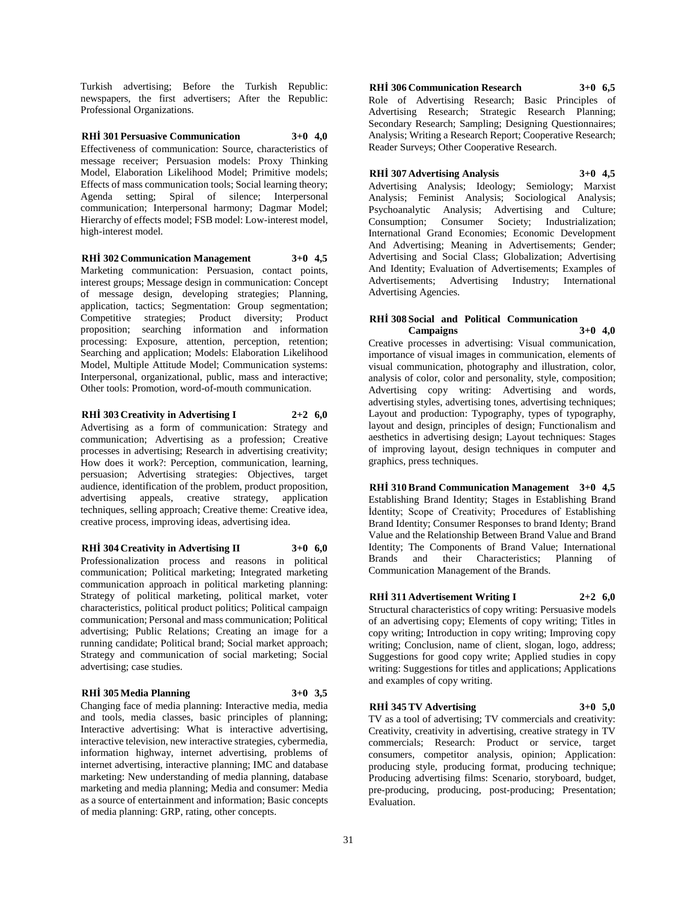Turkish advertising; Before the Turkish Republic: newspapers, the first advertisers; After the Republic: Professional Organizations.

**RHİ 301 Persuasive Communication 3+0 4,0**

Effectiveness of communication: Source, characteristics of message receiver; Persuasion models: Proxy Thinking Model, Elaboration Likelihood Model; Primitive models; Effects of mass communication tools; Social learning theory; Agenda setting; Spiral of silence; Interpersonal communication; Interpersonal harmony; Dagmar Model; Hierarchy of effects model; FSB model: Low-interest model, high-interest model.

**RHİ 302 Communication Management 3+0 4,5**

Marketing communication: Persuasion, contact points, interest groups; Message design in communication: Concept of message design, developing strategies; Planning, application, tactics; Segmentation: Group segmentation; Competitive strategies; Product diversity; Product proposition; searching information and information processing: Exposure, attention, perception, retention; Searching and application; Models: Elaboration Likelihood Model, Multiple Attitude Model; Communication systems: Interpersonal, organizational, public, mass and interactive; Other tools: Promotion, word-of-mouth communication.

**RHİ 303 Creativity in Advertising I 2+2 6,0**

Advertising as a form of communication: Strategy and communication; Advertising as a profession; Creative processes in advertising; Research in advertising creativity; How does it work?: Perception, communication, learning, persuasion; Advertising strategies: Objectives, target audience, identification of the problem, product proposition, advertising appeals, creative strategy, application techniques, selling approach; Creative theme: Creative idea, creative process, improving ideas, advertising idea.

**RHİ 304 Creativity in Advertising II 3+0 6,0**

Professionalization process and reasons in political communication; Political marketing; Integrated marketing communication approach in political marketing planning: Strategy of political marketing, political market, voter characteristics, political product politics; Political campaign communication; Personal and mass communication; Political advertising; Public Relations; Creating an image for a running candidate; Political brand; Social market approach; Strategy and communication of social marketing; Social advertising; case studies.

**RHİ 305 Media Planning 3+0 3,5**

Changing face of media planning: Interactive media, media and tools, media classes, basic principles of planning; Interactive advertising: What is interactive advertising, interactive television, new interactive strategies, cybermedia, information highway, internet advertising, problems of internet advertising, interactive planning; IMC and database marketing: New understanding of media planning, database marketing and media planning; Media and consumer: Media as a source of entertainment and information; Basic concepts of media planning: GRP, rating, other concepts.

**RHİ 306 Communication Research 3+0 6,5**

Role of Advertising Research; Basic Principles of Advertising Research; Strategic Research Planning; Secondary Research; Sampling; Designing Questionnaires; Analysis; Writing a Research Report; Cooperative Research; Reader Surveys; Other Cooperative Research.

**RHİ 307 Advertising Analysis 3+0 4,5**

Advertising Analysis; Ideology; Semiology; Marxist Analysis; Feminist Analysis; Sociological Analysis; Psychoanalytic Analysis; Advertising and Culture; Consumption; Consumer Society; Industrialization; International Grand Economies; Economic Development And Advertising; Meaning in Advertisements; Gender; Advertising and Social Class; Globalization; Advertising And Identity; Evaluation of Advertisements; Examples of Advertisements; Advertising Industry; International Advertising Agencies.

**RHİ 308 Social and Political Communication Campaigns 3+0 4,0**

Creative processes in advertising: Visual communication, importance of visual images in communication, elements of visual communication, photography and illustration, color, analysis of color, color and personality, style, composition; Advertising copy writing: Advertising and words, advertising styles, advertising tones, advertising techniques; Layout and production: Typography, types of typography, layout and design, principles of design; Functionalism and aesthetics in advertising design; Layout techniques: Stages of improving layout, design techniques in computer and graphics, press techniques.

**RHİ 310 Brand Communication Management 3+0 4,5**

Establishing Brand Identity; Stages in Establishing Brand İdentity; Scope of Creativity; Procedures of Establishing Brand Identity; Consumer Responses to brand Identy; Brand Value and the Relationship Between Brand Value and Brand Identity; The Components of Brand Value; International Brands and their Characteristics; Planning of Communication Management of the Brands.

**RHİ 311 Advertisement Writing I 2+2 6,0**

Structural characteristics of copy writing: Persuasive models of an advertising copy; Elements of copy writing; Titles in copy writing; Introduction in copy writing; Improving copy writing; Conclusion, name of client, slogan, logo, address; Suggestions for good copy write; Applied studies in copy writing: Suggestions for titles and applications; Applications and examples of copy writing.

**RHİ 345 TV Advertising 3+0 5,0**

TV as a tool of advertising; TV commercials and creativity: Creativity, creativity in advertising, creative strategy in TV commercials; Research: Product or service, target consumers, competitor analysis, opinion; Application: producing style, producing format, producing technique; Producing advertising films: Scenario, storyboard, budget, pre-producing, producing, post-producing; Presentation; Evaluation.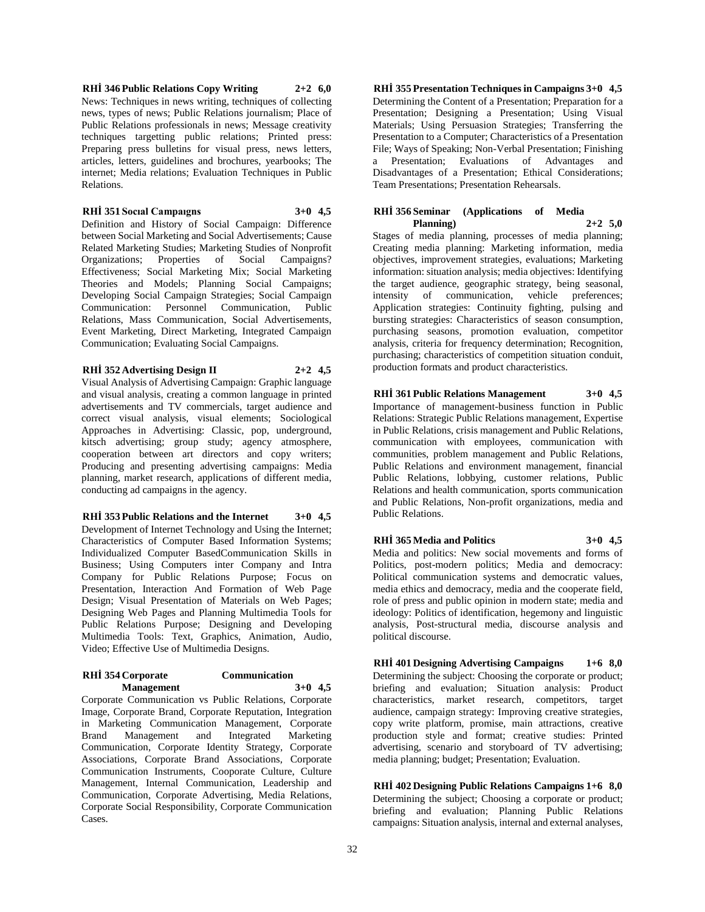**RHİ 346 Public Relations Copy Writing 2+2 6,0**

News: Techniques in news writing, techniques of collecting news, types of news; Public Relations journalism; Place of Public Relations professionals in news; Message creativity techniques targetting public relations; Printed press: Preparing press bulletins for visual press, news letters, articles, letters, guidelines and brochures, yearbooks; The internet; Media relations; Evaluation Techniques in Public Relations.

**RHİ 351 Socıal Campaıgns 3+0 4,5**

Definition and History of Social Campaign: Difference between Social Marketing and Social Advertisements; Cause Related Marketing Studies; Marketing Studies of Nonprofit Organizations; Properties of Social Campaigns? Effectiveness; Social Marketing Mix; Social Marketing Theories and Models; Planning Social Campaigns; Developing Social Campaign Strategies; Social Campaign Communication: Personnel Communication, Public Relations, Mass Communication, Social Advertisements, Event Marketing, Direct Marketing, Integrated Campaign Communication; Evaluating Social Campaigns.

**RHİ 352 Advertising Design II 2+2 4,5**

Visual Analysis of Advertising Campaign: Graphic language and visual analysis, creating a common language in printed advertisements and TV commercials, target audience and correct visual analysis, visual elements; Sociological Approaches in Advertising: Classic, pop, underground, kitsch advertising; group study; agency atmosphere, cooperation between art directors and copy writers; Producing and presenting advertising campaigns: Media planning, market research, applications of different media, conducting ad campaigns in the agency.

**RHİ 353 Public Relations and the Internet 3+0 4,5**

Development of Internet Technology and Using the Internet; Characteristics of Computer Based Information Systems; Individualized Computer BasedCommunication Skills in Business; Using Computers inter Company and Intra Company for Public Relations Purpose; Focus on Presentation, Interaction And Formation of Web Page Design; Visual Presentation of Materials on Web Pages; Designing Web Pages and Planning Multimedia Tools for Public Relations Purpose; Designing and Developing Multimedia Tools: Text, Graphics, Animation, Audio, Video; Effective Use of Multimedia Designs.

**RHİ 354 Corporate Communication Management 3+0 4,5**

Corporate Communication vs Public Relations, Corporate Image, Corporate Brand, Corporate Reputation, Integration in Marketing Communication Management, Corporate Brand Management and Integrated Marketing Communication, Corporate Identity Strategy, Corporate Associations, Corporate Brand Associations, Corporate Communication Instruments, Cooporate Culture, Culture Management, Internal Communication, Leadership and Communication, Corporate Advertising, Media Relations, Corporate Social Responsibility, Corporate Communication Cases.

**RHİ 355 Presentation Techniques in Campaigns 3+0 4,5**

Determining the Content of a Presentation; Preparation for a Presentation; Designing a Presentation; Using Visual Materials; Using Persuasion Strategies; Transferring the Presentation to a Computer; Characteristics of a Presentation File; Ways of Speaking; Non-Verbal Presentation; Finishing a Presentation; Evaluations of Advantages and Disadvantages of a Presentation; Ethical Considerations; Team Presentations; Presentation Rehearsals.

**RHİ 356 Seminar (Applications of Media Planning) 2+2 5,0**

Stages of media planning, processes of media planning; Creating media planning: Marketing information, media objectives, improvement strategies, evaluations; Marketing information: situation analysis; media objectives: Identifying the target audience, geographic strategy, being seasonal, intensity of communication, vehicle preferences; Application strategies: Continuity fighting, pulsing and bursting strategies: Characteristics of season consumption, purchasing seasons, promotion evaluation, competitor analysis, criteria for frequency determination; Recognition, purchasing; characteristics of competition situation conduit, production formats and product characteristics.

**RHİ 361 Public Relations Management 3+0 4,5**

Importance of management-business function in Public Relations: Strategic Public Relations management, Expertise in Public Relations, crisis management and Public Relations, communication with employees, communication with communities, problem management and Public Relations, Public Relations and environment management, financial Public Relations, lobbying, customer relations, Public Relations and health communication, sports communication and Public Relations, Non-profit organizations, media and Public Relations.

**RHİ 365 Media and Politics 3+0 4,5**

Media and politics: New social movements and forms of Politics, post-modern politics; Media and democracy: Political communication systems and democratic values, media ethics and democracy, media and the cooperate field, role of press and public opinion in modern state; media and ideology: Politics of identification, hegemony and linguistic analysis, Post-structural media, discourse analysis and political discourse.

**RHİ 401 Designing Advertising Campaigns 1+6 8,0**

Determining the subject: Choosing the corporate or product; briefing and evaluation; Situation analysis: Product characteristics, market research, competitors, target audience, campaign strategy: Improving creative strategies, copy write platform, promise, main attractions, creative production style and format; creative studies: Printed advertising, scenario and storyboard of TV advertising; media planning; budget; Presentation; Evaluation.

**RHİ 402 Designing Public Relations Campaigns 1+6 8,0**

Determining the subject; Choosing a corporate or product; briefing and evaluation; Planning Public Relations campaigns: Situation analysis, internal and external analyses,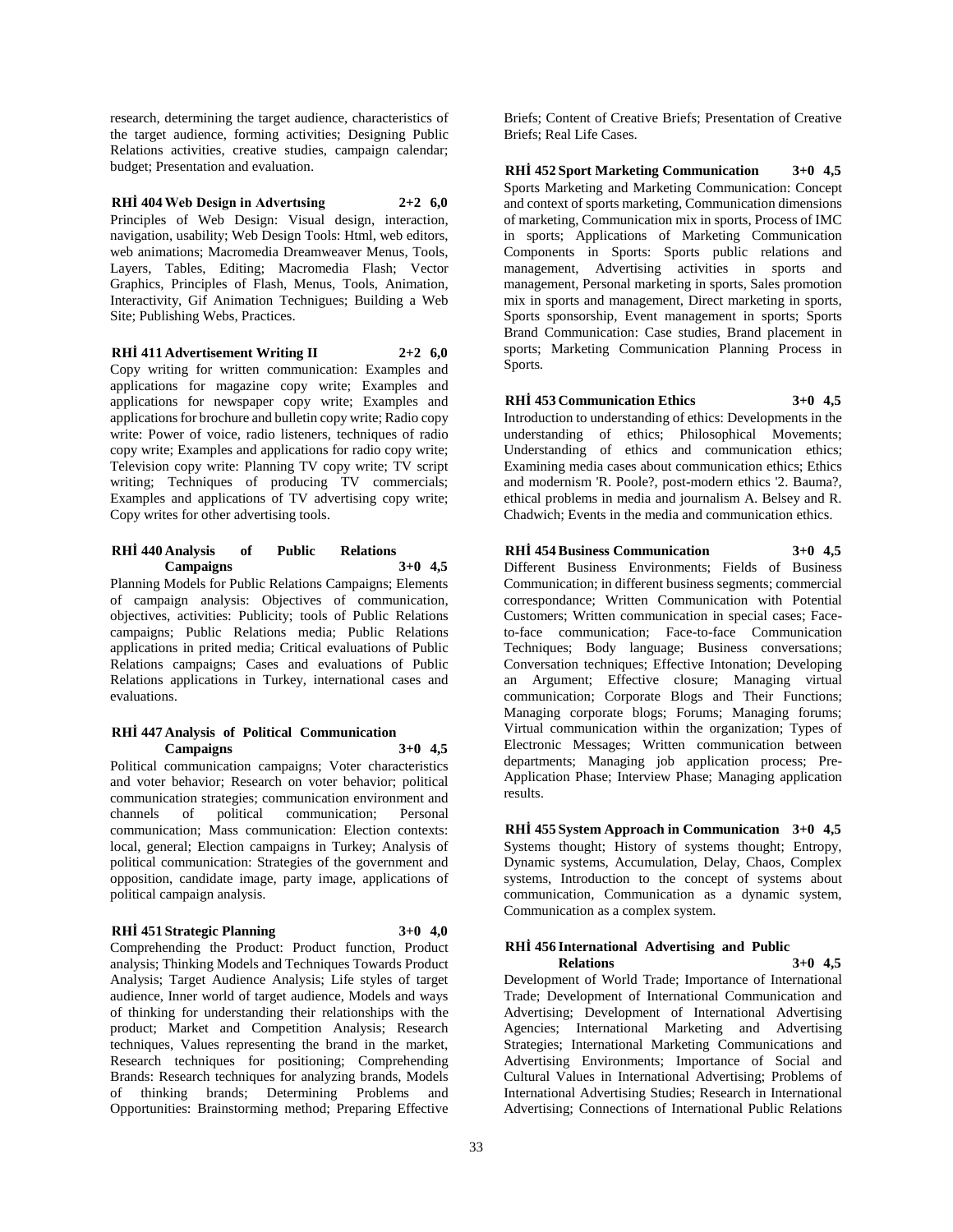research, determining the target audience, characteristics of the target audience, forming activities; Designing Public Relations activities, creative studies, campaign calendar; budget; Presentation and evaluation.

**RHİ 404 Web Design in Advertısing 2+2 6,0**

Principles of Web Design: Visual design, interaction, navigation, usability; Web Design Tools: Html, web editors, web animations; Macromedia Dreamweaver Menus, Tools, Layers, Tables, Editing; Macromedia Flash; Vector Graphics, Principles of Flash, Menus, Tools, Animation, Interactivity, Gif Animation Techniques; Building a Web Site; Publishing Webs, Practices.

**RHİ 411 Advertisement Writing II 2+2 6,0**

Copy writing for written communication: Examples and applications for magazine copy write; Examples and applications for newspaper copy write; Examples and applications for brochure and bulletin copy write; Radio copy write: Power of voice, radio listeners, techniques of radio copy write; Examples and applications for radio copy write; Television copy write: Planning TV copy write; TV script writing; Techniques of producing TV commercials; Examples and applications of TV advertising copy write; Copy writes for other advertising tools.

**RHİ 440 Analysis of Public Relations Campaigns 3+0 4,5**

Planning Models for Public Relations Campaigns; Elements of campaign analysis: Objectives of communication, objectives, activities: Publicity; tools of Public Relations campaigns; Public Relations media; Public Relations applications in prited media; Critical evaluations of Public Relations campaigns; Cases and evaluations of Public Relations applications in Turkey, international cases and evaluations.

**RHİ 447 Analysis of Political Communication Campaigns 3+0 4,5**

Political communication campaigns; Voter characteristics and voter behavior; Research on voter behavior; political communication strategies; communication environment and channels of political communication; Personal communication; Mass communication: Election contexts: local, general; Election campaigns in Turkey; Analysis of political communication: Strategies of the government and opposition, candidate image, party image, applications of political campaign analysis.

**RHİ 451 Strategic Planning 3+0 4,0**

Comprehending the Product: Product function, Product analysis; Thinking Models and Techniques Towards Product Analysis; Target Audience Analysis; Life styles of target audience, Inner world of target audience, Models and ways of thinking for understanding their relationships with the product; Market and Competition Analysis; Research techniques, Values representing the brand in the market, Research techniques for positioning; Comprehending Brands: Research techniques for analyzing brands, Models of thinking brands; Determining Problems and Opportunities: Brainstorming method; Preparing Effective Briefs; Content of Creative Briefs; Presentation of Creative Briefs; Real Life Cases.

**RHİ 452 Sport Marketing Communication 3+0 4,5**

Sports Marketing and Marketing Communication: Concept and context of sports marketing, Communication dimensions of marketing, Communication mix in sports, Process of IMC in sports; Applications of Marketing Communication Components in Sports: Sports public relations and management, Advertising activities in sports and management, Personal marketing in sports, Sales promotion mix in sports and management, Direct marketing in sports, Sports sponsorship, Event management in sports; Sports Brand Communication: Case studies, Brand placement in sports; Marketing Communication Planning Process in Sports.

**RHİ 453 Communication Ethics 3+0 4,5**

Introduction to understanding of ethics: Developments in the understanding of ethics; Philosophical Movements; Understanding of ethics and communication ethics; Examining media cases about communication ethics; Ethics and modernism 'R. Poole?, post-modern ethics '2. Bauma?, ethical problems in media and journalism A. Belsey and R. Chadwich; Events in the media and communication ethics.

**RHİ 454 Business Communication 3+0 4,5**

Different Business Environments; Fields of Business Communication; in different business segments; commercial correspondance; Written Communication with Potential Customers; Written communication in special cases; Face-to-face communication; Face-to-face Communication Techniques; Body language; Business conversations; Conversation techniques; Effective Intonation; Developing an Argument; Effective closure; Managing virtual communication; Corporate Blogs and Their Functions; Managing corporate blogs; Forums; Managing forums; Virtual communication within the organization; Types of Electronic Messages; Written communication between departments; Managing job application process; Pre-Application Phase; Interview Phase; Managing application results.

**RHİ 455 System Approach in Communication 3+0 4,5**

Systems thought; History of systems thought; Entropy, Dynamic systems, Accumulation, Delay, Chaos, Complex systems, Introduction to the concept of systems about communication, Communication as a dynamic system, Communication as a complex system.

**RHİ 456 International Advertising and Public Relations 3+0 4,5**

Development of World Trade; Importance of International Trade; Development of International Communication and Advertising; Development of International Advertising Agencies; International Marketing and Advertising Strategies; International Marketing Communications and Advertising Environments; Importance of Social and Cultural Values in International Advertising; Problems of International Advertising Studies; Research in International Advertising; Connections of International Public Relations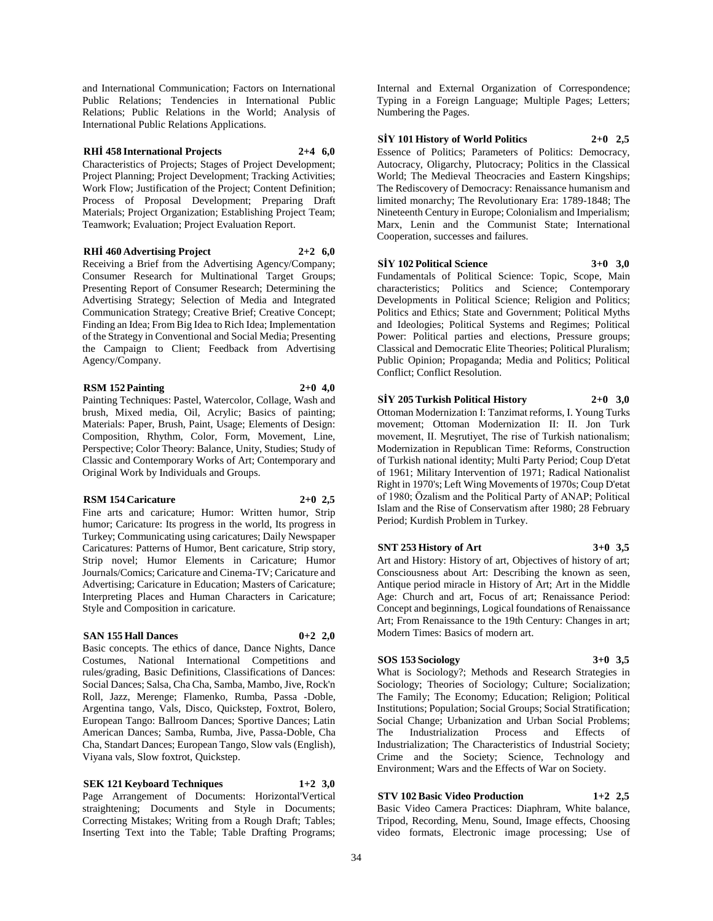and International Communication; Factors on International Public Relations; Tendencies in International Public Relations; Public Relations in the World; Analysis of International Public Relations Applications.

**RHİ 458 International Projects 2+4 6,0**

Characteristics of Projects; Stages of Project Development; Project Planning; Project Development; Tracking Activities; Work Flow; Justification of the Project; Content Definition; Process of Proposal Development; Preparing Draft Materials; Project Organization; Establishing Project Team; Teamwork; Evaluation; Project Evaluation Report.

**RHİ 460 Advertising Project 2+2 6,0**

Receiving a Brief from the Advertising Agency/Company; Consumer Research for Multinational Target Groups; Presenting Report of Consumer Research; Determining the Advertising Strategy; Selection of Media and Integrated Communication Strategy; Creative Brief; Creative Concept; Finding an Idea; From Big Idea to Rich Idea; Implementation of the Strategy in Conventional and Social Media; Presenting the Campaign to Client; Feedback from Advertising Agency/Company.

**RSM 152 Painting 2+0 4,0**

Painting Techniques: Pastel, Watercolor, Collage, Wash and brush, Mixed media, Oil, Acrylic; Basics of painting; Materials: Paper, Brush, Paint, Usage; Elements of Design: Composition, Rhythm, Color, Form, Movement, Line, Perspective; Color Theory: Balance, Unity, Studies; Study of Classic and Contemporary Works of Art; Contemporary and Original Work by Individuals and Groups.

**RSM 154 Caricature 2+0 2,5**

Fine arts and caricature; Humor: Written humor, Strip humor; Caricature: Its progress in the world, Its progress in Turkey; Communicating using caricatures; Daily Newspaper Caricatures: Patterns of Humor, Bent caricature, Strip story, Strip novel; Humor Elements in Caricature; Humor Journals/Comics; Caricature and Cinema-TV; Caricature and Advertising; Caricature in Education; Masters of Caricature; Interpreting Places and Human Characters in Caricature; Style and Composition in caricature.

**SAN 155 Hall Dances 0+2 2,0**

Basic concepts. The ethics of dance, Dance Nights, Dance Costumes, National International Competitions and rules/grading, Basic Definitions, Classifications of Dances: Social Dances; Salsa, Cha Cha, Samba, Mambo, Jive, Rock'n Roll, Jazz, Merenge; Flamenko, Rumba, Passa -Doble, Argentina tango, Vals, Disco, Quickstep, Foxtrot, Bolero, European Tango: Ballroom Dances; Sportive Dances; Latin American Dances; Samba, Rumba, Jive, Passa-Doble, Cha Cha, Standart Dances; European Tango, Slow vals (English), Viyana vals, Slow foxtrot, Quickstep.

**SEK 121 Keyboard Techniques 1+2 3,0**

Page Arrangement of Documents: Horizontal'Vertical straightening; Documents and Style in Documents; Correcting Mistakes; Writing from a Rough Draft; Tables; Inserting Text into the Table; Table Drafting Programs; Internal and External Organization of Correspondence; Typing in a Foreign Language; Multiple Pages; Letters; Numbering the Pages.

**SİY 101 History of World Politics 2+0 2,5**

Essence of Politics; Parameters of Politics: Democracy, Autocracy, Oligarchy, Plutocracy; Politics in the Classical World; The Medieval Theocracies and Eastern Kingships; The Rediscovery of Democracy: Renaissance humanism and limited monarchy; The Revolutionary Era: 1789-1848; The Nineteenth Century in Europe; Colonialism and Imperialism; Marx, Lenin and the Communist State; International Cooperation, successes and failures.

**SİY 102 Political Science 3+0 3,0**

Fundamentals of Political Science: Topic, Scope, Main characteristics; Politics and Science; Contemporary Developments in Political Science; Religion and Politics; Politics and Ethics; State and Government; Political Myths and Ideologies; Political Systems and Regimes; Political Power: Political parties and elections, Pressure groups; Classical and Democratic Elite Theories; Political Pluralism; Public Opinion; Propaganda; Media and Politics; Political Conflict; Conflict Resolution.

**SİY 205 Turkish Political History 2+0 3,0**

Ottoman Modernization I: Tanzimat reforms, I. Young Turks movement; Ottoman Modernization II: II. Jon Turk movement, II. Meşrutiyet, The rise of Turkish nationalism; Modernization in Republican Time: Reforms, Construction of Turkish national identity; Multi Party Period; Coup D'etat of 1961; Military Intervention of 1971; Radical Nationalist Right in 1970's; Left Wing Movements of 1970s; Coup D'etat of 1980; Özalism and the Political Party of ANAP; Political Islam and the Rise of Conservatism after 1980; 28 February Period; Kurdish Problem in Turkey.

**SNT 253 History of Art 3+0 3,5**

Art and History: History of art, Objectives of history of art; Consciousness about Art: Describing the known as seen, Antique period miracle in History of Art; Art in the Middle Age: Church and art, Focus of art; Renaissance Period: Concept and beginnings, Logical foundations of Renaissance Art; From Renaissance to the 19th Century: Changes in art; Modern Times: Basics of modern art.

**SOS 153 Sociology 3+0 3,5**

What is Sociology?; Methods and Research Strategies in Sociology; Theories of Sociology; Culture; Socialization; The Family; The Economy; Education; Religion; Political Institutions; Population; Social Groups; Social Stratification; Social Change; Urbanization and Urban Social Problems; The Industrialization Process and Effects of Industrialization; The Characteristics of Industrial Society; Crime and the Society; Science, Technology and Environment; Wars and the Effects of War on Society.

**STV 102 Basic Video Production 1+2 2,5**

Basic Video Camera Practices: Diaphram, White balance, Tripod, Recording, Menu, Sound, Image effects, Choosing video formats, Electronic image processing; Use of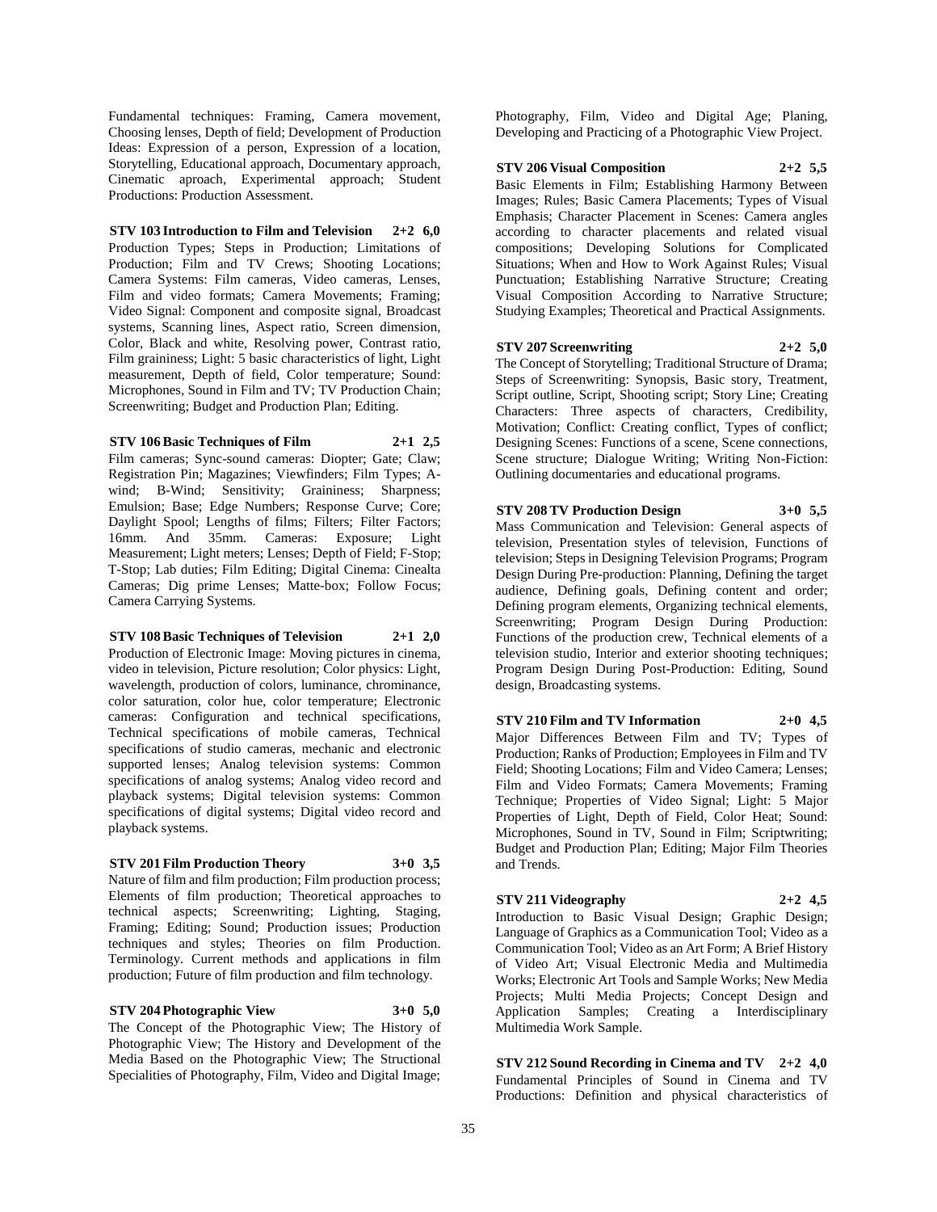Fundamental techniques: Framing, Camera movement, Choosing lenses, Depth of field; Development of Production Ideas: Expression of a person, Expression of a location, Storytelling, Educational approach, Documentary approach, Cinematic aproach, Experimental approach; Student Productions: Production Assessment.

**STV 103 Introduction to Film and Television 2+2 6,0**
Production Types; Steps in Production; Limitations of Production; Film and TV Crews; Shooting Locations; Camera Systems: Film cameras, Video cameras, Lenses, Film and video formats; Camera Movements; Framing; Video Signal: Component and composite signal, Broadcast systems, Scanning lines, Aspect ratio, Screen dimension, Color, Black and white, Resolving power, Contrast ratio, Film graininess; Light: 5 basic characteristics of light, Light measurement, Depth of field, Color temperature; Sound: Microphones, Sound in Film and TV; TV Production Chain; Screenwriting; Budget and Production Plan; Editing.

**STV 106 Basic Techniques of Film 2+1 2,5**
Film cameras; Sync-sound cameras: Diopter; Gate; Claw; Registration Pin; Magazines; Viewfinders; Film Types; A-wind; B-Wind; Sensitivity; Graininess; Sharpness; Emulsion; Base; Edge Numbers; Response Curve; Core; Daylight Spool; Lengths of films; Filters; Filter Factors; 16mm. And 35mm. Cameras: Exposure; Light Measurement; Light meters; Lenses; Depth of Field; F-Stop; T-Stop; Lab duties; Film Editing; Digital Cinema: Cinealta Cameras; Dig prime Lenses; Matte-box; Follow Focus; Camera Carrying Systems.

**STV 108 Basic Techniques of Television 2+1 2,0**
Production of Electronic Image: Moving pictures in cinema, video in television, Picture resolution; Color physics: Light, wavelength, production of colors, luminance, chrominance, color saturation, color hue, color temperature; Electronic cameras: Configuration and technical specifications, Technical specifications of mobile cameras, Technical specifications of studio cameras, mechanic and electronic supported lenses; Analog television systems: Common specifications of analog systems; Analog video record and playback systems; Digital television systems: Common specifications of digital systems; Digital video record and playback systems.

**STV 201 Film Production Theory 3+0 3,5**
Nature of film and film production; Film production process; Elements of film production; Theoretical approaches to technical aspects; Screenwriting; Lighting, Staging, Framing; Editing; Sound; Production issues; Production techniques and styles; Theories on film Production. Terminology. Current methods and applications in film production; Future of film production and film technology.

**STV 204 Photographic View 3+0 5,0**
The Concept of the Photographic View; The History of Photographic View; The History and Development of the Media Based on the Photographic View; The Structional Specialities of Photography, Film, Video and Digital Image; Photography, Film, Video and Digital Age; Planing, Developing and Practicing of a Photographic View Project.

**STV 206 Visual Composition 2+2 5,5**
Basic Elements in Film; Establishing Harmony Between Images; Rules; Basic Camera Placements; Types of Visual Emphasis; Character Placement in Scenes: Camera angles according to character placements and related visual compositions; Developing Solutions for Complicated Situations; When and How to Work Against Rules; Visual Punctuation; Establishing Narrative Structure; Creating Visual Composition According to Narrative Structure; Studying Examples; Theoretical and Practical Assignments.

**STV 207 Screenwriting 2+2 5,0**
The Concept of Storytelling; Traditional Structure of Drama; Steps of Screenwriting: Synopsis, Basic story, Treatment, Script outline, Script, Shooting script; Story Line; Creating Characters: Three aspects of characters, Credibility, Motivation; Conflict: Creating conflict, Types of conflict; Designing Scenes: Functions of a scene, Scene connections, Scene structure; Dialogue Writing; Writing Non-Fiction: Outlining documentaries and educational programs.

**STV 208 TV Production Design 3+0 5,5**
Mass Communication and Television: General aspects of television, Presentation styles of television, Functions of television; Steps in Designing Television Programs; Program Design During Pre-production: Planning, Defining the target audience, Defining goals, Defining content and order; Defining program elements, Organizing technical elements, Screenwriting; Program Design During Production: Functions of the production crew, Technical elements of a television studio, Interior and exterior shooting techniques; Program Design During Post-Production: Editing, Sound design, Broadcasting systems.

**STV 210 Film and TV Information 2+0 4,5**
Major Differences Between Film and TV; Types of Production; Ranks of Production; Employees in Film and TV Field; Shooting Locations; Film and Video Camera; Lenses; Film and Video Formats; Camera Movements; Framing Technique; Properties of Video Signal; Light: 5 Major Properties of Light, Depth of Field, Color Heat; Sound: Microphones, Sound in TV, Sound in Film; Scriptwriting; Budget and Production Plan; Editing; Major Film Theories and Trends.

**STV 211 Videography 2+2 4,5**
Introduction to Basic Visual Design; Graphic Design; Language of Graphics as a Communication Tool; Video as a Communication Tool; Video as an Art Form; A Brief History of Video Art; Visual Electronic Media and Multimedia Works; Electronic Art Tools and Sample Works; New Media Projects; Multi Media Projects; Concept Design and Application Samples; Creating a Interdisciplinary Multimedia Work Sample.

**STV 212 Sound Recording in Cinema and TV 2+2 4,0**
Fundamental Principles of Sound in Cinema and TV Productions: Definition and physical characteristics of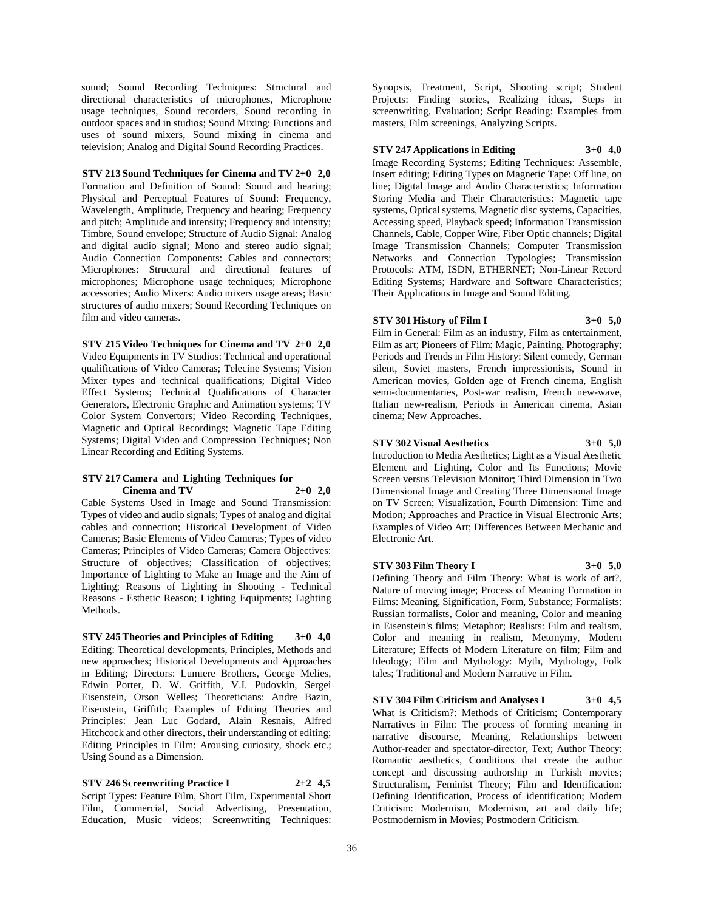sound; Sound Recording Techniques: Structural and directional characteristics of microphones, Microphone usage techniques, Sound recorders, Sound recording in outdoor spaces and in studios; Sound Mixing: Functions and uses of sound mixers, Sound mixing in cinema and television; Analog and Digital Sound Recording Practices.

**STV 213 Sound Techniques for Cinema and TV 2+0 2,0**
Formation and Definition of Sound: Sound and hearing; Physical and Perceptual Features of Sound: Frequency, Wavelength, Amplitude, Frequency and hearing; Frequency and pitch; Amplitude and intensity; Frequency and intensity; Timbre, Sound envelope; Structure of Audio Signal: Analog and digital audio signal; Mono and stereo audio signal; Audio Connection Components: Cables and connectors; Microphones: Structural and directional features of microphones; Microphone usage techniques; Microphone accessories; Audio Mixers: Audio mixers usage areas; Basic structures of audio mixers; Sound Recording Techniques on film and video cameras.

**STV 215 Video Techniques for Cinema and TV 2+0 2,0**
Video Equipments in TV Studios: Technical and operational qualifications of Video Cameras; Telecine Systems; Vision Mixer types and technical qualifications; Digital Video Effect Systems; Technical Qualifications of Character Generators, Electronic Graphic and Animation systems; TV Color System Convertors; Video Recording Techniques, Magnetic and Optical Recordings; Magnetic Tape Editing Systems; Digital Video and Compression Techniques; Non Linear Recording and Editing Systems.

**STV 217 Camera and Lighting Techniques for Cinema and TV 2+0 2,0**
Cable Systems Used in Image and Sound Transmission: Types of video and audio signals; Types of analog and digital cables and connection; Historical Development of Video Cameras; Basic Elements of Video Cameras; Types of video Cameras; Principles of Video Cameras; Camera Objectives: Structure of objectives; Classification of objectives; Importance of Lighting to Make an Image and the Aim of Lighting; Reasons of Lighting in Shooting - Technical Reasons - Esthetic Reason; Lighting Equipments; Lighting Methods.

**STV 245 Theories and Principles of Editing 3+0 4,0**
Editing: Theoretical developments, Principles, Methods and new approaches; Historical Developments and Approaches in Editing; Directors: Lumiere Brothers, George Melies, Edwin Porter, D. W. Griffith, V.I. Pudovkin, Sergei Eisenstein, Orson Welles; Theoreticians: Andre Bazin, Eisenstein, Griffith; Examples of Editing Theories and Principles: Jean Luc Godard, Alain Resnais, Alfred Hitchcock and other directors, their understanding of editing; Editing Principles in Film: Arousing curiosity, shock etc.; Using Sound as a Dimension.

**STV 246 Screenwriting Practice I 2+2 4,5**
Script Types: Feature Film, Short Film, Experimental Short Film, Commercial, Social Advertising, Presentation, Education, Music videos; Screenwriting Techniques: Synopsis, Treatment, Script, Shooting script; Student Projects: Finding stories, Realizing ideas, Steps in screenwriting, Evaluation; Script Reading: Examples from masters, Film screenings, Analyzing Scripts.

**STV 247 Applications in Editing 3+0 4,0**
Image Recording Systems; Editing Techniques: Assemble, Insert editing; Editing Types on Magnetic Tape: Off line, on line; Digital Image and Audio Characteristics; Information Storing Media and Their Characteristics: Magnetic tape systems, Optical systems, Magnetic disc systems, Capacities, Accessing speed, Playback speed; Information Transmission Channels, Cable, Copper Wire, Fiber Optic channels; Digital Image Transmission Channels; Computer Transmission Networks and Connection Typologies; Transmission Protocols: ATM, ISDN, ETHERNET; Non-Linear Record Editing Systems; Hardware and Software Characteristics; Their Applications in Image and Sound Editing.

**STV 301 History of Film I 3+0 5,0**
Film in General: Film as an industry, Film as entertainment, Film as art; Pioneers of Film: Magic, Painting, Photography; Periods and Trends in Film History: Silent comedy, German silent, Soviet masters, French impressionists, Sound in American movies, Golden age of French cinema, English semi-documentaries, Post-war realism, French new-wave, Italian new-realism, Periods in American cinema, Asian cinema; New Approaches.

**STV 302 Visual Aesthetics 3+0 5,0**
Introduction to Media Aesthetics; Light as a Visual Aesthetic Element and Lighting, Color and Its Functions; Movie Screen versus Television Monitor; Third Dimension in Two Dimensional Image and Creating Three Dimensional Image on TV Screen; Visualization, Fourth Dimension: Time and Motion; Approaches and Practice in Visual Electronic Arts; Examples of Video Art; Differences Between Mechanic and Electronic Art.

**STV 303 Film Theory I 3+0 5,0**
Defining Theory and Film Theory: What is work of art?, Nature of moving image; Process of Meaning Formation in Films: Meaning, Signification, Form, Substance; Formalists: Russian formalists, Color and meaning, Color and meaning in Eisenstein's films; Metaphor; Realists: Film and realism, Color and meaning in realism, Metonymy, Modern Literature; Effects of Modern Literature on film; Film and Ideology; Film and Mythology: Myth, Mythology, Folk tales; Traditional and Modern Narrative in Film.

**STV 304 Film Criticism and Analyses I 3+0 4,5**
What is Criticism?: Methods of Criticism; Contemporary Narratives in Film: The process of forming meaning in narrative discourse, Meaning, Relationships between Author-reader and spectator-director, Text; Author Theory: Romantic aesthetics, Conditions that create the author concept and discussing authorship in Turkish movies; Structuralism, Feminist Theory; Film and Identification: Defining Identification, Process of identification; Modern Criticism: Modernism, Modernism, art and daily life; Postmodernism in Movies; Postmodern Criticism.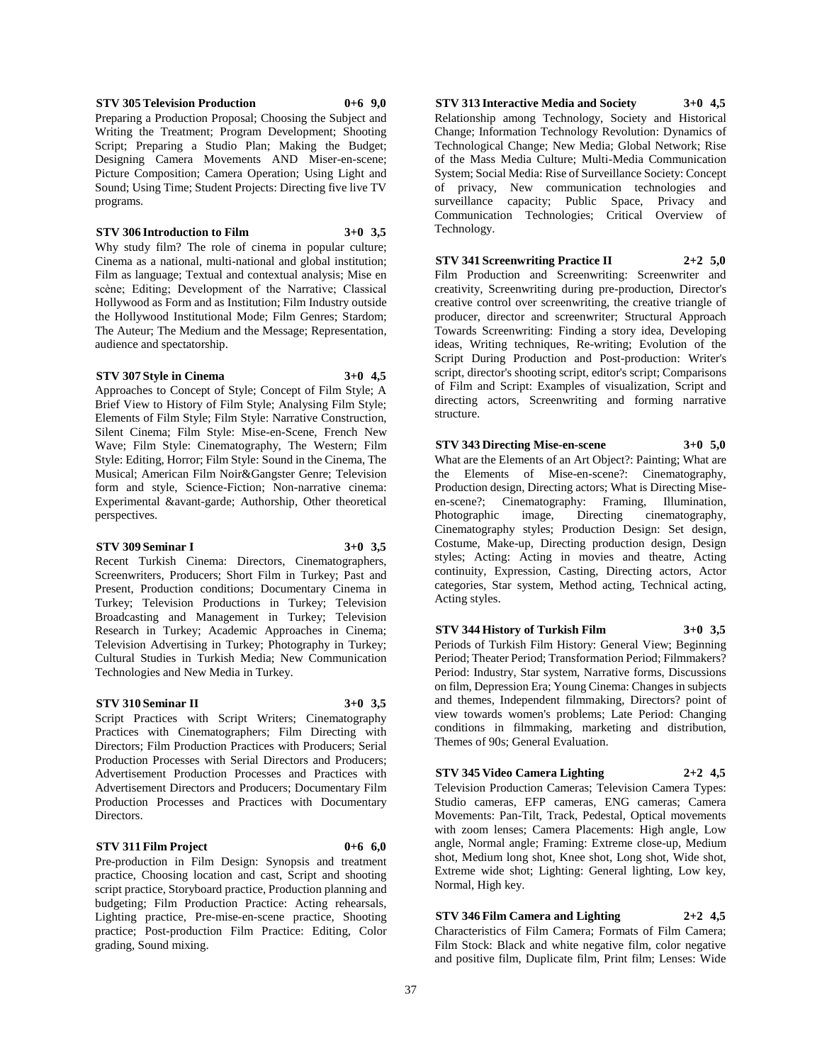**STV 305 Television Production 0+6 9,0**

Preparing a Production Proposal; Choosing the Subject and Writing the Treatment; Program Development; Shooting Script; Preparing a Studio Plan; Making the Budget; Designing Camera Movements AND Miser-en-scene; Picture Composition; Camera Operation; Using Light and Sound; Using Time; Student Projects: Directing five live TV programs.

**STV 306 Introduction to Film 3+0 3,5**

Why study film? The role of cinema in popular culture; Cinema as a national, multi-national and global institution; Film as language; Textual and contextual analysis; Mise en scène; Editing; Development of the Narrative; Classical Hollywood as Form and as Institution; Film Industry outside the Hollywood Institutional Mode; Film Genres; Stardom; The Auteur; The Medium and the Message; Representation, audience and spectatorship.

**STV 307 Style in Cinema 3+0 4,5**

Approaches to Concept of Style; Concept of Film Style; A Brief View to History of Film Style; Analysing Film Style; Elements of Film Style; Film Style: Narrative Construction, Silent Cinema; Film Style: Mise-en-Scene, French New Wave; Film Style: Cinematography, The Western; Film Style: Editing, Horror; Film Style: Sound in the Cinema, The Musical; American Film Noir&Gangster Genre; Television form and style, Science-Fiction; Non-narrative cinema: Experimental &avant-garde; Authorship, Other theoretical perspectives.

**STV 309 Seminar I 3+0 3,5**

Recent Turkish Cinema: Directors, Cinematographers, Screenwriters, Producers; Short Film in Turkey; Past and Present, Production conditions; Documentary Cinema in Turkey; Television Productions in Turkey; Television Broadcasting and Management in Turkey; Television Research in Turkey; Academic Approaches in Cinema; Television Advertising in Turkey; Photography in Turkey; Cultural Studies in Turkish Media; New Communication Technologies and New Media in Turkey.

**STV 310 Seminar II 3+0 3,5**

Script Practices with Script Writers; Cinematography Practices with Cinematographers; Film Directing with Directors; Film Production Practices with Producers; Serial Production Processes with Serial Directors and Producers; Advertisement Production Processes and Practices with Advertisement Directors and Producers; Documentary Film Production Processes and Practices with Documentary Directors.

**STV 311 Film Project 0+6 6,0**

Pre-production in Film Design: Synopsis and treatment practice, Choosing location and cast, Script and shooting script practice, Storyboard practice, Production planning and budgeting; Film Production Practice: Acting rehearsals, Lighting practice, Pre-mise-en-scene practice, Shooting practice; Post-production Film Practice: Editing, Color grading, Sound mixing.

**STV 313 Interactive Media and Society 3+0 4,5**

Relationship among Technology, Society and Historical Change; Information Technology Revolution: Dynamics of Technological Change; New Media; Global Network; Rise of the Mass Media Culture; Multi-Media Communication System; Social Media: Rise of Surveillance Society: Concept of privacy, New communication technologies and surveillance capacity; Public Space, Privacy and Communication Technologies; Critical Overview of Technology.

**STV 341 Screenwriting Practice II 2+2 5,0**

Film Production and Screenwriting: Screenwriter and creativity, Screenwriting during pre-production, Director's creative control over screenwriting, the creative triangle of producer, director and screenwriter; Structural Approach Towards Screenwriting: Finding a story idea, Developing ideas, Writing techniques, Re-writing; Evolution of the Script During Production and Post-production: Writer's script, director's shooting script, editor's script; Comparisons of Film and Script: Examples of visualization, Script and directing actors, Screenwriting and forming narrative structure.

**STV 343 Directing Mise-en-scene 3+0 5,0**

What are the Elements of an Art Object?: Painting; What are the Elements of Mise-en-scene?: Cinematography, Production design, Directing actors; What is Directing Mise-en-scene?; Cinematography: Framing, Illumination, Photographic image, Directing cinematography, Cinematography styles; Production Design: Set design, Costume, Make-up, Directing production design, Design styles; Acting: Acting in movies and theatre, Acting continuity, Expression, Casting, Directing actors, Actor categories, Star system, Method acting, Technical acting, Acting styles.

**STV 344 History of Turkish Film 3+0 3,5**

Periods of Turkish Film History: General View; Beginning Period; Theater Period; Transformation Period; Filmmakers? Period: Industry, Star system, Narrative forms, Discussions on film, Depression Era; Young Cinema: Changes in subjects and themes, Independent filmmaking, Directors? point of view towards women's problems; Late Period: Changing conditions in filmmaking, marketing and distribution, Themes of 90s; General Evaluation.

**STV 345 Video Camera Lighting 2+2 4,5**

Television Production Cameras; Television Camera Types: Studio cameras, EFP cameras, ENG cameras; Camera Movements: Pan-Tilt, Track, Pedestal, Optical movements with zoom lenses; Camera Placements: High angle, Low angle, Normal angle; Framing: Extreme close-up, Medium shot, Medium long shot, Knee shot, Long shot, Wide shot, Extreme wide shot; Lighting: General lighting, Low key, Normal, High key.

**STV 346 Film Camera and Lighting 2+2 4,5**

Characteristics of Film Camera; Formats of Film Camera; Film Stock: Black and white negative film, color negative and positive film, Duplicate film, Print film; Lenses: Wide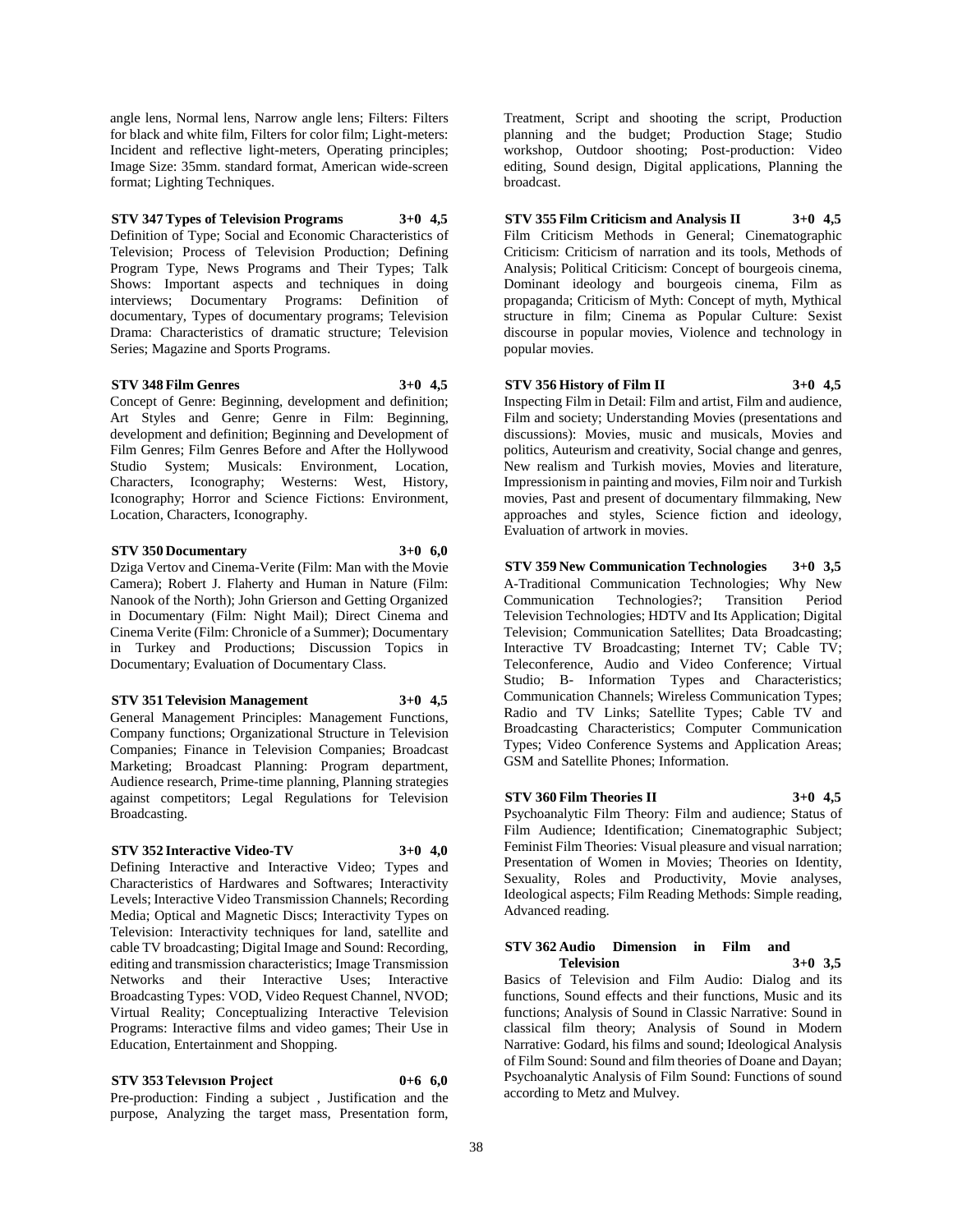angle lens, Normal lens, Narrow angle lens; Filters: Filters for black and white film, Filters for color film; Light-meters: Incident and reflective light-meters, Operating principles; Image Size: 35mm. standard format, American wide-screen format; Lighting Techniques.

**STV 347 Types of Television Programs 3+0 4,5**

Definition of Type; Social and Economic Characteristics of Television; Process of Television Production; Defining Program Type, News Programs and Their Types; Talk Shows: Important aspects and techniques in doing interviews; Documentary Programs: Definition of documentary, Types of documentary programs; Television Drama: Characteristics of dramatic structure; Television Series; Magazine and Sports Programs.

**STV 348 Film Genres 3+0 4,5**

Concept of Genre: Beginning, development and definition; Art Styles and Genre; Genre in Film: Beginning, development and definition; Beginning and Development of Film Genres; Film Genres Before and After the Hollywood Studio System; Musicals: Environment, Location, Characters, Iconography; Westerns: West, History, Iconography; Horror and Science Fictions: Environment, Location, Characters, Iconography.

**STV 350 Documentary 3+0 6,0**

Dziga Vertov and Cinema-Verite (Film: Man with the Movie Camera); Robert J. Flaherty and Human in Nature (Film: Nanook of the North); John Grierson and Getting Organized in Documentary (Film: Night Mail); Direct Cinema and Cinema Verite (Film: Chronicle of a Summer); Documentary in Turkey and Productions; Discussion Topics in Documentary; Evaluation of Documentary Class.

**STV 351 Television Management 3+0 4,5**

General Management Principles: Management Functions, Company functions; Organizational Structure in Television Companies; Finance in Television Companies; Broadcast Marketing; Broadcast Planning: Program department, Audience research, Prime-time planning, Planning strategies against competitors; Legal Regulations for Television Broadcasting.

**STV 352 Interactive Video-TV 3+0 4,0**

Defining Interactive and Interactive Video; Types and Characteristics of Hardwares and Softwares; Interactivity Levels; Interactive Video Transmission Channels; Recording Media; Optical and Magnetic Discs; Interactivity Types on Television: Interactivity techniques for land, satellite and cable TV broadcasting; Digital Image and Sound: Recording, editing and transmission characteristics; Image Transmission Networks and their Interactive Uses; Interactive Broadcasting Types: VOD, Video Request Channel, NVOD; Virtual Reality; Conceptualizing Interactive Television Programs: Interactive films and video games; Their Use in Education, Entertainment and Shopping.

**STV 353 Televısıon Project 0+6 6,0**

Pre-production: Finding a subject , Justification and the purpose, Analyzing the target mass, Presentation form, Treatment, Script and shooting the script, Production planning and the budget; Production Stage; Studio workshop, Outdoor shooting; Post-production: Video editing, Sound design, Digital applications, Planning the broadcast.

**STV 355 Film Criticism and Analysis II 3+0 4,5**

Film Criticism Methods in General; Cinematographic Criticism: Criticism of narration and its tools, Methods of Analysis; Political Criticism: Concept of bourgeois cinema, Dominant ideology and bourgeois cinema, Film as propaganda; Criticism of Myth: Concept of myth, Mythical structure in film; Cinema as Popular Culture: Sexist discourse in popular movies, Violence and technology in popular movies.

**STV 356 History of Film II 3+0 4,5**

Inspecting Film in Detail: Film and artist, Film and audience, Film and society; Understanding Movies (presentations and discussions): Movies, music and musicals, Movies and politics, Auteurism and creativity, Social change and genres, New realism and Turkish movies, Movies and literature, Impressionism in painting and movies, Film noir and Turkish movies, Past and present of documentary filmmaking, New approaches and styles, Science fiction and ideology, Evaluation of artwork in movies.

**STV 359 New Communication Technologies 3+0 3,5**

A-Traditional Communication Technologies; Why New Communication Technologies?; Transition Period Television Technologies; HDTV and Its Application; Digital Television; Communication Satellites; Data Broadcasting; Interactive TV Broadcasting; Internet TV; Cable TV; Teleconference, Audio and Video Conference; Virtual Studio; B- Information Types and Characteristics; Communication Channels; Wireless Communication Types; Radio and TV Links; Satellite Types; Cable TV and Broadcasting Characteristics; Computer Communication Types; Video Conference Systems and Application Areas; GSM and Satellite Phones; Information.

**STV 360 Film Theories II 3+0 4,5**

Psychoanalytic Film Theory: Film and audience; Status of Film Audience; Identification; Cinematographic Subject; Feminist Film Theories: Visual pleasure and visual narration; Presentation of Women in Movies; Theories on Identity, Sexuality, Roles and Productivity, Movie analyses, Ideological aspects; Film Reading Methods: Simple reading, Advanced reading.

**STV 362 Audio Dimension in Film and Television 3+0 3,5**

Basics of Television and Film Audio: Dialog and its functions, Sound effects and their functions, Music and its functions; Analysis of Sound in Classic Narrative: Sound in classical film theory; Analysis of Sound in Modern Narrative: Godard, his films and sound; Ideological Analysis of Film Sound: Sound and film theories of Doane and Dayan; Psychoanalytic Analysis of Film Sound: Functions of sound according to Metz and Mulvey.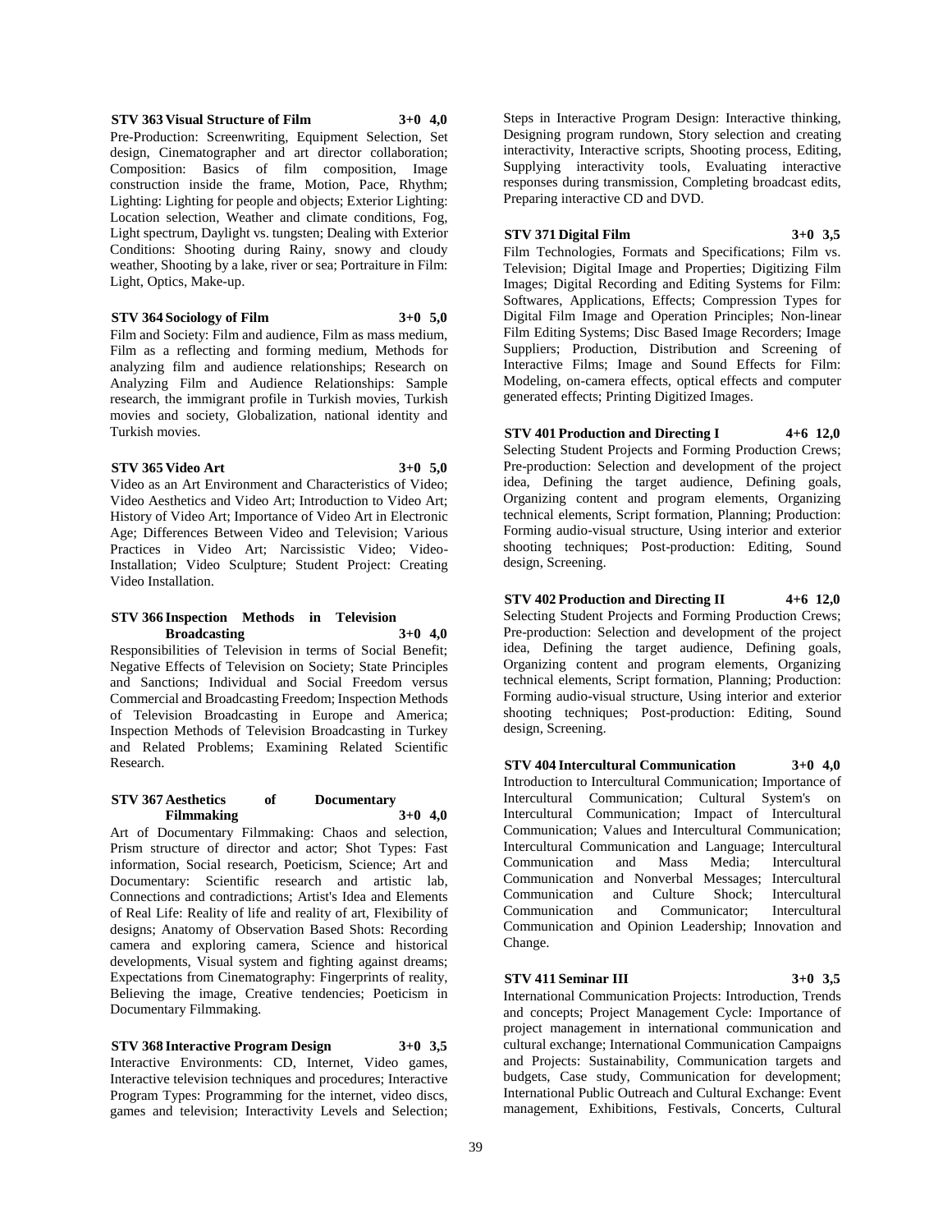**STV 363 Visual Structure of Film 3+0 4,0**

Pre-Production: Screenwriting, Equipment Selection, Set design, Cinematographer and art director collaboration; Composition: Basics of film composition, Image construction inside the frame, Motion, Pace, Rhythm; Lighting: Lighting for people and objects; Exterior Lighting: Location selection, Weather and climate conditions, Fog, Light spectrum, Daylight vs. tungsten; Dealing with Exterior Conditions: Shooting during Rainy, snowy and cloudy weather, Shooting by a lake, river or sea; Portraiture in Film: Light, Optics, Make-up.

**STV 364 Sociology of Film 3+0 5,0**

Film and Society: Film and audience, Film as mass medium, Film as a reflecting and forming medium, Methods for analyzing film and audience relationships; Research on Analyzing Film and Audience Relationships: Sample research, the immigrant profile in Turkish movies, Turkish movies and society, Globalization, national identity and Turkish movies.

**STV 365 Video Art 3+0 5,0**

Video as an Art Environment and Characteristics of Video; Video Aesthetics and Video Art; Introduction to Video Art; History of Video Art; Importance of Video Art in Electronic Age; Differences Between Video and Television; Various Practices in Video Art; Narcissistic Video; Video-Installation; Video Sculpture; Student Project: Creating Video Installation.

**STV 366 Inspection Methods in Television Broadcasting 3+0 4,0**

Responsibilities of Television in terms of Social Benefit; Negative Effects of Television on Society; State Principles and Sanctions; Individual and Social Freedom versus Commercial and Broadcasting Freedom; Inspection Methods of Television Broadcasting in Europe and America; Inspection Methods of Television Broadcasting in Turkey and Related Problems; Examining Related Scientific Research.

**STV 367 Aesthetics of Documentary Filmmaking 3+0 4,0**

Art of Documentary Filmmaking: Chaos and selection, Prism structure of director and actor; Shot Types: Fast information, Social research, Poeticism, Science; Art and Documentary: Scientific research and artistic lab, Connections and contradictions; Artist's Idea and Elements of Real Life: Reality of life and reality of art, Flexibility of designs; Anatomy of Observation Based Shots: Recording camera and exploring camera, Science and historical developments, Visual system and fighting against dreams; Expectations from Cinematography: Fingerprints of reality, Believing the image, Creative tendencies; Poeticism in Documentary Filmmaking.

**STV 368 Interactive Program Design 3+0 3,5**

Interactive Environments: CD, Internet, Video games, Interactive television techniques and procedures; Interactive Program Types: Programming for the internet, video discs, games and television; Interactivity Levels and Selection; Steps in Interactive Program Design: Interactive thinking, Designing program rundown, Story selection and creating interactivity, Interactive scripts, Shooting process, Editing, Supplying interactivity tools, Evaluating interactive responses during transmission, Completing broadcast edits, Preparing interactive CD and DVD.

**STV 371 Digital Film 3+0 3,5**

Film Technologies, Formats and Specifications; Film vs. Television; Digital Image and Properties; Digitizing Film Images; Digital Recording and Editing Systems for Film: Softwares, Applications, Effects; Compression Types for Digital Film Image and Operation Principles; Non-linear Film Editing Systems; Disc Based Image Recorders; Image Suppliers; Production, Distribution and Screening of Interactive Films; Image and Sound Effects for Film: Modeling, on-camera effects, optical effects and computer generated effects; Printing Digitized Images.

**STV 401 Production and Directing I 4+6 12,0**

Selecting Student Projects and Forming Production Crews; Pre-production: Selection and development of the project idea, Defining the target audience, Defining goals, Organizing content and program elements, Organizing technical elements, Script formation, Planning; Production: Forming audio-visual structure, Using interior and exterior shooting techniques; Post-production: Editing, Sound design, Screening.

**STV 402 Production and Directing II 4+6 12,0**

Selecting Student Projects and Forming Production Crews; Pre-production: Selection and development of the project idea, Defining the target audience, Defining goals, Organizing content and program elements, Organizing technical elements, Script formation, Planning; Production: Forming audio-visual structure, Using interior and exterior shooting techniques; Post-production: Editing, Sound design, Screening.

**STV 404 Intercultural Communication 3+0 4,0**

Introduction to Intercultural Communication; Importance of Intercultural Communication; Cultural System's on Intercultural Communication; Impact of Intercultural Communication; Values and Intercultural Communication; Intercultural Communication and Language; Intercultural Communication and Mass Media; Intercultural Communication and Nonverbal Messages; Intercultural Communication and Culture Shock; Intercultural Communication and Communicator; Intercultural Communication and Opinion Leadership; Innovation and Change.

**STV 411 Seminar III 3+0 3,5**

International Communication Projects: Introduction, Trends and concepts; Project Management Cycle: Importance of project management in international communication and cultural exchange; International Communication Campaigns and Projects: Sustainability, Communication targets and budgets, Case study, Communication for development; International Public Outreach and Cultural Exchange: Event management, Exhibitions, Festivals, Concerts, Cultural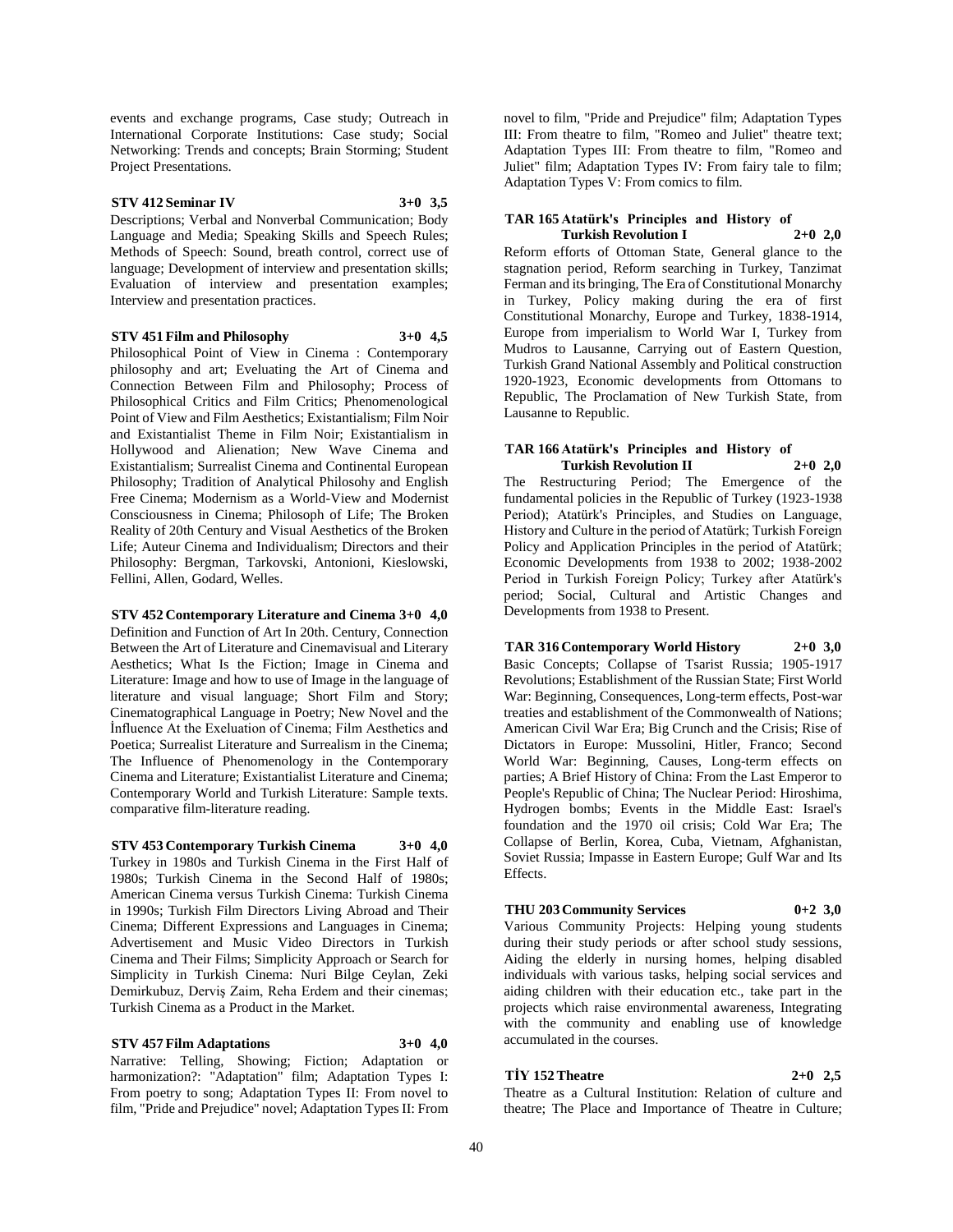events and exchange programs, Case study; Outreach in International Corporate Institutions: Case study; Social Networking: Trends and concepts; Brain Storming; Student Project Presentations.

**STV 412 Seminar IV 3+0 3,5**

Descriptions; Verbal and Nonverbal Communication; Body Language and Media; Speaking Skills and Speech Rules; Methods of Speech: Sound, breath control, correct use of language; Development of interview and presentation skills; Evaluation of interview and presentation examples; Interview and presentation practices.

**STV 451 Film and Philosophy 3+0 4,5**

Philosophical Point of View in Cinema : Contemporary philosophy and art; Eveluating the Art of Cinema and Connection Between Film and Philosophy; Process of Philosophical Critics and Film Critics; Phenomenological Point of View and Film Aesthetics; Existantialism; Film Noir and Existantialist Theme in Film Noir; Existantialism in Hollywood and Alienation; New Wave Cinema and Existantialism; Surrealist Cinema and Continental European Philosophy; Tradition of Analytical Philosohy and English Free Cinema; Modernism as a World-View and Modernist Consciousness in Cinema; Philosoph of Life; The Broken Reality of 20th Century and Visual Aesthetics of the Broken Life; Auteur Cinema and Individualism; Directors and their Philosophy: Bergman, Tarkovski, Antonioni, Kieslowski, Fellini, Allen, Godard, Welles.

**STV 452 Contemporary Literature and Cinema 3+0 4,0**

Definition and Function of Art In 20th. Century, Connection Between the Art of Literature and Cinemavisual and Literary Aesthetics; What Is the Fiction; Image in Cinema and Literature: Image and how to use of Image in the language of literature and visual language; Short Film and Story; Cinematographical Language in Poetry; New Novel and the İnfluence At the Exeluation of Cinema; Film Aesthetics and Poetica; Surrealist Literature and Surrealism in the Cinema; The Influence of Phenomenology in the Contemporary Cinema and Literature; Existantialist Literature and Cinema; Contemporary World and Turkish Literature: Sample texts. comparative film-literature reading.

**STV 453 Contemporary Turkish Cinema 3+0 4,0**

Turkey in 1980s and Turkish Cinema in the First Half of 1980s; Turkish Cinema in the Second Half of 1980s; American Cinema versus Turkish Cinema: Turkish Cinema in 1990s; Turkish Film Directors Living Abroad and Their Cinema; Different Expressions and Languages in Cinema; Advertisement and Music Video Directors in Turkish Cinema and Their Films; Simplicity Approach or Search for Simplicity in Turkish Cinema: Nuri Bilge Ceylan, Zeki Demirkubuz, Derviş Zaim, Reha Erdem and their cinemas; Turkish Cinema as a Product in the Market.

**STV 457 Film Adaptations 3+0 4,0**

Narrative: Telling, Showing; Fiction; Adaptation or harmonization?: "Adaptation" film; Adaptation Types I: From poetry to song; Adaptation Types II: From novel to film, "Pride and Prejudice" novel; Adaptation Types II: From novel to film, "Pride and Prejudice" film; Adaptation Types III: From theatre to film, "Romeo and Juliet" theatre text; Adaptation Types III: From theatre to film, "Romeo and Juliet" film; Adaptation Types IV: From fairy tale to film; Adaptation Types V: From comics to film.

**TAR 165 Atatürk's Principles and History of Turkish Revolution I 2+0 2,0**

Reform efforts of Ottoman State, General glance to the stagnation period, Reform searching in Turkey, Tanzimat Ferman and its bringing, The Era of Constitutional Monarchy in Turkey, Policy making during the era of first Constitutional Monarchy, Europe and Turkey, 1838-1914, Europe from imperialism to World War I, Turkey from Mudros to Lausanne, Carrying out of Eastern Question, Turkish Grand National Assembly and Political construction 1920-1923, Economic developments from Ottomans to Republic, The Proclamation of New Turkish State, from Lausanne to Republic.

**TAR 166 Atatürk's Principles and History of Turkish Revolution II 2+0 2,0**

The Restructuring Period; The Emergence of the fundamental policies in the Republic of Turkey (1923-1938 Period); Atatürk's Principles, and Studies on Language, History and Culture in the period of Atatürk; Turkish Foreign Policy and Application Principles in the period of Atatürk; Economic Developments from 1938 to 2002; 1938-2002 Period in Turkish Foreign Policy; Turkey after Atatürk's period; Social, Cultural and Artistic Changes and Developments from 1938 to Present.

**TAR 316 Contemporary World History 2+0 3,0**

Basic Concepts; Collapse of Tsarist Russia; 1905-1917 Revolutions; Establishment of the Russian State; First World War: Beginning, Consequences, Long-term effects, Post-war treaties and establishment of the Commonwealth of Nations; American Civil War Era; Big Crunch and the Crisis; Rise of Dictators in Europe: Mussolini, Hitler, Franco; Second World War: Beginning, Causes, Long-term effects on parties; A Brief History of China: From the Last Emperor to People's Republic of China; The Nuclear Period: Hiroshima, Hydrogen bombs; Events in the Middle East: Israel's foundation and the 1970 oil crisis; Cold War Era; The Collapse of Berlin, Korea, Cuba, Vietnam, Afghanistan, Soviet Russia; Impasse in Eastern Europe; Gulf War and Its Effects.

**THU 203 Community Services 0+2 3,0**

Various Community Projects: Helping young students during their study periods or after school study sessions, Aiding the elderly in nursing homes, helping disabled individuals with various tasks, helping social services and aiding children with their education etc., take part in the projects which raise environmental awareness, Integrating with the community and enabling use of knowledge accumulated in the courses.

**TİY 152 Theatre 2+0 2,5**

Theatre as a Cultural Institution: Relation of culture and theatre; The Place and Importance of Theatre in Culture;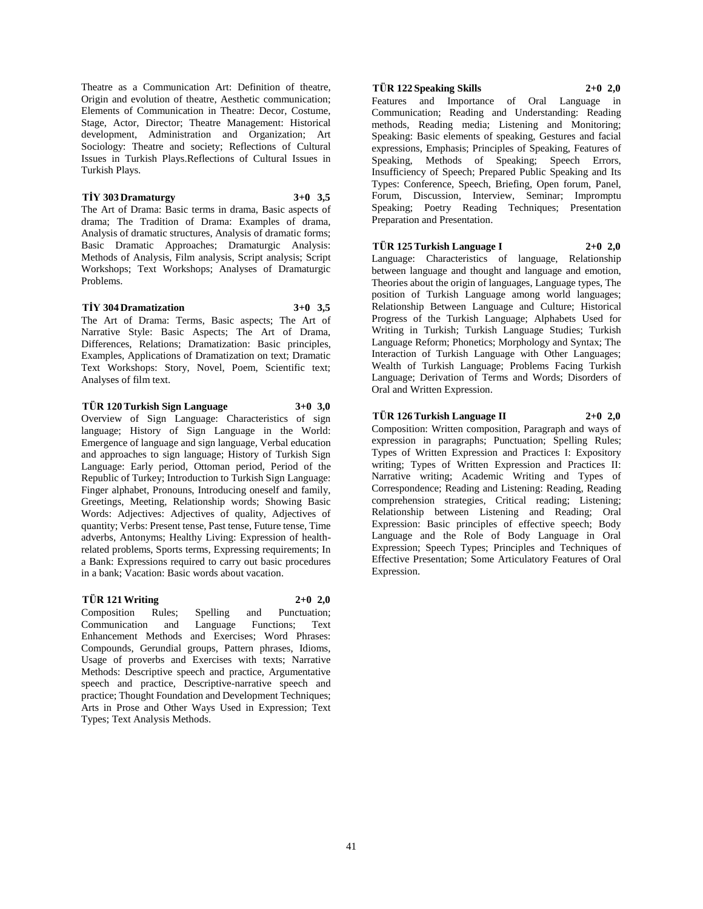Theatre as a Communication Art: Definition of theatre, Origin and evolution of theatre, Aesthetic communication; Elements of Communication in Theatre: Decor, Costume, Stage, Actor, Director; Theatre Management: Historical development, Administration and Organization; Art Sociology: Theatre and society; Reflections of Cultural Issues in Turkish Plays.Reflections of Cultural Issues in Turkish Plays.

**TİY 303 Dramaturgy 3+0 3,5**

The Art of Drama: Basic terms in drama, Basic aspects of drama; The Tradition of Drama: Examples of drama, Analysis of dramatic structures, Analysis of dramatic forms; Basic Dramatic Approaches; Dramaturgic Analysis: Methods of Analysis, Film analysis, Script analysis; Script Workshops; Text Workshops; Analyses of Dramaturgic Problems.

**TİY 304 Dramatization 3+0 3,5**

The Art of Drama: Terms, Basic aspects; The Art of Narrative Style: Basic Aspects; The Art of Drama, Differences, Relations; Dramatization: Basic principles, Examples, Applications of Dramatization on text; Dramatic Text Workshops: Story, Novel, Poem, Scientific text; Analyses of film text.

**TÜR 120 Turkish Sign Language 3+0 3,0**

Overview of Sign Language: Characteristics of sign language; History of Sign Language in the World: Emergence of language and sign language, Verbal education and approaches to sign language; History of Turkish Sign Language: Early period, Ottoman period, Period of the Republic of Turkey; Introduction to Turkish Sign Language: Finger alphabet, Pronouns, Introducing oneself and family, Greetings, Meeting, Relationship words; Showing Basic Words: Adjectives: Adjectives of quality, Adjectives of quantity; Verbs: Present tense, Past tense, Future tense, Time adverbs, Antonyms; Healthy Living: Expression of health-related problems, Sports terms, Expressing requirements; In a Bank: Expressions required to carry out basic procedures in a bank; Vacation: Basic words about vacation.

**TÜR 121 Writing 2+0 2,0**

Composition Rules; Spelling and Punctuation; Communication and Language Functions; Text Enhancement Methods and Exercises; Word Phrases: Compounds, Gerundial groups, Pattern phrases, Idioms, Usage of proverbs and Exercises with texts; Narrative Methods: Descriptive speech and practice, Argumentative speech and practice, Descriptive-narrative speech and practice; Thought Foundation and Development Techniques; Arts in Prose and Other Ways Used in Expression; Text Types; Text Analysis Methods.

**TÜR 122 Speaking Skills 2+0 2,0**

Features and Importance of Oral Language in Communication; Reading and Understanding: Reading methods, Reading media; Listening and Monitoring; Speaking: Basic elements of speaking, Gestures and facial expressions, Emphasis; Principles of Speaking, Features of Speaking, Methods of Speaking; Speech Errors, Insufficiency of Speech; Prepared Public Speaking and Its Types: Conference, Speech, Briefing, Open forum, Panel, Forum, Discussion, Interview, Seminar; Impromptu Speaking; Poetry Reading Techniques; Presentation Preparation and Presentation.

**TÜR 125 Turkish Language I 2+0 2,0**

Language: Characteristics of language, Relationship between language and thought and language and emotion, Theories about the origin of languages, Language types, The position of Turkish Language among world languages; Relationship Between Language and Culture; Historical Progress of the Turkish Language; Alphabets Used for Writing in Turkish; Turkish Language Studies; Turkish Language Reform; Phonetics; Morphology and Syntax; The Interaction of Turkish Language with Other Languages; Wealth of Turkish Language; Problems Facing Turkish Language; Derivation of Terms and Words; Disorders of Oral and Written Expression.

**TÜR 126 Turkish Language II 2+0 2,0**

Composition: Written composition, Paragraph and ways of expression in paragraphs; Punctuation; Spelling Rules; Types of Written Expression and Practices I: Expository writing; Types of Written Expression and Practices II: Narrative writing; Academic Writing and Types of Correspondence; Reading and Listening: Reading, Reading comprehension strategies, Critical reading; Listening; Relationship between Listening and Reading; Oral Expression: Basic principles of effective speech; Body Language and the Role of Body Language in Oral Expression; Speech Types; Principles and Techniques of Effective Presentation; Some Articulatory Features of Oral Expression.